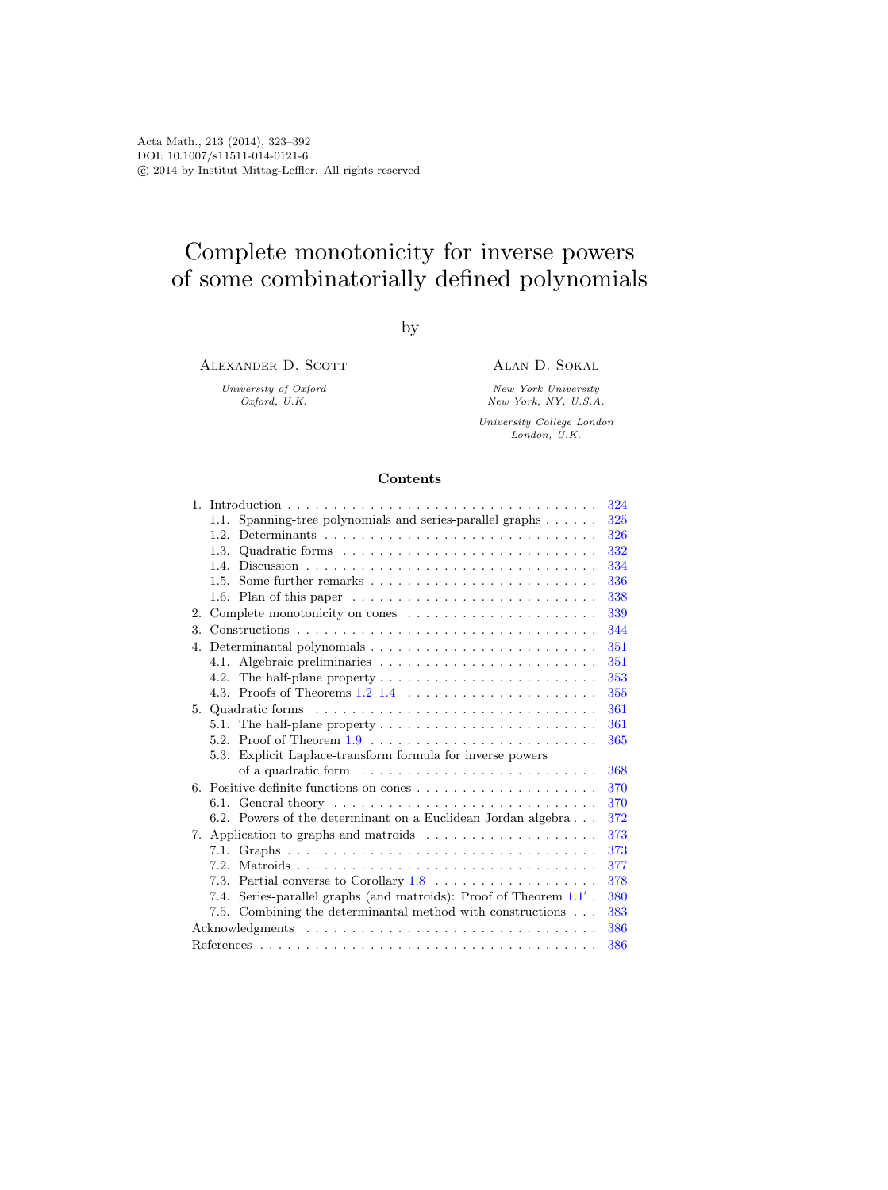Acta Math., 213 (2014), 323–392
DOI: 10.1007/s11511-014-0121-6
© 2014 by Institut Mittag-Leffler. All rights reserved

# Complete monotonicity for inverse powers of some combinatorially defined polynomials

by

Alexander D. Scott

*University of Oxford*
*Oxford, U.K.*

Alan D. Sokal

*New York University*
*New York, NY, U.S.A.*

*University College London*
*London, U.K.*

## Contents

| | |
|---|---|
| 1. Introduction | 324 |
| 1.1. Spanning-tree polynomials and series-parallel graphs | 325 |
| 1.2. Determinants | 326 |
| 1.3. Quadratic forms | 332 |
| 1.4. Discussion | 334 |
| 1.5. Some further remarks | 336 |
| 1.6. Plan of this paper | 338 |
| 2. Complete monotonicity on cones | 339 |
| 3. Constructions | 344 |
| 4. Determinantal polynomials | 351 |
| 4.1. Algebraic preliminaries | 351 |
| 4.2. The half-plane property | 353 |
| 4.3. Proofs of Theorems 1.2–1.4 | 355 |
| 5. Quadratic forms | 361 |
| 5.1. The half-plane property | 361 |
| 5.2. Proof of Theorem 1.9 | 365 |
| 5.3. Explicit Laplace-transform formula for inverse powers of a quadratic form | 368 |
| 6. Positive-definite functions on cones | 370 |
| 6.1. General theory | 370 |
| 6.2. Powers of the determinant on a Euclidean Jordan algebra | 372 |
| 7. Application to graphs and matroids | 373 |
| 7.1. Graphs | 373 |
| 7.2. Matroids | 377 |
| 7.3. Partial converse to Corollary 1.8 | 378 |
| 7.4. Series-parallel graphs (and matroids): Proof of Theorem 1.1′ | 380 |
| 7.5. Combining the determinantal method with constructions | 383 |
| Acknowledgments | 386 |
| References | 386 |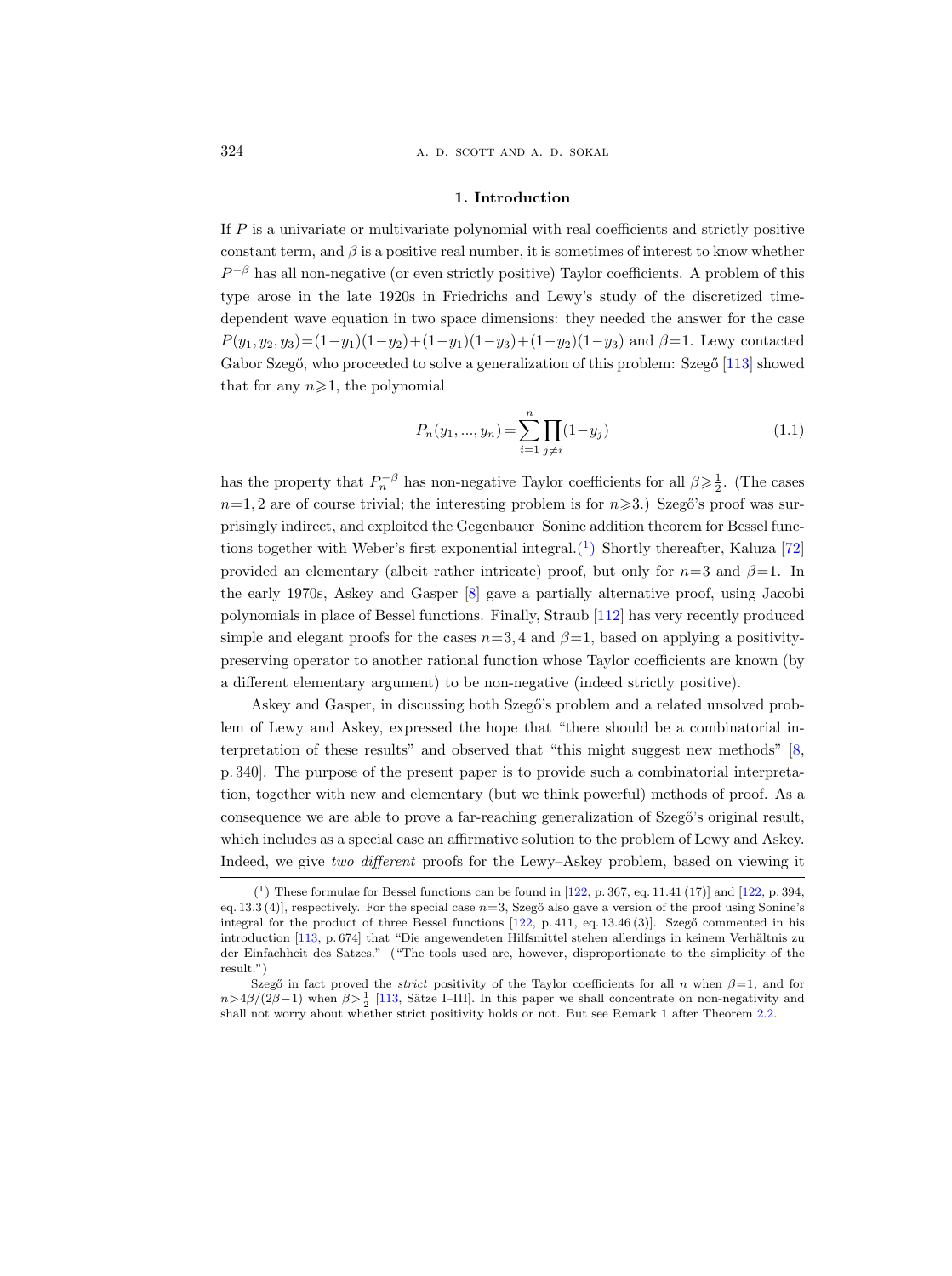## 1. Introduction

If $P$ is a univariate or multivariate polynomial with real coefficients and strictly positive constant term, and $\beta$ is a positive real number, it is sometimes of interest to know whether $P^{-\beta}$ has all non-negative (or even strictly positive) Taylor coefficients. A problem of this type arose in the late 1920s in Friedrichs and Lewy's study of the discretized time-dependent wave equation in two space dimensions: they needed the answer for the case $P(y_1,y_2,y_3)=(1-y_1)(1-y_2)+(1-y_1)(1-y_3)+(1-y_2)(1-y_3)$ and $\beta=1$. Lewy contacted Gabor Szegő, who proceeded to solve a generalization of this problem: Szegő [113] showed that for any $n\geqslant 1$, the polynomial

$$P_n(y_1,...,y_n)=\sum_{i=1}^{n}\prod_{j\neq i}(1-y_j) \tag{1.1}$$

has the property that $P_n^{-\beta}$ has non-negative Taylor coefficients for all $\beta\geqslant\frac{1}{2}$. (The cases $n=1,2$ are of course trivial; the interesting problem is for $n\geqslant 3$.) Szegő's proof was surprisingly indirect, and exploited the Gegenbauer–Sonine addition theorem for Bessel functions together with Weber's first exponential integral.(1) Shortly thereafter, Kaluza [72] provided an elementary (albeit rather intricate) proof, but only for $n=3$ and $\beta=1$. In the early 1970s, Askey and Gasper [8] gave a partially alternative proof, using Jacobi polynomials in place of Bessel functions. Finally, Straub [112] has very recently produced simple and elegant proofs for the cases $n=3,4$ and $\beta=1$, based on applying a positivity-preserving operator to another rational function whose Taylor coefficients are known (by a different elementary argument) to be non-negative (indeed strictly positive).

Askey and Gasper, in discussing both Szegő's problem and a related unsolved problem of Lewy and Askey, expressed the hope that "there should be a combinatorial interpretation of these results" and observed that "this might suggest new methods" [8, p. 340]. The purpose of the present paper is to provide such a combinatorial interpretation, together with new and elementary (but we think powerful) methods of proof. As a consequence we are able to prove a far-reaching generalization of Szegő's original result, which includes as a special case an affirmative solution to the problem of Lewy and Askey. Indeed, we give *two different* proofs for the Lewy–Askey problem, based on viewing it

(1) These formulae for Bessel functions can be found in [122, p. 367, eq. 11.41 (17)] and [122, p. 394, eq. 13.3 (4)], respectively. For the special case $n=3$, Szegő also gave a version of the proof using Sonine's integral for the product of three Bessel functions [122, p. 411, eq. 13.46 (3)]. Szegő commented in his introduction [113, p. 674] that "Die angewendeten Hilfsmittel stehen allerdings in keinem Verhältnis zu der Einfachheit des Satzes." ("The tools used are, however, disproportionate to the simplicity of the result.")

Szegő in fact proved the *strict* positivity of the Taylor coefficients for all $n$ when $\beta=1$, and for $n>4\beta/(2\beta-1)$ when $\beta>\frac{1}{2}$ [113, Sätze I–III]. In this paper we shall concentrate on non-negativity and shall not worry about whether strict positivity holds or not. But see Remark 1 after Theorem 2.2.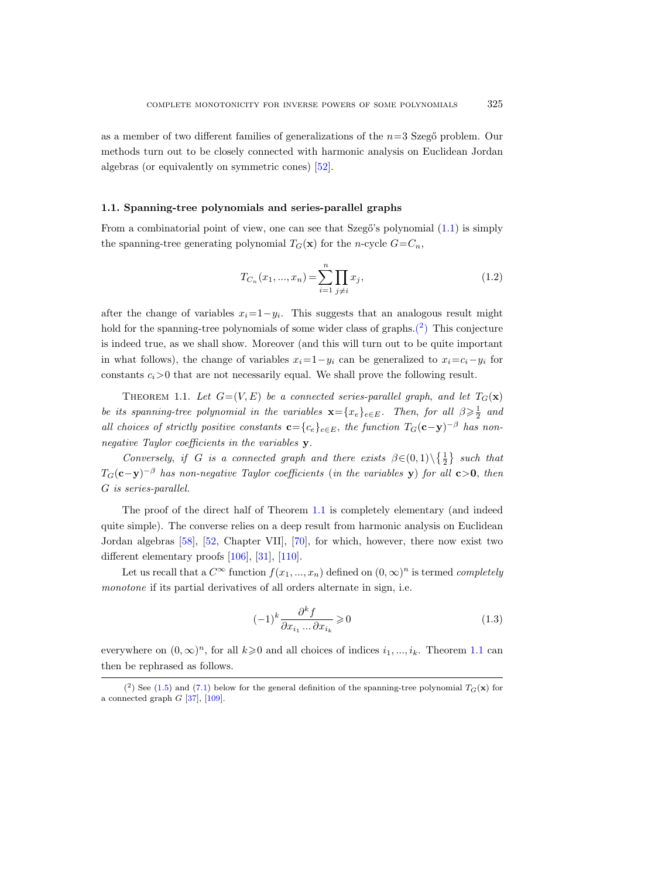as a member of two different families of generalizations of the $n=3$ Szegő problem. Our methods turn out to be closely connected with harmonic analysis on Euclidean Jordan algebras (or equivalently on symmetric cones) [52].

### 1.1. Spanning-tree polynomials and series-parallel graphs

From a combinatorial point of view, one can see that Szegő's polynomial (1.1) is simply the spanning-tree generating polynomial $T_G(\mathbf{x})$ for the $n$-cycle $G=C_n$,

$$T_{C_n}(x_1, ..., x_n) = \sum_{i=1}^{n} \prod_{j \neq i} x_j, \tag{1.2}$$

after the change of variables $x_i=1-y_i$. This suggests that an analogous result might hold for the spanning-tree polynomials of some wider class of graphs.([2]) This conjecture is indeed true, as we shall show. Moreover (and this will turn out to be quite important in what follows), the change of variables $x_i=1-y_i$ can be generalized to $x_i=c_i-y_i$ for constants $c_i>0$ that are not necessarily equal. We shall prove the following result.

THEOREM 1.1. *Let $G=(V,E)$ be a connected series-parallel graph, and let $T_G(\mathbf{x})$ be its spanning-tree polynomial in the variables $\mathbf{x}=\{x_e\}_{e\in E}$. Then, for all $\beta \geqslant \frac{1}{2}$ and all choices of strictly positive constants $\mathbf{c}=\{c_e\}_{e\in E}$, the function $T_G(\mathbf{c}-\mathbf{y})^{-\beta}$ has non-negative Taylor coefficients in the variables $\mathbf{y}$.*

*Conversely, if $G$ is a connected graph and there exists $\beta \in (0,1)\setminus\{\frac{1}{2}\}$ such that $T_G(\mathbf{c}-\mathbf{y})^{-\beta}$ has non-negative Taylor coefficients (in the variables $\mathbf{y}$) for all $\mathbf{c}>\mathbf{0}$, then $G$ is series-parallel.*

The proof of the direct half of Theorem 1.1 is completely elementary (and indeed quite simple). The converse relies on a deep result from harmonic analysis on Euclidean Jordan algebras [58], [52, Chapter VII], [70], for which, however, there now exist two different elementary proofs [106], [31], [110].

Let us recall that a $C^\infty$ function $f(x_1, ..., x_n)$ defined on $(0,\infty)^n$ is termed *completely monotone* if its partial derivatives of all orders alternate in sign, i.e.

$$(-1)^k \frac{\partial^k f}{\partial x_{i_1} ... \partial x_{i_k}} \geqslant 0 \tag{1.3}$$

everywhere on $(0,\infty)^n$, for all $k \geqslant 0$ and all choices of indices $i_1, ..., i_k$. Theorem 1.1 can then be rephrased as follows.

---

([2]) See (1.5) and (7.1) below for the general definition of the spanning-tree polynomial $T_G(\mathbf{x})$ for a connected graph $G$ [37], [109].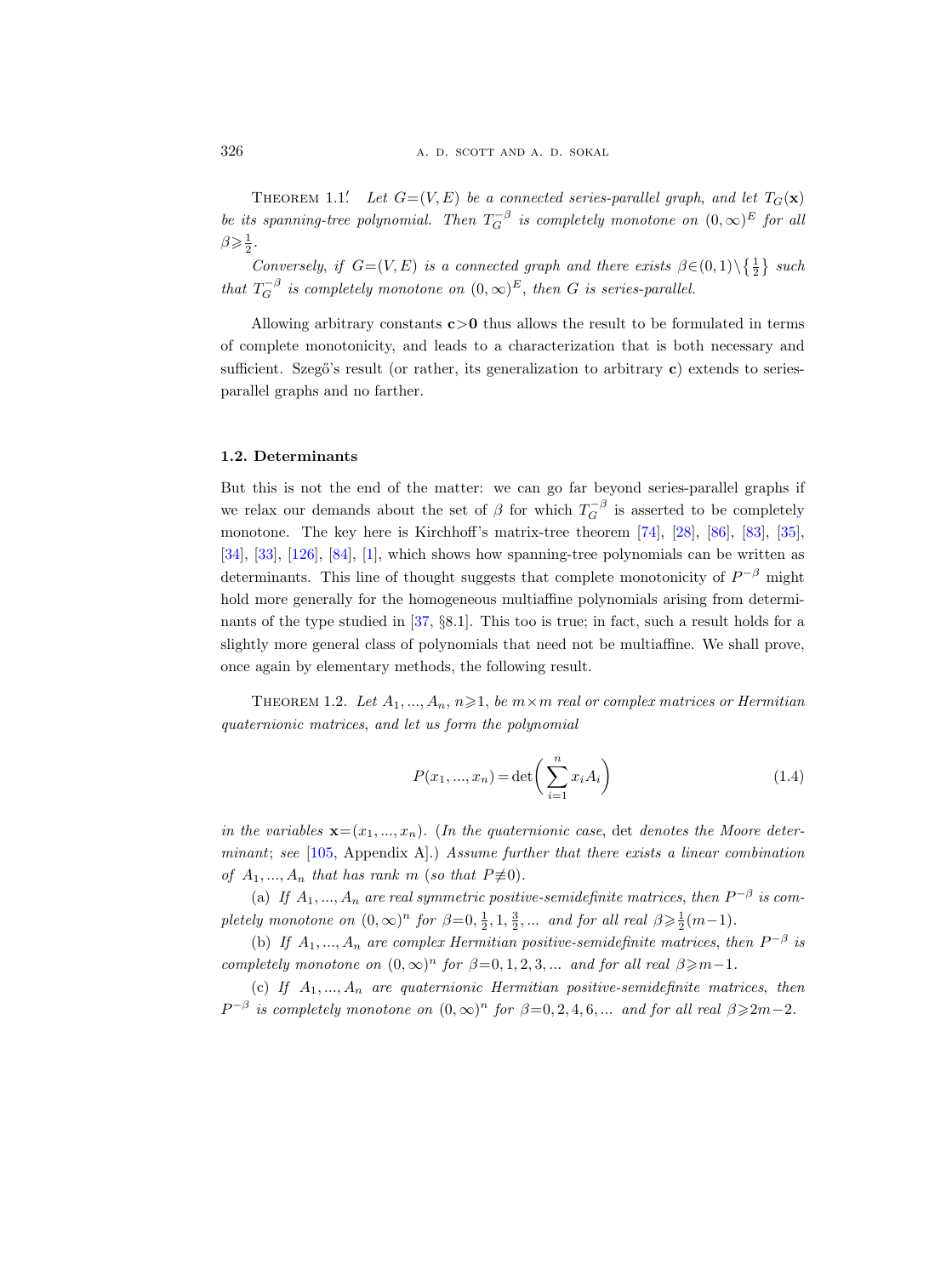THEOREM 1.1′. *Let $G=(V,E)$ be a connected series-parallel graph, and let $T_G(\mathbf{x})$ be its spanning-tree polynomial. Then $T_G^{-\beta}$ is completely monotone on $(0,\infty)^E$ for all $\beta \geqslant \frac{1}{2}$.*

*Conversely, if $G=(V,E)$ is a connected graph and there exists $\beta \in (0,1) \setminus \{\frac{1}{2}\}$ such that $T_G^{-\beta}$ is completely monotone on $(0,\infty)^E$, then $G$ is series-parallel.*

Allowing arbitrary constants $\mathbf{c}>\mathbf{0}$ thus allows the result to be formulated in terms of complete monotonicity, and leads to a characterization that is both necessary and sufficient. Szegő's result (or rather, its generalization to arbitrary $\mathbf{c}$) extends to series-parallel graphs and no farther.

### 1.2. Determinants

But this is not the end of the matter: we can go far beyond series-parallel graphs if we relax our demands about the set of $\beta$ for which $T_G^{-\beta}$ is asserted to be completely monotone. The key here is Kirchhoff's matrix-tree theorem [74], [28], [86], [83], [35], [34], [33], [126], [84], [1], which shows how spanning-tree polynomials can be written as determinants. This line of thought suggests that complete monotonicity of $P^{-\beta}$ might hold more generally for the homogeneous multiaffine polynomials arising from determinants of the type studied in [37, §8.1]. This too is true; in fact, such a result holds for a slightly more general class of polynomials that need not be multiaffine. We shall prove, once again by elementary methods, the following result.

THEOREM 1.2. *Let $A_1, ..., A_n$, $n \geqslant 1$, be $m \times m$ real or complex matrices or Hermitian quaternionic matrices, and let us form the polynomial*

$$P(x_1, ..., x_n) = \det\biggl(\sum_{i=1}^{n} x_i A_i\biggr) \tag{1.4}$$

*in the variables $\mathbf{x}=(x_1, ..., x_n)$. (In the quaternionic case, $\det$ denotes the Moore determinant; see [105, Appendix A].) Assume further that there exists a linear combination of $A_1, ..., A_n$ that has rank $m$ (so that $P \not\equiv 0$).*

*(a) If $A_1, ..., A_n$ are real symmetric positive-semidefinite matrices, then $P^{-\beta}$ is completely monotone on $(0,\infty)^n$ for $\beta = 0, \frac{1}{2}, 1, \frac{3}{2}, ...$ and for all real $\beta \geqslant \frac{1}{2}(m-1)$.*

*(b) If $A_1, ..., A_n$ are complex Hermitian positive-semidefinite matrices, then $P^{-\beta}$ is completely monotone on $(0,\infty)^n$ for $\beta = 0, 1, 2, 3, ...$ and for all real $\beta \geqslant m-1$.*

*(c) If $A_1, ..., A_n$ are quaternionic Hermitian positive-semidefinite matrices, then $P^{-\beta}$ is completely monotone on $(0,\infty)^n$ for $\beta = 0, 2, 4, 6, ...$ and for all real $\beta \geqslant 2m-2$.*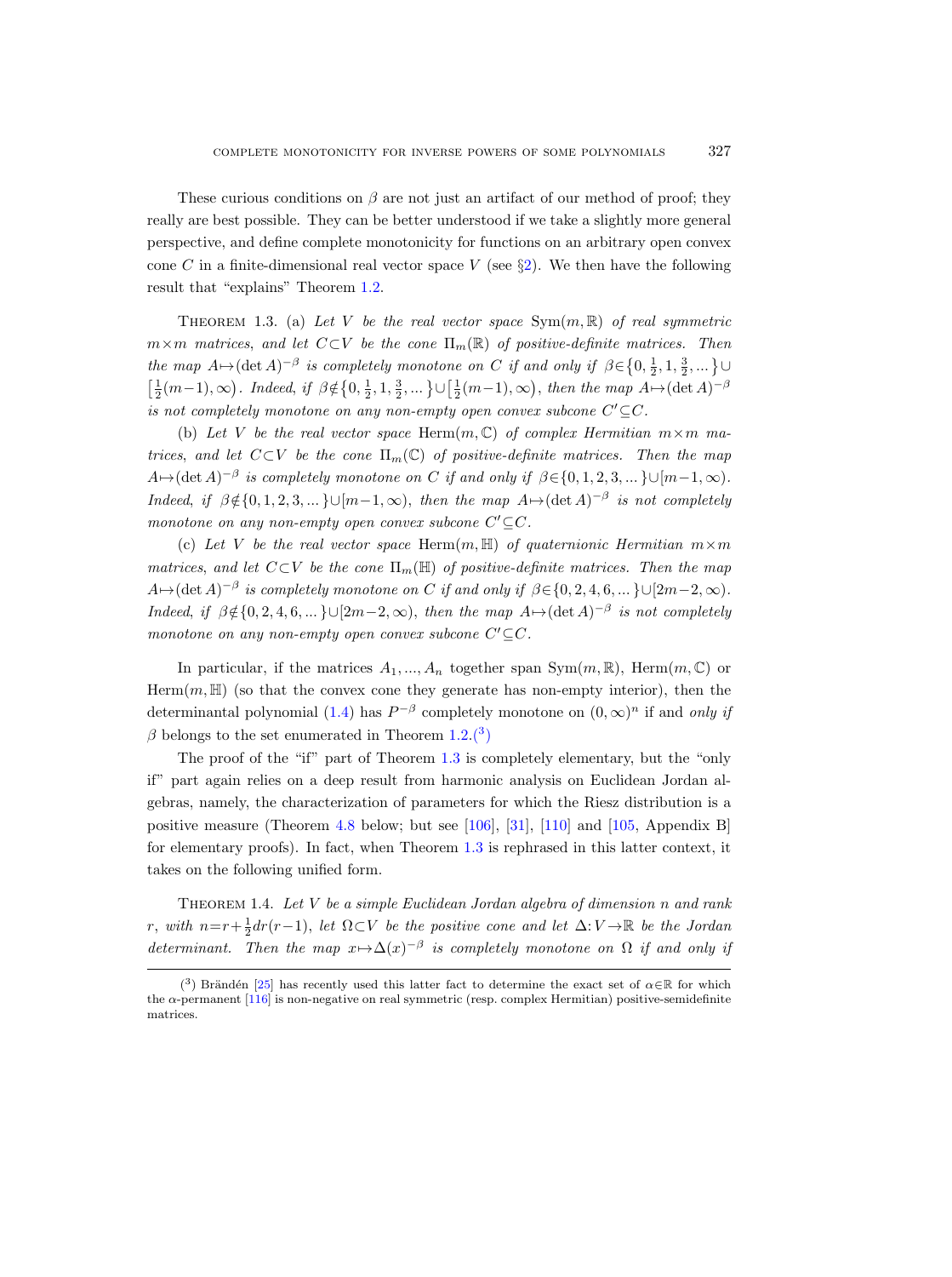These curious conditions on $\beta$ are not just an artifact of our method of proof; they really are best possible. They can be better understood if we take a slightly more general perspective, and define complete monotonicity for functions on an arbitrary open convex cone $C$ in a finite-dimensional real vector space $V$ (see §2). We then have the following result that "explains" Theorem 1.2.

THEOREM 1.3. (a) *Let $V$ be the real vector space $\mathrm{Sym}(m,\mathbb{R})$ of real symmetric $m\times m$ matrices, and let $C\subset V$ be the cone $\Pi_m(\mathbb{R})$ of positive-definite matrices. Then the map $A\mapsto(\det A)^{-\beta}$ is completely monotone on $C$ if and only if $\beta\in\{0,\frac{1}{2},1,\frac{3}{2},\ldots\}\cup\left[\frac{1}{2}(m-1),\infty\right)$. Indeed, if $\beta\notin\{0,\frac{1}{2},1,\frac{3}{2},\ldots\}\cup\left[\frac{1}{2}(m-1),\infty\right)$, then the map $A\mapsto(\det A)^{-\beta}$ is not completely monotone on any non-empty open convex subcone $C'\subseteq C$.*

(b) *Let $V$ be the real vector space $\mathrm{Herm}(m,\mathbb{C})$ of complex Hermitian $m\times m$ matrices, and let $C\subset V$ be the cone $\Pi_m(\mathbb{C})$ of positive-definite matrices. Then the map $A\mapsto(\det A)^{-\beta}$ is completely monotone on $C$ if and only if $\beta\in\{0,1,2,3,\ldots\}\cup[m-1,\infty)$. Indeed, if $\beta\notin\{0,1,2,3,\ldots\}\cup[m-1,\infty)$, then the map $A\mapsto(\det A)^{-\beta}$ is not completely monotone on any non-empty open convex subcone $C'\subseteq C$.*

(c) *Let $V$ be the real vector space $\mathrm{Herm}(m,\mathbb{H})$ of quaternionic Hermitian $m\times m$ matrices, and let $C\subset V$ be the cone $\Pi_m(\mathbb{H})$ of positive-definite matrices. Then the map $A\mapsto(\det A)^{-\beta}$ is completely monotone on $C$ if and only if $\beta\in\{0,2,4,6,\ldots\}\cup[2m-2,\infty)$. Indeed, if $\beta\notin\{0,2,4,6,\ldots\}\cup[2m-2,\infty)$, then the map $A\mapsto(\det A)^{-\beta}$ is not completely monotone on any non-empty open convex subcone $C'\subseteq C$.*

In particular, if the matrices $A_1,\ldots,A_n$ together span $\mathrm{Sym}(m,\mathbb{R})$, $\mathrm{Herm}(m,\mathbb{C})$ or $\mathrm{Herm}(m,\mathbb{H})$ (so that the convex cone they generate has non-empty interior), then the determinantal polynomial (1.4) has $P^{-\beta}$ completely monotone on $(0,\infty)^n$ if and *only if* $\beta$ belongs to the set enumerated in Theorem 1.2.[3]

The proof of the "if" part of Theorem 1.3 is completely elementary, but the "only if" part again relies on a deep result from harmonic analysis on Euclidean Jordan algebras, namely, the characterization of parameters for which the Riesz distribution is a positive measure (Theorem 4.8 below; but see [106], [31], [110] and [105, Appendix B] for elementary proofs). In fact, when Theorem 1.3 is rephrased in this latter context, it takes on the following unified form.

THEOREM 1.4. *Let $V$ be a simple Euclidean Jordan algebra of dimension $n$ and rank $r$, with $n=r+\frac{1}{2}dr(r-1)$, let $\Omega\subset V$ be the positive cone and let $\Delta\colon V\to\mathbb{R}$ be the Jordan determinant. Then the map $x\mapsto\Delta(x)^{-\beta}$ is completely monotone on $\Omega$ if and only if*

---

[3] Brändén [25] has recently used this latter fact to determine the exact set of $\alpha\in\mathbb{R}$ for which the $\alpha$-permanent [116] is non-negative on real symmetric (resp. complex Hermitian) positive-semidefinite matrices.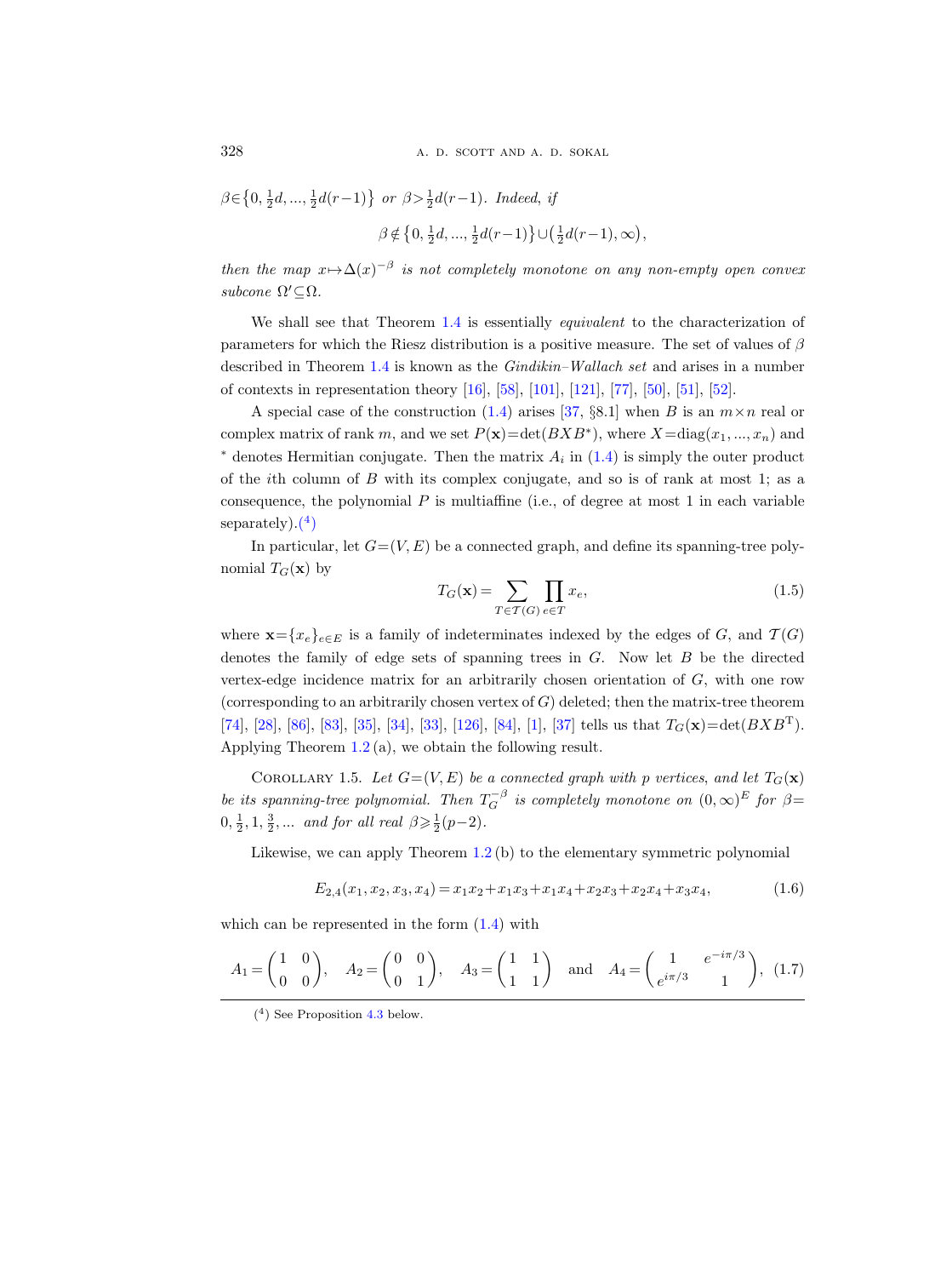*$\beta \in \{0, \frac{1}{2}d, ..., \frac{1}{2}d(r-1)\}$ or $\beta > \frac{1}{2}d(r-1)$. Indeed, if*

$$\beta \notin \{0, \tfrac{1}{2}d, ..., \tfrac{1}{2}d(r-1)\} \cup \left(\tfrac{1}{2}d(r-1), \infty\right),$$

*then the map $x \mapsto \Delta(x)^{-\beta}$ is not completely monotone on any non-empty open convex subcone $\Omega' \subseteq \Omega$.*

We shall see that Theorem 1.4 is essentially *equivalent* to the characterization of parameters for which the Riesz distribution is a positive measure. The set of values of $\beta$ described in Theorem 1.4 is known as the *Gindikin–Wallach set* and arises in a number of contexts in representation theory [16], [58], [101], [121], [77], [50], [51], [52].

A special case of the construction (1.4) arises [37, §8.1] when $B$ is an $m \times n$ real or complex matrix of rank $m$, and we set $P(\mathbf{x}) = \det(BXB^*)$, where $X = \mathrm{diag}(x_1, ..., x_n)$ and $^*$ denotes Hermitian conjugate. Then the matrix $A_i$ in (1.4) is simply the outer product of the $i$th column of $B$ with its complex conjugate, and so is of rank at most 1; as a consequence, the polynomial $P$ is multiaffine (i.e., of degree at most 1 in each variable separately).(4)

In particular, let $G = (V, E)$ be a connected graph, and define its spanning-tree polynomial $T_G(\mathbf{x})$ by

$$T_G(\mathbf{x}) = \sum_{T \in \mathcal{T}(G)} \prod_{e \in T} x_e, \tag{1.5}$$

where $\mathbf{x} = \{x_e\}_{e \in E}$ is a family of indeterminates indexed by the edges of $G$, and $\mathcal{T}(G)$ denotes the family of edge sets of spanning trees in $G$. Now let $B$ be the directed vertex-edge incidence matrix for an arbitrarily chosen orientation of $G$, with one row (corresponding to an arbitrarily chosen vertex of $G$) deleted; then the matrix-tree theorem [74], [28], [86], [83], [35], [34], [33], [126], [84], [1], [37] tells us that $T_G(\mathbf{x}) = \det(BXB^{\mathrm{T}})$. Applying Theorem 1.2 (a), we obtain the following result.

Corollary 1.5. *Let $G = (V, E)$ be a connected graph with $p$ vertices, and let $T_G(\mathbf{x})$ be its spanning-tree polynomial. Then $T_G^{-\beta}$ is completely monotone on $(0, \infty)^E$ for $\beta = 0, \frac{1}{2}, 1, \frac{3}{2}, ...$ and for all real $\beta \geqslant \frac{1}{2}(p-2)$.*

Likewise, we can apply Theorem 1.2 (b) to the elementary symmetric polynomial

$$E_{2,4}(x_1, x_2, x_3, x_4) = x_1x_2 + x_1x_3 + x_1x_4 + x_2x_3 + x_2x_4 + x_3x_4, \tag{1.6}$$

which can be represented in the form (1.4) with

$$A_1 = \begin{pmatrix} 1 & 0 \\ 0 & 0 \end{pmatrix}, \quad A_2 = \begin{pmatrix} 0 & 0 \\ 0 & 1 \end{pmatrix}, \quad A_3 = \begin{pmatrix} 1 & 1 \\ 1 & 1 \end{pmatrix} \quad \text{and} \quad A_4 = \begin{pmatrix} 1 & e^{-i\pi/3} \\ e^{i\pi/3} & 1 \end{pmatrix}, \tag{1.7}$$

(4) See Proposition 4.3 below.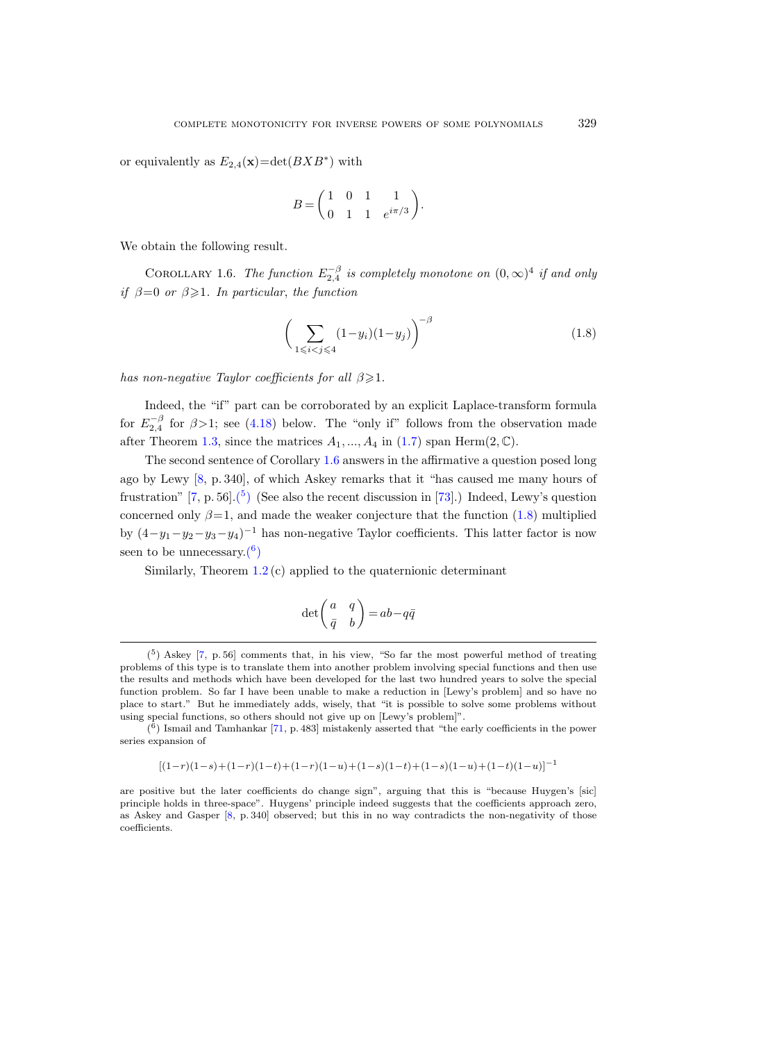or equivalently as $E_{2,4}(\mathbf{x})=\det(BXB^*)$ with

$$B=\begin{pmatrix} 1 & 0 & 1 & 1 \\ 0 & 1 & 1 & e^{i\pi/3} \end{pmatrix}.$$

We obtain the following result.

Corollary 1.6. *The function $E_{2,4}^{-\beta}$ is completely monotone on $(0,\infty)^4$ if and only if $\beta=0$ or $\beta\geqslant 1$. In particular, the function*

$$\biggl(\sum_{1\leqslant i<j\leqslant 4}(1-y_i)(1-y_j)\biggr)^{-\beta} \tag{1.8}$$

*has non-negative Taylor coefficients for all $\beta\geqslant 1$.*

Indeed, the "if" part can be corroborated by an explicit Laplace-transform formula for $E_{2,4}^{-\beta}$ for $\beta>1$; see (4.18) below. The "only if" follows from the observation made after Theorem 1.3, since the matrices $A_1, ..., A_4$ in (1.7) span $\mathrm{Herm}(2,\mathbb{C})$.

The second sentence of Corollary 1.6 answers in the affirmative a question posed long ago by Lewy [8, p. 340], of which Askey remarks that it "has caused me many hours of frustration" [7, p. 56].[5] (See also the recent discussion in [73].) Indeed, Lewy's question concerned only $\beta=1$, and made the weaker conjecture that the function (1.8) multiplied by $(4-y_1-y_2-y_3-y_4)^{-1}$ has non-negative Taylor coefficients. This latter factor is now seen to be unnecessary.[6]

Similarly, Theorem 1.2 (c) applied to the quaternionic determinant

$$\det\begin{pmatrix} a & q \\ \bar{q} & b \end{pmatrix}=ab-q\bar{q}$$

---

[5] Askey [7, p. 56] comments that, in his view, "So far the most powerful method of treating problems of this type is to translate them into another problem involving special functions and then use the results and methods which have been developed for the last two hundred years to solve the special function problem. So far I have been unable to make a reduction in [Lewy's problem] and so have no place to start." But he immediately adds, wisely, that "it is possible to solve some problems without using special functions, so others should not give up on [Lewy's problem]".

[6] Ismail and Tamhankar [71, p. 483] mistakenly asserted that "the early coefficients in the power series expansion of

$$[(1-r)(1-s)+(1-r)(1-t)+(1-r)(1-u)+(1-s)(1-t)+(1-s)(1-u)+(1-t)(1-u)]^{-1}$$

are positive but the later coefficients do change sign", arguing that this is "because Huygen's [sic] principle holds in three-space". Huygens' principle indeed suggests that the coefficients approach zero, as Askey and Gasper [8, p. 340] observed; but this in no way contradicts the non-negativity of those coefficients.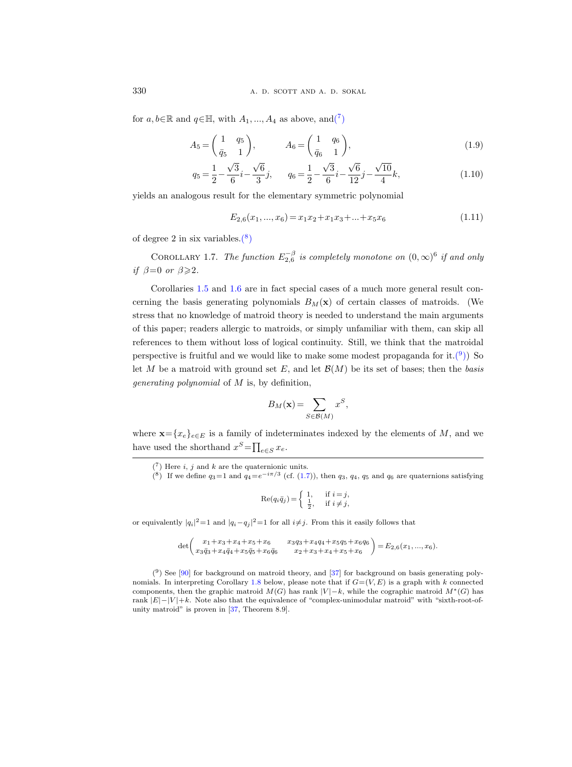for $a, b \in \mathbb{R}$ and $q \in \mathbb{H}$, with $A_1, ..., A_4$ as above, and([7])

$$A_5 = \begin{pmatrix} 1 & q_5 \\ \bar{q}_5 & 1 \end{pmatrix}, \qquad A_6 = \begin{pmatrix} 1 & q_6 \\ \bar{q}_6 & 1 \end{pmatrix}, \tag{1.9}$$

$$q_5 = \frac{1}{2} - \frac{\sqrt{3}}{6} i - \frac{\sqrt{6}}{3} j, \qquad q_6 = \frac{1}{2} - \frac{\sqrt{3}}{6} i - \frac{\sqrt{6}}{12} j - \frac{\sqrt{10}}{4} k, \tag{1.10}$$

yields an analogous result for the elementary symmetric polynomial

$$E_{2,6}(x_1, ..., x_6) = x_1 x_2 + x_1 x_3 + ... + x_5 x_6 \tag{1.11}$$

of degree 2 in six variables.([8])

COROLLARY 1.7. *The function $E_{2,6}^{-\beta}$ is completely monotone on $(0, \infty)^6$ if and only if $\beta = 0$ or $\beta \geqslant 2$.*

Corollaries 1.5 and 1.6 are in fact special cases of a much more general result concerning the basis generating polynomials $B_M(\mathbf{x})$ of certain classes of matroids. (We stress that no knowledge of matroid theory is needed to understand the main arguments of this paper; readers allergic to matroids, or simply unfamiliar with them, can skip all references to them without loss of logical continuity. Still, we think that the matroidal perspective is fruitful and we would like to make some modest propaganda for it.([9])) So let $M$ be a matroid with ground set $E$, and let $\mathcal{B}(M)$ be its set of bases; then the *basis generating polynomial* of $M$ is, by definition,

$$B_M(\mathbf{x}) = \sum_{S \in \mathcal{B}(M)} x^S,$$

where $\mathbf{x} = \{x_e\}_{e \in E}$ is a family of indeterminates indexed by the elements of $M$, and we have used the shorthand $x^S = \prod_{e \in S} x_e$.

---

([7]) Here $i$, $j$ and $k$ are the quaternionic units.

([8]) If we define $q_3 = 1$ and $q_4 = e^{-i\pi/3}$ (cf. (1.7)), then $q_3$, $q_4$, $q_5$ and $q_6$ are quaternions satisfying

$$\mathrm{Re}(q_i \bar{q}_j) = \begin{cases} 1, & \text{if } i = j, \\ \frac{1}{2}, & \text{if } i \neq j, \end{cases}$$

or equivalently $|q_i|^2 = 1$ and $|q_i - q_j|^2 = 1$ for all $i \neq j$. From this it easily follows that

$$\det \begin{pmatrix} x_1 + x_3 + x_4 + x_5 + x_6 & x_3 q_3 + x_4 q_4 + x_5 q_5 + x_6 q_6 \\ x_3 \bar{q}_3 + x_4 \bar{q}_4 + x_5 \bar{q}_5 + x_6 \bar{q}_6 & x_2 + x_3 + x_4 + x_5 + x_6 \end{pmatrix} = E_{2,6}(x_1, ..., x_6).$$

([9]) See [90] for background on matroid theory, and [37] for background on basis generating polynomials. In interpreting Corollary 1.8 below, please note that if $G = (V, E)$ is a graph with $k$ connected components, then the graphic matroid $M(G)$ has rank $|V| - k$, while the cographic matroid $M^*(G)$ has rank $|E| - |V| + k$. Note also that the equivalence of "complex-unimodular matroid" with "sixth-root-of-unity matroid" is proven in [37, Theorem 8.9].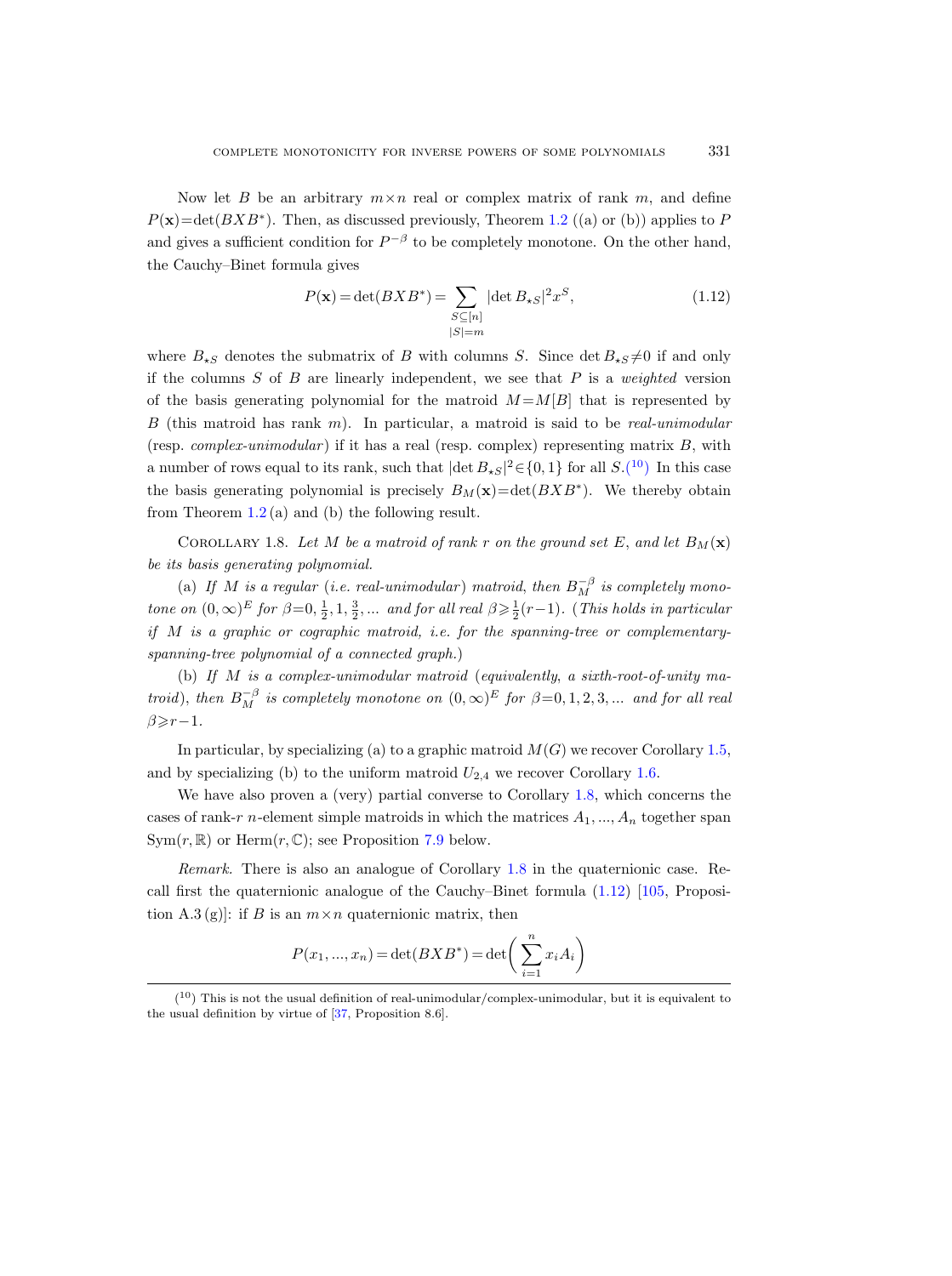Now let $B$ be an arbitrary $m \times n$ real or complex matrix of rank $m$, and define $P(\mathbf{x}) = \det(BXB^*)$. Then, as discussed previously, Theorem 1.2 ((a) or (b)) applies to $P$ and gives a sufficient condition for $P^{-\beta}$ to be completely monotone. On the other hand, the Cauchy–Binet formula gives

$$P(\mathbf{x}) = \det(BXB^*) = \sum_{\substack{S \subseteq [n] \\ |S| = m}} |\det B_{\star S}|^2 x^S, \tag{1.12}$$

where $B_{\star S}$ denotes the submatrix of $B$ with columns $S$. Since $\det B_{\star S} \neq 0$ if and only if the columns $S$ of $B$ are linearly independent, we see that $P$ is a *weighted* version of the basis generating polynomial for the matroid $M = M[B]$ that is represented by $B$ (this matroid has rank $m$). In particular, a matroid is said to be *real-unimodular* (resp. *complex-unimodular*) if it has a real (resp. complex) representing matrix $B$, with a number of rows equal to its rank, such that $|\det B_{\star S}|^2 \in \{0, 1\}$ for all $S$.[10] In this case the basis generating polynomial is precisely $B_M(\mathbf{x}) = \det(BXB^*)$. We thereby obtain from Theorem 1.2 (a) and (b) the following result.

Corollary 1.8. *Let $M$ be a matroid of rank $r$ on the ground set $E$, and let $B_M(\mathbf{x})$ be its basis generating polynomial.*

(a) *If $M$ is a regular (i.e. real-unimodular) matroid, then $B_M^{-\beta}$ is completely monotone on $(0, \infty)^E$ for $\beta = 0, \frac{1}{2}, 1, \frac{3}{2}, \ldots$ and for all real $\beta \geqslant \frac{1}{2}(r-1)$. (This holds in particular if $M$ is a graphic or cographic matroid, i.e. for the spanning-tree or complementary-spanning-tree polynomial of a connected graph.)*

(b) *If $M$ is a complex-unimodular matroid (equivalently, a sixth-root-of-unity matroid), then $B_M^{-\beta}$ is completely monotone on $(0, \infty)^E$ for $\beta = 0, 1, 2, 3, \ldots$ and for all real $\beta \geqslant r-1$.*

In particular, by specializing (a) to a graphic matroid $M(G)$ we recover Corollary 1.5, and by specializing (b) to the uniform matroid $U_{2,4}$ we recover Corollary 1.6.

We have also proven a (very) partial converse to Corollary 1.8, which concerns the cases of rank-$r$ $n$-element simple matroids in which the matrices $A_1, \ldots, A_n$ together span $\mathrm{Sym}(r, \mathbb{R})$ or $\mathrm{Herm}(r, \mathbb{C})$; see Proposition 7.9 below.

*Remark.* There is also an analogue of Corollary 1.8 in the quaternionic case. Recall first the quaternionic analogue of the Cauchy–Binet formula (1.12) [105, Proposition A.3 (g)]: if $B$ is an $m \times n$ quaternionic matrix, then

$$P(x_1, \ldots, x_n) = \det(BXB^*) = \det\left(\sum_{i=1}^{n} x_i A_i\right)$$

[10] This is not the usual definition of real-unimodular/complex-unimodular, but it is equivalent to the usual definition by virtue of [37, Proposition 8.6].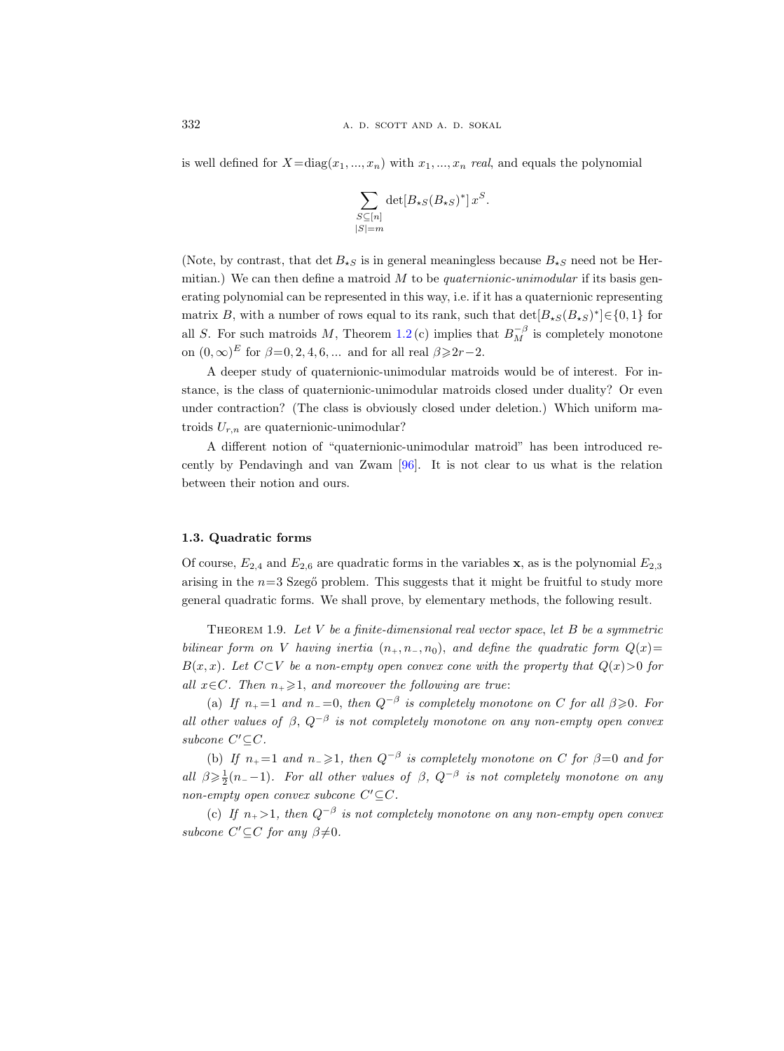is well defined for $X = \mathrm{diag}(x_1, ..., x_n)$ with $x_1, ..., x_n$ *real*, and equals the polynomial

$$\sum_{\substack{S \subseteq [n] \\ |S| = m}} \det[B_{\star S}(B_{\star S})^*] \, x^S.$$

(Note, by contrast, that $\det B_{\star S}$ is in general meaningless because $B_{\star S}$ need not be Hermitian.) We can then define a matroid $M$ to be *quaternionic-unimodular* if its basis generating polynomial can be represented in this way, i.e. if it has a quaternionic representing matrix $B$, with a number of rows equal to its rank, such that $\det[B_{\star S}(B_{\star S})^*] \in \{0, 1\}$ for all $S$. For such matroids $M$, Theorem 1.2 (c) implies that $B_M^{-\beta}$ is completely monotone on $(0, \infty)^E$ for $\beta = 0, 2, 4, 6, ...$ and for all real $\beta \geqslant 2r - 2$.

A deeper study of quaternionic-unimodular matroids would be of interest. For instance, is the class of quaternionic-unimodular matroids closed under duality? Or even under contraction? (The class is obviously closed under deletion.) Which uniform matroids $U_{r,n}$ are quaternionic-unimodular?

A different notion of "quaternionic-unimodular matroid" has been introduced recently by Pendavingh and van Zwam [96]. It is not clear to us what is the relation between their notion and ours.

### 1.3. Quadratic forms

Of course, $E_{2,4}$ and $E_{2,6}$ are quadratic forms in the variables $\mathbf{x}$, as is the polynomial $E_{2,3}$ arising in the $n=3$ Szegő problem. This suggests that it might be fruitful to study more general quadratic forms. We shall prove, by elementary methods, the following result.

Theorem 1.9. *Let $V$ be a finite-dimensional real vector space, let $B$ be a symmetric bilinear form on $V$ having inertia $(n_+, n_-, n_0)$, and define the quadratic form $Q(x) = B(x, x)$. Let $C \subset V$ be a non-empty open convex cone with the property that $Q(x) > 0$ for all $x \in C$. Then $n_+ \geqslant 1$, and moreover the following are true*:

(a) *If $n_+ = 1$ and $n_- = 0$, then $Q^{-\beta}$ is completely monotone on $C$ for all $\beta \geqslant 0$. For all other values of $\beta$, $Q^{-\beta}$ is not completely monotone on any non-empty open convex subcone $C' \subseteq C$.*

(b) *If $n_+ = 1$ and $n_- \geqslant 1$, then $Q^{-\beta}$ is completely monotone on $C$ for $\beta = 0$ and for all $\beta \geqslant \frac{1}{2}(n_- - 1)$. For all other values of $\beta$, $Q^{-\beta}$ is not completely monotone on any non-empty open convex subcone $C' \subseteq C$.*

(c) *If $n_+ > 1$, then $Q^{-\beta}$ is not completely monotone on any non-empty open convex subcone $C' \subseteq C$ for any $\beta \neq 0$.*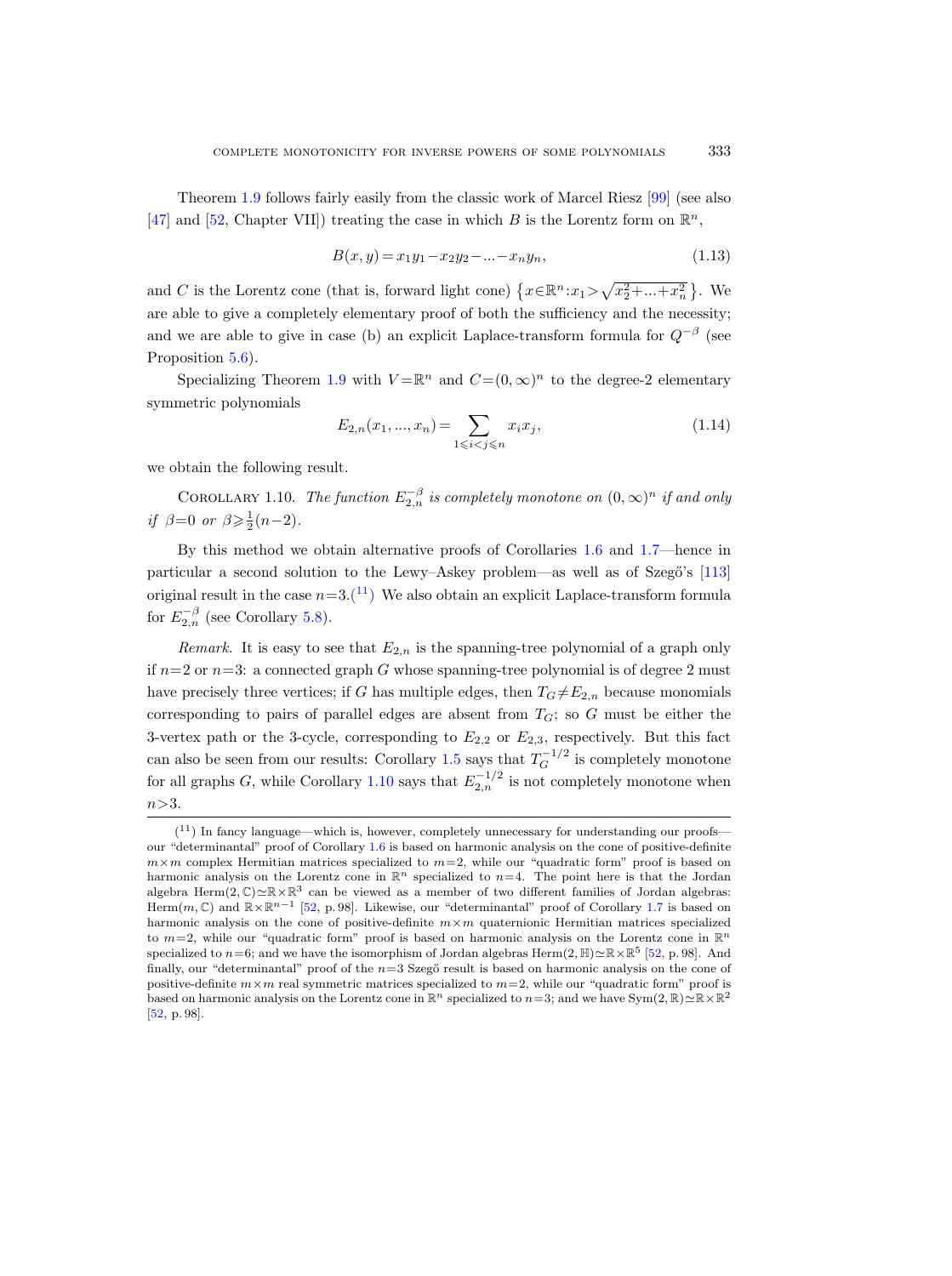Theorem 1.9 follows fairly easily from the classic work of Marcel Riesz [99] (see also [47] and [52, Chapter VII]) treating the case in which $B$ is the Lorentz form on $\mathbb{R}^n$,

$$B(x,y) = x_1 y_1 - x_2 y_2 - \ldots - x_n y_n, \tag{1.13}$$

and $C$ is the Lorentz cone (that is, forward light cone) $\{x \in \mathbb{R}^n : x_1 > \sqrt{x_2^2 + \ldots + x_n^2}\}$. We are able to give a completely elementary proof of both the sufficiency and the necessity; and we are able to give in case (b) an explicit Laplace-transform formula for $Q^{-\beta}$ (see Proposition 5.6).

Specializing Theorem 1.9 with $V = \mathbb{R}^n$ and $C = (0,\infty)^n$ to the degree-2 elementary symmetric polynomials

$$E_{2,n}(x_1, \ldots, x_n) = \sum_{1 \leqslant i < j \leqslant n} x_i x_j, \tag{1.14}$$

we obtain the following result.

Corollary 1.10. *The function $E_{2,n}^{-\beta}$ is completely monotone on $(0,\infty)^n$ if and only if $\beta = 0$ or $\beta \geqslant \frac{1}{2}(n-2)$.*

By this method we obtain alternative proofs of Corollaries 1.6 and 1.7—hence in particular a second solution to the Lewy–Askey problem—as well as of Szegő's [113] original result in the case $n=3$.(11) We also obtain an explicit Laplace-transform formula for $E_{2,n}^{-\beta}$ (see Corollary 5.8).

*Remark.* It is easy to see that $E_{2,n}$ is the spanning-tree polynomial of a graph only if $n=2$ or $n=3$: a connected graph $G$ whose spanning-tree polynomial is of degree 2 must have precisely three vertices; if $G$ has multiple edges, then $T_G \neq E_{2,n}$ because monomials corresponding to pairs of parallel edges are absent from $T_G$; so $G$ must be either the 3-vertex path or the 3-cycle, corresponding to $E_{2,2}$ or $E_{2,3}$, respectively. But this fact can also be seen from our results: Corollary 1.5 says that $T_G^{-1/2}$ is completely monotone for all graphs $G$, while Corollary 1.10 says that $E_{2,n}^{-1/2}$ is not completely monotone when $n>3$.

---

(11) In fancy language—which is, however, completely unnecessary for understanding our proofs—our "determinantal" proof of Corollary 1.6 is based on harmonic analysis on the cone of positive-definite $m \times m$ complex Hermitian matrices specialized to $m=2$, while our "quadratic form" proof is based on harmonic analysis on the Lorentz cone in $\mathbb{R}^n$ specialized to $n=4$. The point here is that the Jordan algebra $\mathrm{Herm}(2,\mathbb{C}) \simeq \mathbb{R} \times \mathbb{R}^3$ can be viewed as a member of two different families of Jordan algebras: $\mathrm{Herm}(m,\mathbb{C})$ and $\mathbb{R} \times \mathbb{R}^{n-1}$ [52, p. 98]. Likewise, our "determinantal" proof of Corollary 1.7 is based on harmonic analysis on the cone of positive-definite $m \times m$ quaternionic Hermitian matrices specialized to $m=2$, while our "quadratic form" proof is based on harmonic analysis on the Lorentz cone in $\mathbb{R}^n$ specialized to $n=6$; and we have the isomorphism of Jordan algebras $\mathrm{Herm}(2,\mathbb{H}) \simeq \mathbb{R} \times \mathbb{R}^5$ [52, p. 98]. And finally, our "determinantal" proof of the $n=3$ Szegő result is based on harmonic analysis on the cone of positive-definite $m \times m$ real symmetric matrices specialized to $m=2$, while our "quadratic form" proof is based on harmonic analysis on the Lorentz cone in $\mathbb{R}^n$ specialized to $n=3$; and we have $\mathrm{Sym}(2,\mathbb{R}) \simeq \mathbb{R} \times \mathbb{R}^2$ [52, p. 98].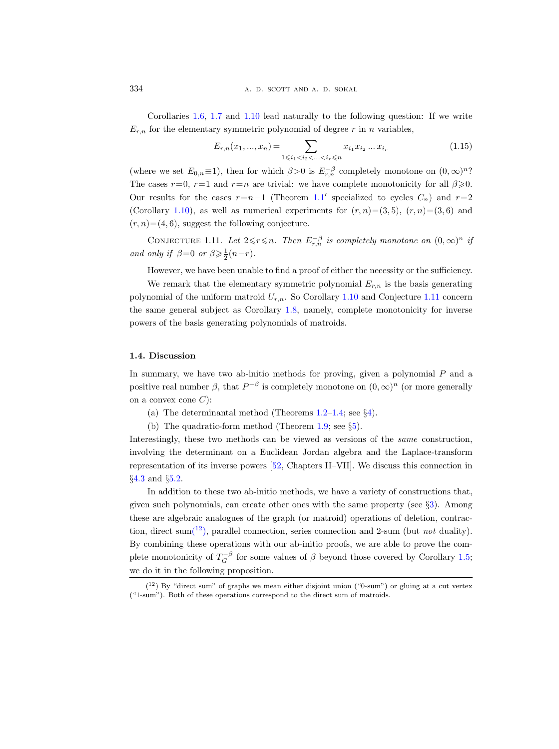Corollaries 1.6, 1.7 and 1.10 lead naturally to the following question: If we write $E_{r,n}$ for the elementary symmetric polynomial of degree $r$ in $n$ variables,

$$E_{r,n}(x_1, ..., x_n) = \sum_{1 \leqslant i_1 < i_2 < ... < i_r \leqslant n} x_{i_1} x_{i_2} ... x_{i_r} \tag{1.15}$$

(where we set $E_{0,n} \equiv 1$), then for which $\beta > 0$ is $E_{r,n}^{-\beta}$ completely monotone on $(0, \infty)^n$? The cases $r=0$, $r=1$ and $r=n$ are trivial: we have complete monotonicity for all $\beta \geqslant 0$. Our results for the cases $r=n-1$ (Theorem 1.1′ specialized to cycles $C_n$) and $r=2$ (Corollary 1.10), as well as numerical experiments for $(r,n)=(3,5)$, $(r,n)=(3,6)$ and $(r,n)=(4,6)$, suggest the following conjecture.

Conjecture 1.11. *Let $2 \leqslant r \leqslant n$. Then $E_{r,n}^{-\beta}$ is completely monotone on $(0,\infty)^n$ if and only if $\beta=0$ or $\beta \geqslant \frac{1}{2}(n-r)$.*

However, we have been unable to find a proof of either the necessity or the sufficiency.

We remark that the elementary symmetric polynomial $E_{r,n}$ is the basis generating polynomial of the uniform matroid $U_{r,n}$. So Corollary 1.10 and Conjecture 1.11 concern the same general subject as Corollary 1.8, namely, complete monotonicity for inverse powers of the basis generating polynomials of matroids.

### 1.4. Discussion

In summary, we have two ab-initio methods for proving, given a polynomial $P$ and a positive real number $\beta$, that $P^{-\beta}$ is completely monotone on $(0,\infty)^n$ (or more generally on a convex cone $C$):

(a) The determinantal method (Theorems 1.2–1.4; see §4).

(b) The quadratic-form method (Theorem 1.9; see §5).

Interestingly, these two methods can be viewed as versions of the *same* construction, involving the determinant on a Euclidean Jordan algebra and the Laplace-transform representation of its inverse powers [52, Chapters II–VII]. We discuss this connection in §4.3 and §5.2.

In addition to these two ab-initio methods, we have a variety of constructions that, given such polynomials, can create other ones with the same property (see §3). Among these are algebraic analogues of the graph (or matroid) operations of deletion, contraction, direct sum[12], parallel connection, series connection and 2-sum (but *not* duality). By combining these operations with our ab-initio proofs, we are able to prove the complete monotonicity of $T_G^{-\beta}$ for some values of $\beta$ beyond those covered by Corollary 1.5; we do it in the following proposition.

[12] By "direct sum" of graphs we mean either disjoint union ("0-sum") or gluing at a cut vertex ("1-sum"). Both of these operations correspond to the direct sum of matroids.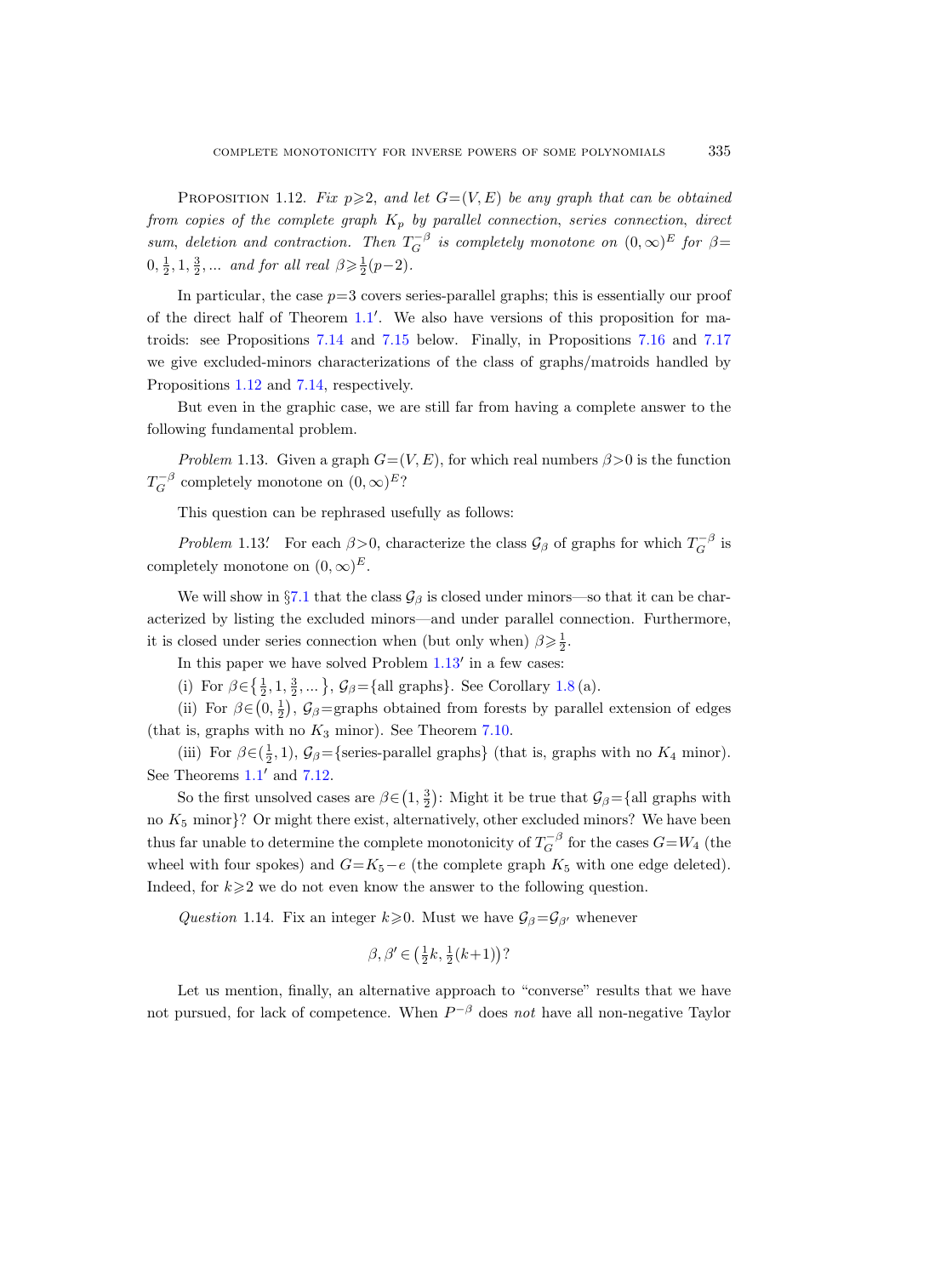Proposition 1.12. *Fix $p\geqslant 2$, and let $G=(V,E)$ be any graph that can be obtained from copies of the complete graph $K_p$ by parallel connection, series connection, direct sum, deletion and contraction. Then $T_G^{-\beta}$ is completely monotone on $(0,\infty)^E$ for $\beta=0,\frac{1}{2},1,\frac{3}{2},\ldots$ and for all real $\beta\geqslant\frac{1}{2}(p-2)$.*

In particular, the case $p=3$ covers series-parallel graphs; this is essentially our proof of the direct half of Theorem 1.1′. We also have versions of this proposition for matroids: see Propositions 7.14 and 7.15 below. Finally, in Propositions 7.16 and 7.17 we give excluded-minors characterizations of the class of graphs/matroids handled by Propositions 1.12 and 7.14, respectively.

But even in the graphic case, we are still far from having a complete answer to the following fundamental problem.

*Problem* 1.13. Given a graph $G=(V,E)$, for which real numbers $\beta>0$ is the function $T_G^{-\beta}$ completely monotone on $(0,\infty)^E$?

This question can be rephrased usefully as follows:

*Problem* 1.13′. For each $\beta>0$, characterize the class $\mathcal{G}_\beta$ of graphs for which $T_G^{-\beta}$ is completely monotone on $(0,\infty)^E$.

We will show in §7.1 that the class $\mathcal{G}_\beta$ is closed under minors—so that it can be characterized by listing the excluded minors—and under parallel connection. Furthermore, it is closed under series connection when (but only when) $\beta\geqslant\frac{1}{2}$.

In this paper we have solved Problem 1.13′ in a few cases:

(i) For $\beta\in\{\frac{1}{2},1,\frac{3}{2},\ldots\}$, $\mathcal{G}_\beta=\{\text{all graphs}\}$. See Corollary 1.8 (a).

(ii) For $\beta\in(0,\frac{1}{2})$, $\mathcal{G}_\beta$=graphs obtained from forests by parallel extension of edges (that is, graphs with no $K_3$ minor). See Theorem 7.10.

(iii) For $\beta\in(\frac{1}{2},1)$, $\mathcal{G}_\beta=\{\text{series-parallel graphs}\}$ (that is, graphs with no $K_4$ minor). See Theorems 1.1′ and 7.12.

So the first unsolved cases are $\beta\in(1,\frac{3}{2})$: Might it be true that $\mathcal{G}_\beta=\{\text{all graphs with no } K_5 \text{ minor}\}$? Or might there exist, alternatively, other excluded minors? We have been thus far unable to determine the complete monotonicity of $T_G^{-\beta}$ for the cases $G=W_4$ (the wheel with four spokes) and $G=K_5-e$ (the complete graph $K_5$ with one edge deleted). Indeed, for $k\geqslant 2$ we do not even know the answer to the following question.

*Question* 1.14. Fix an integer $k\geqslant 0$. Must we have $\mathcal{G}_\beta=\mathcal{G}_{\beta'}$ whenever

$$\beta,\beta'\in\left(\tfrac{1}{2}k,\tfrac{1}{2}(k+1)\right)?$$

Let us mention, finally, an alternative approach to "converse" results that we have not pursued, for lack of competence. When $P^{-\beta}$ does *not* have all non-negative Taylor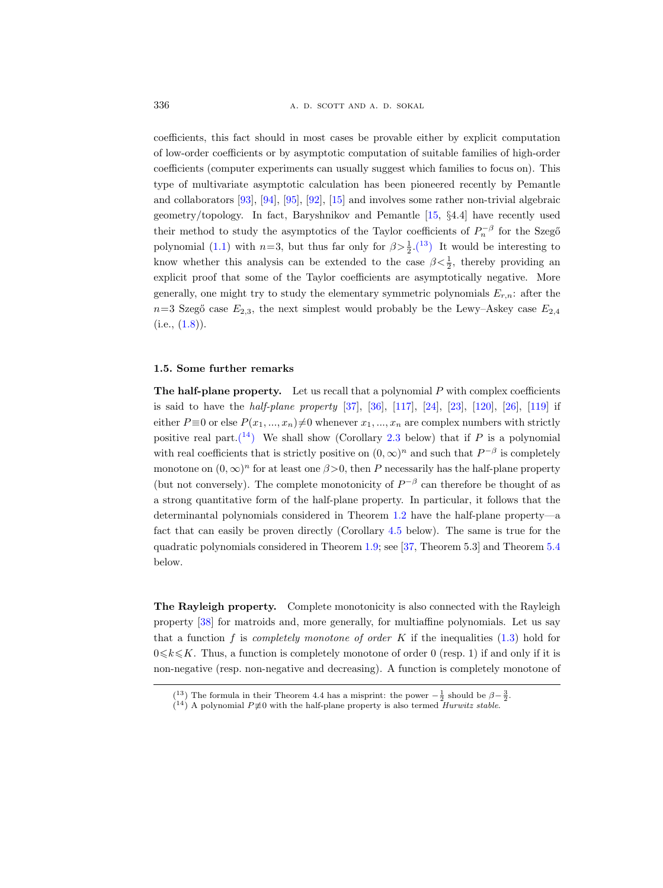coefficients, this fact should in most cases be provable either by explicit computation of low-order coefficients or by asymptotic computation of suitable families of high-order coefficients (computer experiments can usually suggest which families to focus on). This type of multivariate asymptotic calculation has been pioneered recently by Pemantle and collaborators [93], [94], [95], [92], [15] and involves some rather non-trivial algebraic geometry/topology. In fact, Baryshnikov and Pemantle [15, §4.4] have recently used their method to study the asymptotics of the Taylor coefficients of $P_n^{-\beta}$ for the Szegő polynomial (1.1) with $n=3$, but thus far only for $\beta > \frac{1}{2}$.(13) It would be interesting to know whether this analysis can be extended to the case $\beta < \frac{1}{2}$, thereby providing an explicit proof that some of the Taylor coefficients are asymptotically negative. More generally, one might try to study the elementary symmetric polynomials $E_{r,n}$: after the $n=3$ Szegő case $E_{2,3}$, the next simplest would probably be the Lewy–Askey case $E_{2,4}$ (i.e., (1.8)).

### 1.5. Some further remarks

**The half-plane property.** Let us recall that a polynomial $P$ with complex coefficients is said to have the *half-plane property* [37], [36], [117], [24], [23], [120], [26], [119] if either $P \equiv 0$ or else $P(x_1, ..., x_n) \neq 0$ whenever $x_1, ..., x_n$ are complex numbers with strictly positive real part.(14) We shall show (Corollary 2.3 below) that if $P$ is a polynomial with real coefficients that is strictly positive on $(0, \infty)^n$ and such that $P^{-\beta}$ is completely monotone on $(0, \infty)^n$ for at least one $\beta > 0$, then $P$ necessarily has the half-plane property (but not conversely). The complete monotonicity of $P^{-\beta}$ can therefore be thought of as a strong quantitative form of the half-plane property. In particular, it follows that the determinantal polynomials considered in Theorem 1.2 have the half-plane property—a fact that can easily be proven directly (Corollary 4.5 below). The same is true for the quadratic polynomials considered in Theorem 1.9; see [37, Theorem 5.3] and Theorem 5.4 below.

**The Rayleigh property.** Complete monotonicity is also connected with the Rayleigh property [38] for matroids and, more generally, for multiaffine polynomials. Let us say that a function $f$ is *completely monotone of order* $K$ if the inequalities (1.3) hold for $0 \leqslant k \leqslant K$. Thus, a function is completely monotone of order 0 (resp. 1) if and only if it is non-negative (resp. non-negative and decreasing). A function is completely monotone of

---

(13) The formula in their Theorem 4.4 has a misprint: the power $-\frac{1}{2}$ should be $\beta - \frac{3}{2}$.

(14) A polynomial $P \not\equiv 0$ with the half-plane property is also termed *Hurwitz stable*.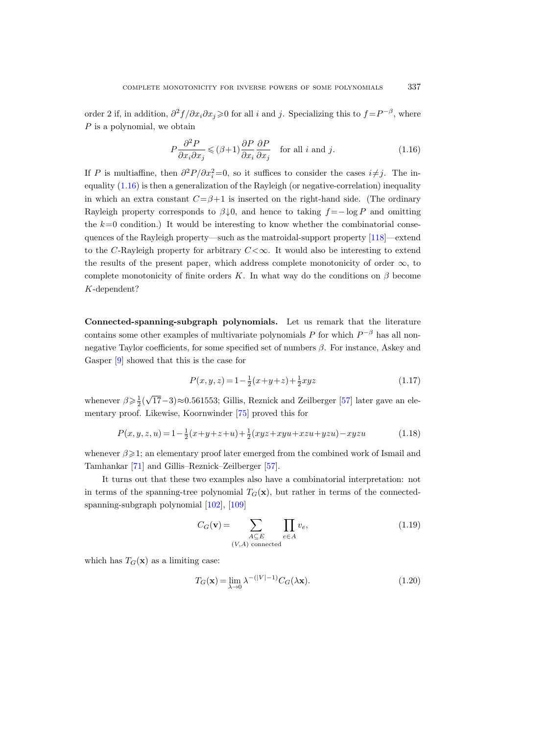order 2 if, in addition, $\partial^2 f/\partial x_i \partial x_j \geqslant 0$ for all $i$ and $j$. Specializing this to $f = P^{-\beta}$, where $P$ is a polynomial, we obtain

$$P \frac{\partial^2 P}{\partial x_i \partial x_j} \leqslant (\beta+1) \frac{\partial P}{\partial x_i} \frac{\partial P}{\partial x_j} \quad \text{for all } i \text{ and } j. \tag{1.16}$$

If $P$ is multiaffine, then $\partial^2 P/\partial x_i^2 = 0$, so it suffices to consider the cases $i \neq j$. The inequality (1.16) is then a generalization of the Rayleigh (or negative-correlation) inequality in which an extra constant $C = \beta+1$ is inserted on the right-hand side. (The ordinary Rayleigh property corresponds to $\beta \downarrow 0$, and hence to taking $f = -\log P$ and omitting the $k=0$ condition.) It would be interesting to know whether the combinatorial consequences of the Rayleigh property—such as the matroidal-support property [118]—extend to the $C$-Rayleigh property for arbitrary $C < \infty$. It would also be interesting to extend the results of the present paper, which address complete monotonicity of order $\infty$, to complete monotonicity of finite orders $K$. In what way do the conditions on $\beta$ become $K$-dependent?

**Connected-spanning-subgraph polynomials.** Let us remark that the literature contains some other examples of multivariate polynomials $P$ for which $P^{-\beta}$ has all nonnegative Taylor coefficients, for some specified set of numbers $\beta$. For instance, Askey and Gasper [9] showed that this is the case for

$$P(x,y,z) = 1 - \tfrac{1}{2}(x+y+z) + \tfrac{1}{2}xyz \tag{1.17}$$

whenever $\beta \geqslant \frac{1}{2}(\sqrt{17}-3) \approx 0.561553$; Gillis, Reznick and Zeilberger [57] later gave an elementary proof. Likewise, Koornwinder [75] proved this for

$$P(x,y,z,u) = 1 - \tfrac{1}{2}(x+y+z+u) + \tfrac{1}{2}(xyz+xyu+xzu+yzu) - xyzu \tag{1.18}$$

whenever $\beta \geqslant 1$; an elementary proof later emerged from the combined work of Ismail and Tamhankar [71] and Gillis–Reznick–Zeilberger [57].

It turns out that these two examples also have a combinatorial interpretation: not in terms of the spanning-tree polynomial $T_G(\mathbf{x})$, but rather in terms of the connected-spanning-subgraph polynomial [102], [109]

$$C_G(\mathbf{v}) = \sum_{\substack{A \subseteq E \\ (V,A) \text{ connected}}} \prod_{e \in A} v_e, \tag{1.19}$$

which has $T_G(\mathbf{x})$ as a limiting case:

$$T_G(\mathbf{x}) = \lim_{\lambda \to 0} \lambda^{-(|V|-1)} C_G(\lambda \mathbf{x}). \tag{1.20}$$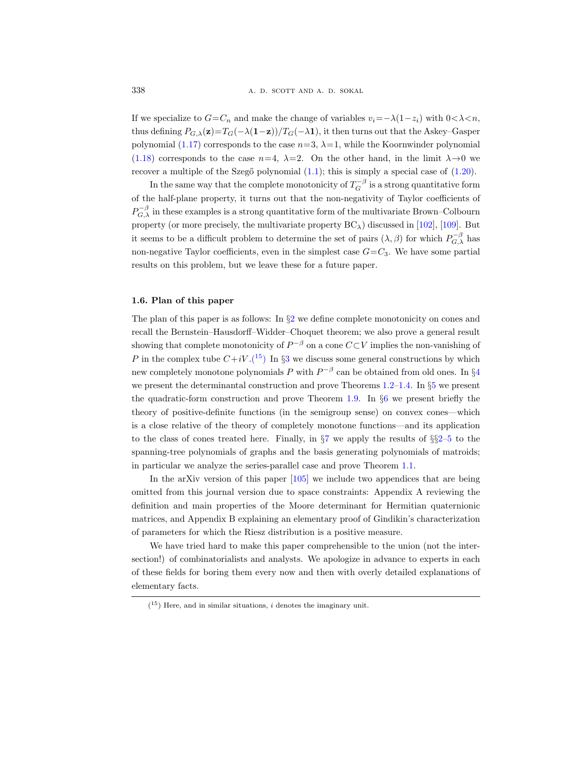If we specialize to $G=C_n$ and make the change of variables $v_i=-\lambda(1-z_i)$ with $0<\lambda<n$, thus defining $P_{G,\lambda}(\mathbf{z})=T_G(-\lambda(\mathbf{1}-\mathbf{z}))/T_G(-\lambda\mathbf{1})$, it then turns out that the Askey–Gasper polynomial (1.17) corresponds to the case $n=3$, $\lambda=1$, while the Koornwinder polynomial (1.18) corresponds to the case $n=4$, $\lambda=2$. On the other hand, in the limit $\lambda\to 0$ we recover a multiple of the Szegő polynomial (1.1); this is simply a special case of (1.20).

In the same way that the complete monotonicity of $T_G^{-\beta}$ is a strong quantitative form of the half-plane property, it turns out that the non-negativity of Taylor coefficients of $P_{G,\lambda}^{-\beta}$ in these examples is a strong quantitative form of the multivariate Brown–Colbourn property (or more precisely, the multivariate property $\mathrm{BC}_\lambda$) discussed in [102], [109]. But it seems to be a difficult problem to determine the set of pairs $(\lambda,\beta)$ for which $P_{G,\lambda}^{-\beta}$ has non-negative Taylor coefficients, even in the simplest case $G=C_3$. We have some partial results on this problem, but we leave these for a future paper.

### 1.6. Plan of this paper

The plan of this paper is as follows: In §2 we define complete monotonicity on cones and recall the Bernstein–Hausdorff–Widder–Choquet theorem; we also prove a general result showing that complete monotonicity of $P^{-\beta}$ on a cone $C\subset V$ implies the non-vanishing of $P$ in the complex tube $C+iV$.(15) In §3 we discuss some general constructions by which new completely monotone polynomials $P$ with $P^{-\beta}$ can be obtained from old ones. In §4 we present the determinantal construction and prove Theorems 1.2–1.4. In §5 we present the quadratic-form construction and prove Theorem 1.9. In §6 we present briefly the theory of positive-definite functions (in the semigroup sense) on convex cones—which is a close relative of the theory of completely monotone functions—and its application to the class of cones treated here. Finally, in §7 we apply the results of §§2–5 to the spanning-tree polynomials of graphs and the basis generating polynomials of matroids; in particular we analyze the series-parallel case and prove Theorem 1.1.

In the arXiv version of this paper [105] we include two appendices that are being omitted from this journal version due to space constraints: Appendix A reviewing the definition and main properties of the Moore determinant for Hermitian quaternionic matrices, and Appendix B explaining an elementary proof of Gindikin's characterization of parameters for which the Riesz distribution is a positive measure.

We have tried hard to make this paper comprehensible to the union (not the intersection!) of combinatorialists and analysts. We apologize in advance to experts in each of these fields for boring them every now and then with overly detailed explanations of elementary facts.

---

(15) Here, and in similar situations, $i$ denotes the imaginary unit.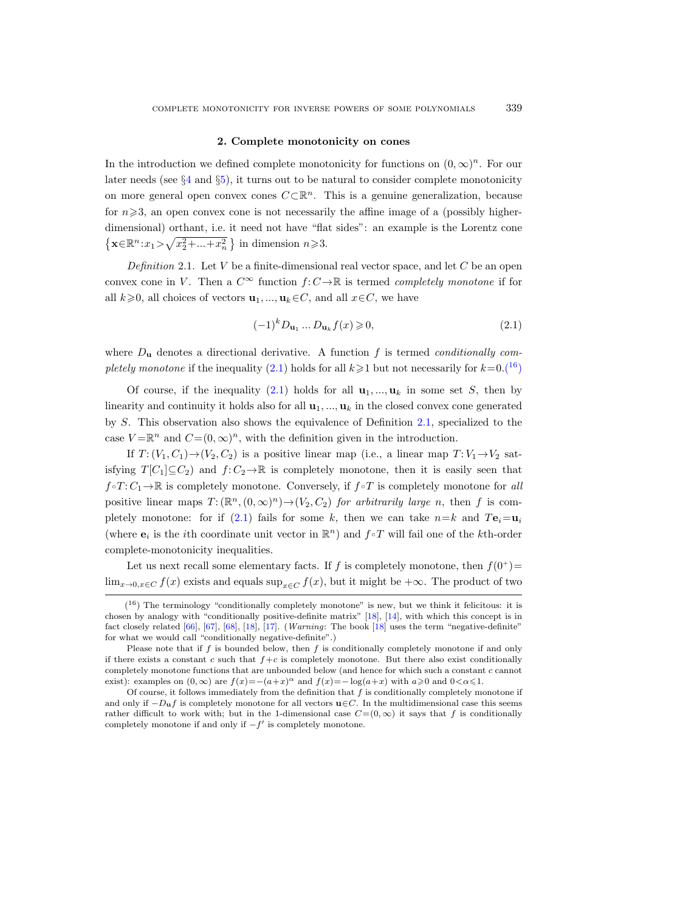## 2. Complete monotonicity on cones

In the introduction we defined complete monotonicity for functions on $(0,\infty)^n$. For our later needs (see §4 and §5), it turns out to be natural to consider complete monotonicity on more general open convex cones $C\subset\mathbb{R}^n$. This is a genuine generalization, because for $n\geqslant 3$, an open convex cone is not necessarily the affine image of a (possibly higher-dimensional) orthant, i.e. it need not have "flat sides": an example is the Lorentz cone $\{\mathbf{x}\in\mathbb{R}^n : x_1 > \sqrt{x_2^2+\ldots+x_n^2}\,\}$ in dimension $n\geqslant 3$.

*Definition* 2.1. Let $V$ be a finite-dimensional real vector space, and let $C$ be an open convex cone in $V$. Then a $C^\infty$ function $f: C\to\mathbb{R}$ is termed *completely monotone* if for all $k\geqslant 0$, all choices of vectors $\mathbf{u}_1,\ldots,\mathbf{u}_k\in C$, and all $x\in C$, we have

$$(-1)^k D_{\mathbf{u}_1}\ldots D_{\mathbf{u}_k} f(x)\geqslant 0, \tag{2.1}$$

where $D_{\mathbf{u}}$ denotes a directional derivative. A function $f$ is termed *conditionally completely monotone* if the inequality (2.1) holds for all $k\geqslant 1$ but not necessarily for $k=0$.([16])

Of course, if the inequality (2.1) holds for all $\mathbf{u}_1,\ldots,\mathbf{u}_k$ in some set $S$, then by linearity and continuity it holds also for all $\mathbf{u}_1,\ldots,\mathbf{u}_k$ in the closed convex cone generated by $S$. This observation also shows the equivalence of Definition 2.1, specialized to the case $V=\mathbb{R}^n$ and $C=(0,\infty)^n$, with the definition given in the introduction.

If $T:(V_1,C_1)\to(V_2,C_2)$ is a positive linear map (i.e., a linear map $T: V_1\to V_2$ satisfying $T[C_1]\subseteq C_2$) and $f: C_2\to\mathbb{R}$ is completely monotone, then it is easily seen that $f\circ T: C_1\to\mathbb{R}$ is completely monotone. Conversely, if $f\circ T$ is completely monotone for *all* positive linear maps $T:(\mathbb{R}^n,(0,\infty)^n)\to(V_2,C_2)$ *for arbitrarily large* $n$, then $f$ is completely monotone: for if (2.1) fails for some $k$, then we can take $n=k$ and $T\mathbf{e}_i=\mathbf{u}_i$ (where $\mathbf{e}_i$ is the $i$th coordinate unit vector in $\mathbb{R}^n$) and $f\circ T$ will fail one of the $k$th-order complete-monotonicity inequalities.

Let us next recall some elementary facts. If $f$ is completely monotone, then $f(0^+)=\lim_{x\to 0, x\in C} f(x)$ exists and equals $\sup_{x\in C} f(x)$, but it might be $+\infty$. The product of two

---

([16]) The terminology "conditionally completely monotone" is new, but we think it felicitous: it is chosen by analogy with "conditionally positive-definite matrix" [18], [14], with which this concept is in fact closely related [66], [67], [68], [18], [17]. (*Warning*: The book [18] uses the term "negative-definite" for what we would call "conditionally negative-definite".)

Please note that if $f$ is bounded below, then $f$ is conditionally completely monotone if and only if there exists a constant $c$ such that $f+c$ is completely monotone. But there also exist conditionally completely monotone functions that are unbounded below (and hence for which such a constant $c$ cannot exist): examples on $(0,\infty)$ are $f(x)=-(a+x)^\alpha$ and $f(x)=-\log(a+x)$ with $a\geqslant 0$ and $0<\alpha\leqslant 1$.

Of course, it follows immediately from the definition that $f$ is conditionally completely monotone if and only if $-D_{\mathbf{u}}f$ is completely monotone for all vectors $\mathbf{u}\in C$. In the multidimensional case this seems rather difficult to work with; but in the 1-dimensional case $C=(0,\infty)$ it says that $f$ is conditionally completely monotone if and only if $-f'$ is completely monotone.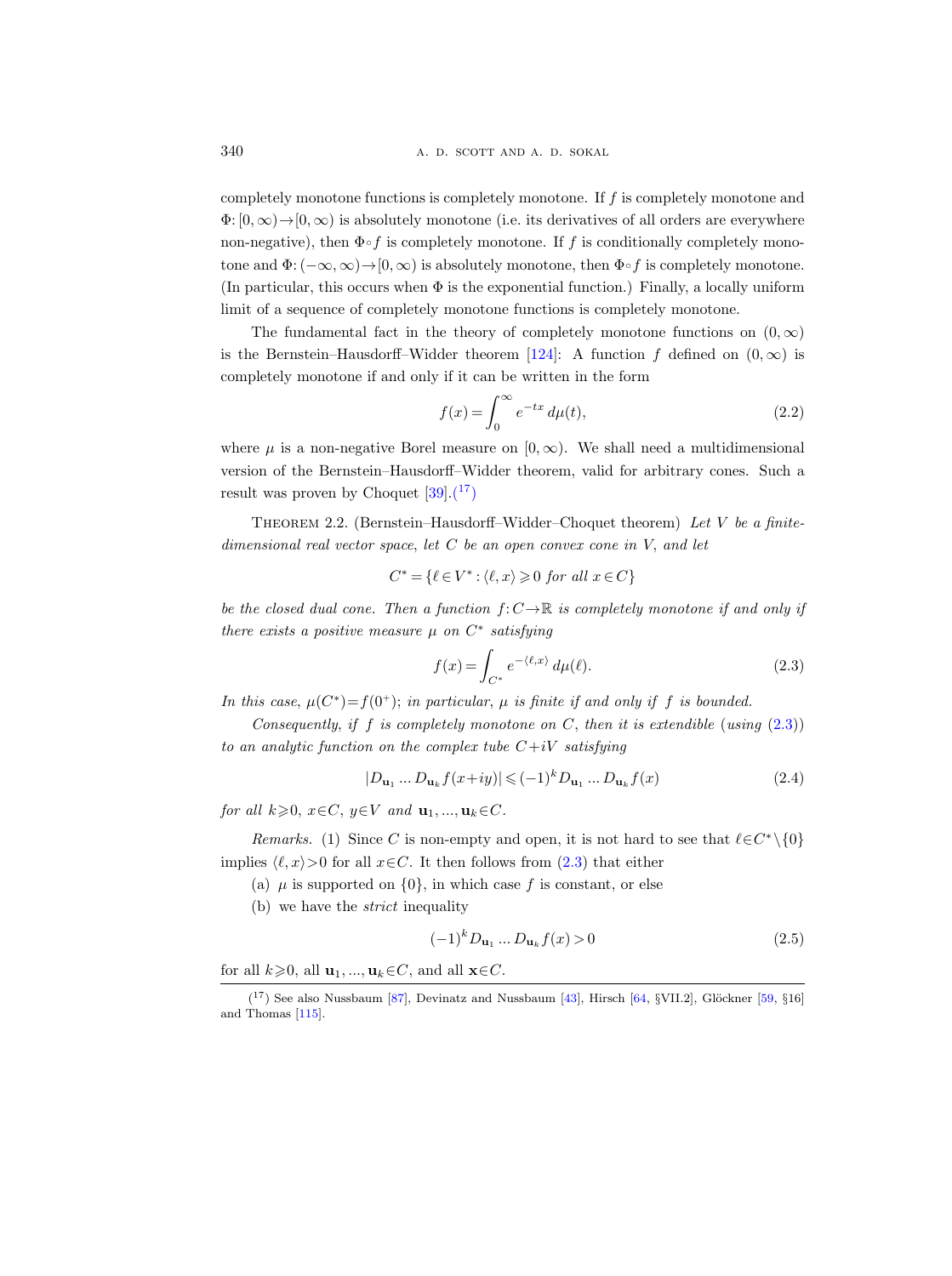completely monotone functions is completely monotone. If $f$ is completely monotone and $\Phi: [0,\infty)\to[0,\infty)$ is absolutely monotone (i.e. its derivatives of all orders are everywhere non-negative), then $\Phi\circ f$ is completely monotone. If $f$ is conditionally completely monotone and $\Phi: (-\infty,\infty)\to[0,\infty)$ is absolutely monotone, then $\Phi\circ f$ is completely monotone. (In particular, this occurs when $\Phi$ is the exponential function.) Finally, a locally uniform limit of a sequence of completely monotone functions is completely monotone.

The fundamental fact in the theory of completely monotone functions on $(0,\infty)$ is the Bernstein–Hausdorff–Widder theorem [124]: A function $f$ defined on $(0,\infty)$ is completely monotone if and only if it can be written in the form

$$f(x) = \int_0^\infty e^{-tx}\, d\mu(t), \tag{2.2}$$

where $\mu$ is a non-negative Borel measure on $[0,\infty)$. We shall need a multidimensional version of the Bernstein–Hausdorff–Widder theorem, valid for arbitrary cones. Such a result was proven by Choquet [39].(17)

Theorem 2.2. (Bernstein–Hausdorff–Widder–Choquet theorem) *Let $V$ be a finite-dimensional real vector space, let $C$ be an open convex cone in $V$, and let*

$$C^* = \{\ell\in V^* : \langle \ell, x\rangle \geqslant 0 \text{ for all } x\in C\}$$

*be the closed dual cone. Then a function $f: C\to\mathbb{R}$ is completely monotone if and only if there exists a positive measure $\mu$ on $C^*$ satisfying*

$$f(x) = \int_{C^*} e^{-\langle \ell, x\rangle}\, d\mu(\ell). \tag{2.3}$$

*In this case, $\mu(C^*)=f(0^+)$; in particular, $\mu$ is finite if and only if $f$ is bounded.*

*Consequently, if $f$ is completely monotone on $C$, then it is extendible (using (2.3)) to an analytic function on the complex tube $C+iV$ satisfying*

$$|D_{\mathbf{u}_1} \dots D_{\mathbf{u}_k} f(x+iy)| \leqslant (-1)^k D_{\mathbf{u}_1} \dots D_{\mathbf{u}_k} f(x) \tag{2.4}$$

*for all $k\geqslant 0$, $x\in C$, $y\in V$ and $\mathbf{u}_1,\dots,\mathbf{u}_k\in C$.*

*Remarks.* (1) Since $C$ is non-empty and open, it is not hard to see that $\ell\in C^*\setminus\{0\}$ implies $\langle \ell, x\rangle>0$ for all $x\in C$. It then follows from (2.3) that either

(a) $\mu$ is supported on $\{0\}$, in which case $f$ is constant, or else

(b) we have the *strict* inequality

$$(-1)^k D_{\mathbf{u}_1} \dots D_{\mathbf{u}_k} f(x) > 0 \tag{2.5}$$

for all $k\geqslant 0$, all $\mathbf{u}_1,\dots,\mathbf{u}_k\in C$, and all $\mathbf{x}\in C$.

(17) See also Nussbaum [87], Devinatz and Nussbaum [43], Hirsch [64, §VII.2], Glöckner [59, §16] and Thomas [115].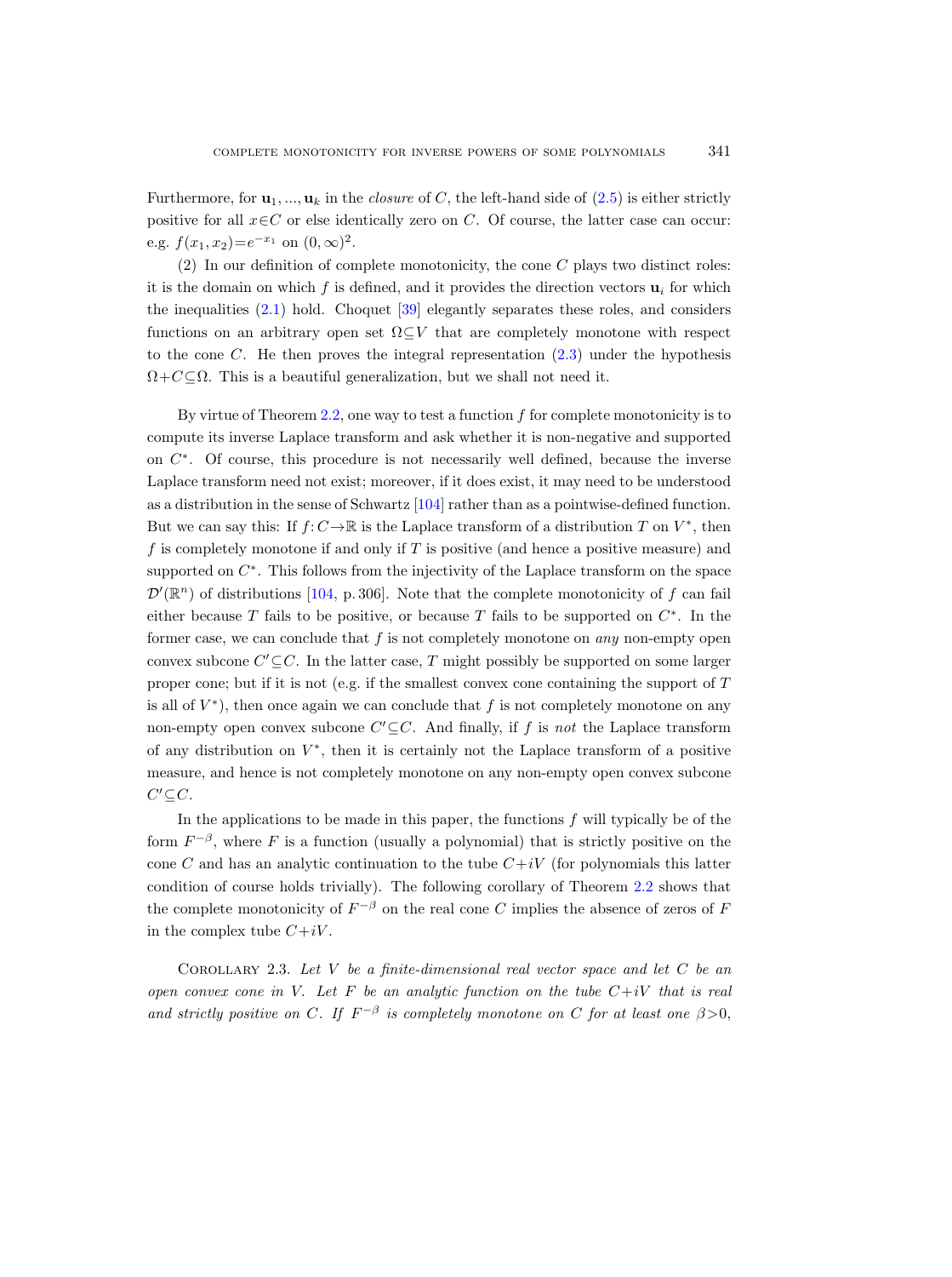Furthermore, for $\mathbf{u}_1, ..., \mathbf{u}_k$ in the *closure* of $C$, the left-hand side of (2.5) is either strictly positive for all $x \in C$ or else identically zero on $C$. Of course, the latter case can occur: e.g. $f(x_1, x_2) = e^{-x_1}$ on $(0, \infty)^2$.

(2) In our definition of complete monotonicity, the cone $C$ plays two distinct roles: it is the domain on which $f$ is defined, and it provides the direction vectors $\mathbf{u}_i$ for which the inequalities (2.1) hold. Choquet [39] elegantly separates these roles, and considers functions on an arbitrary open set $\Omega \subseteq V$ that are completely monotone with respect to the cone $C$. He then proves the integral representation (2.3) under the hypothesis $\Omega + C \subseteq \Omega$. This is a beautiful generalization, but we shall not need it.

By virtue of Theorem 2.2, one way to test a function $f$ for complete monotonicity is to compute its inverse Laplace transform and ask whether it is non-negative and supported on $C^*$. Of course, this procedure is not necessarily well defined, because the inverse Laplace transform need not exist; moreover, if it does exist, it may need to be understood as a distribution in the sense of Schwartz [104] rather than as a pointwise-defined function. But we can say this: If $f: C \to \mathbb{R}$ is the Laplace transform of a distribution $T$ on $V^*$, then $f$ is completely monotone if and only if $T$ is positive (and hence a positive measure) and supported on $C^*$. This follows from the injectivity of the Laplace transform on the space $\mathcal{D}'(\mathbb{R}^n)$ of distributions [104, p. 306]. Note that the complete monotonicity of $f$ can fail either because $T$ fails to be positive, or because $T$ fails to be supported on $C^*$. In the former case, we can conclude that $f$ is not completely monotone on *any* non-empty open convex subcone $C' \subseteq C$. In the latter case, $T$ might possibly be supported on some larger proper cone; but if it is not (e.g. if the smallest convex cone containing the support of $T$ is all of $V^*$), then once again we can conclude that $f$ is not completely monotone on any non-empty open convex subcone $C' \subseteq C$. And finally, if $f$ is *not* the Laplace transform of any distribution on $V^*$, then it is certainly not the Laplace transform of a positive measure, and hence is not completely monotone on any non-empty open convex subcone $C' \subseteq C$.

In the applications to be made in this paper, the functions $f$ will typically be of the form $F^{-\beta}$, where $F$ is a function (usually a polynomial) that is strictly positive on the cone $C$ and has an analytic continuation to the tube $C + iV$ (for polynomials this latter condition of course holds trivially). The following corollary of Theorem 2.2 shows that the complete monotonicity of $F^{-\beta}$ on the real cone $C$ implies the absence of zeros of $F$ in the complex tube $C + iV$.

Corollary 2.3. *Let $V$ be a finite-dimensional real vector space and let $C$ be an open convex cone in $V$. Let $F$ be an analytic function on the tube $C + iV$ that is real and strictly positive on $C$. If $F^{-\beta}$ is completely monotone on $C$ for at least one $\beta > 0$,*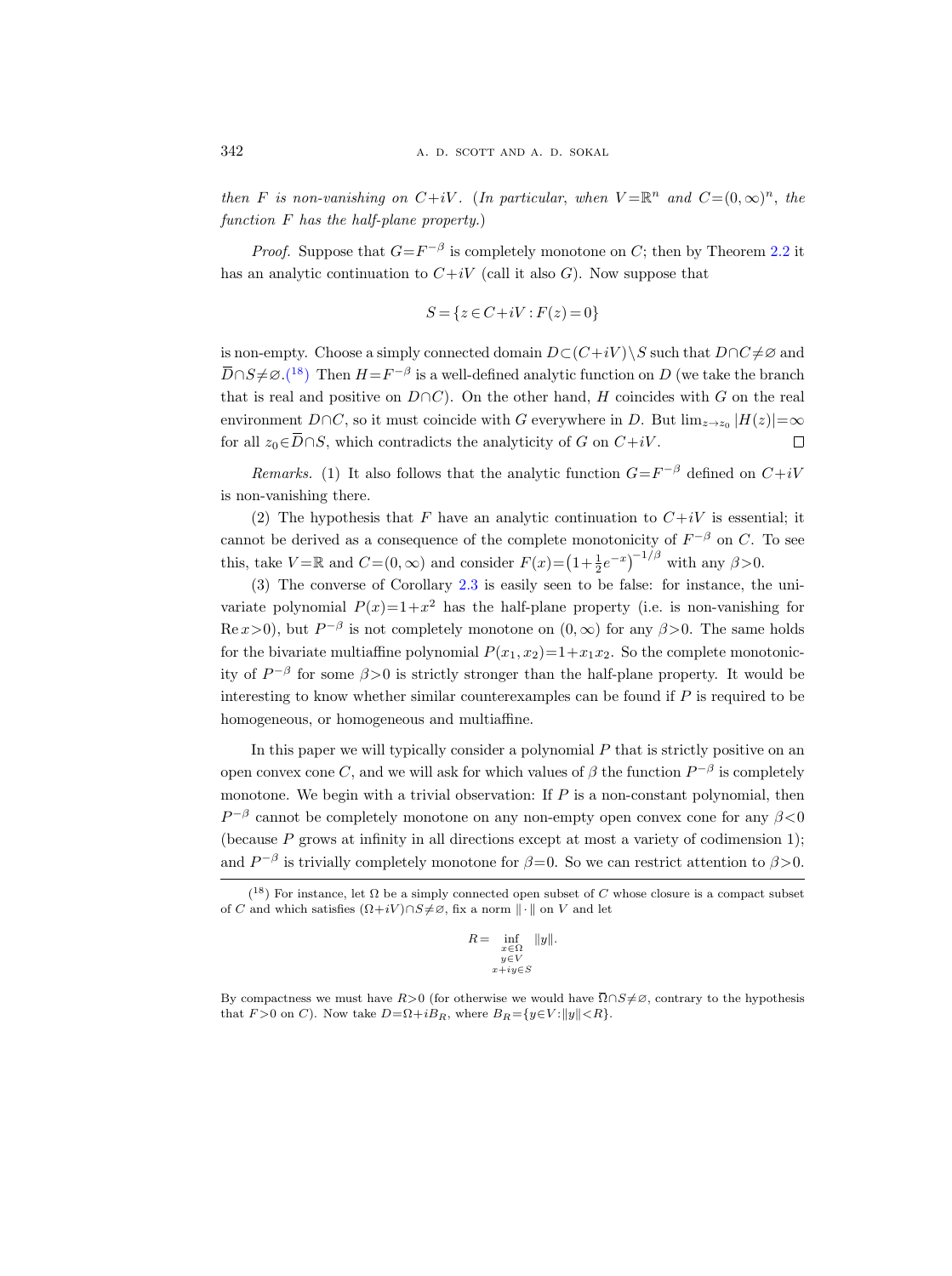*then $F$ is non-vanishing on $C+iV$. (In particular, when $V=\mathbb{R}^n$ and $C=(0,\infty)^n$, the function $F$ has the half-plane property.)*

*Proof.* Suppose that $G=F^{-\beta}$ is completely monotone on $C$; then by Theorem 2.2 it has an analytic continuation to $C+iV$ (call it also $G$). Now suppose that

$$S=\{z\in C+iV : F(z)=0\}$$

is non-empty. Choose a simply connected domain $D\subset(C+iV)\setminus S$ such that $D\cap C\neq\varnothing$ and $\overline{D}\cap S\neq\varnothing$.([18]) Then $H=F^{-\beta}$ is a well-defined analytic function on $D$ (we take the branch that is real and positive on $D\cap C$). On the other hand, $H$ coincides with $G$ on the real environment $D\cap C$, so it must coincide with $G$ everywhere in $D$. But $\lim_{z\to z_0}|H(z)|=\infty$ for all $z_0\in\overline{D}\cap S$, which contradicts the analyticity of $G$ on $C+iV$. □

*Remarks.* (1) It also follows that the analytic function $G=F^{-\beta}$ defined on $C+iV$ is non-vanishing there.

(2) The hypothesis that $F$ have an analytic continuation to $C+iV$ is essential; it cannot be derived as a consequence of the complete monotonicity of $F^{-\beta}$ on $C$. To see this, take $V=\mathbb{R}$ and $C=(0,\infty)$ and consider $F(x)=\left(1+\frac{1}{2}e^{-x}\right)^{-1/\beta}$ with any $\beta>0$.

(3) The converse of Corollary 2.3 is easily seen to be false: for instance, the univariate polynomial $P(x)=1+x^2$ has the half-plane property (i.e. is non-vanishing for $\operatorname{Re} x>0$), but $P^{-\beta}$ is not completely monotone on $(0,\infty)$ for any $\beta>0$. The same holds for the bivariate multiaffine polynomial $P(x_1,x_2)=1+x_1x_2$. So the complete monotonicity of $P^{-\beta}$ for some $\beta>0$ is strictly stronger than the half-plane property. It would be interesting to know whether similar counterexamples can be found if $P$ is required to be homogeneous, or homogeneous and multiaffine.

In this paper we will typically consider a polynomial $P$ that is strictly positive on an open convex cone $C$, and we will ask for which values of $\beta$ the function $P^{-\beta}$ is completely monotone. We begin with a trivial observation: If $P$ is a non-constant polynomial, then $P^{-\beta}$ cannot be completely monotone on any non-empty open convex cone for any $\beta<0$ (because $P$ grows at infinity in all directions except at most a variety of codimension 1); and $P^{-\beta}$ is trivially completely monotone for $\beta=0$. So we can restrict attention to $\beta>0$.

---

([18]) For instance, let $\Omega$ be a simply connected open subset of $C$ whose closure is a compact subset of $C$ and which satisfies $(\Omega+iV)\cap S\neq\varnothing$, fix a norm $\|\cdot\|$ on $V$ and let

$$R=\inf_{\substack{x\in\Omega\\ y\in V\\ x+iy\in S}}\|y\|.$$

By compactness we must have $R>0$ (for otherwise we would have $\overline{\Omega}\cap S\neq\varnothing$, contrary to the hypothesis that $F>0$ on $C$). Now take $D=\Omega+iB_R$, where $B_R=\{y\in V:\|y\|<R\}$.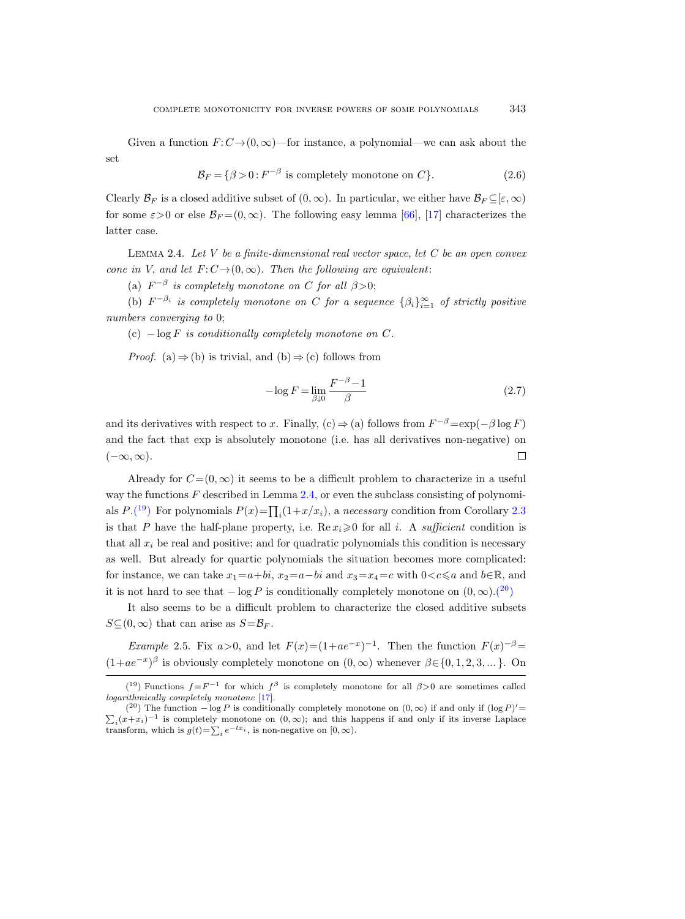Given a function $F: C \to (0, \infty)$—for instance, a polynomial—we can ask about the set

$$\mathcal{B}_F = \{\beta > 0 : F^{-\beta} \text{ is completely monotone on } C\}. \tag{2.6}$$

Clearly $\mathcal{B}_F$ is a closed additive subset of $(0, \infty)$. In particular, we either have $\mathcal{B}_F \subseteq [\varepsilon, \infty)$ for some $\varepsilon > 0$ or else $\mathcal{B}_F = (0, \infty)$. The following easy lemma [66], [17] characterizes the latter case.

Lemma 2.4. *Let $V$ be a finite-dimensional real vector space, let $C$ be an open convex cone in $V$, and let $F: C \to (0, \infty)$. Then the following are equivalent*:

(a) *$F^{-\beta}$ is completely monotone on $C$ for all $\beta > 0$*;

(b) *$F^{-\beta_i}$ is completely monotone on $C$ for a sequence $\{\beta_i\}_{i=1}^{\infty}$ of strictly positive numbers converging to* 0;

(c) *$-\log F$ is conditionally completely monotone on $C$.*

*Proof.* (a) $\Rightarrow$ (b) is trivial, and (b) $\Rightarrow$ (c) follows from

$$-\log F = \lim_{\beta \downarrow 0} \frac{F^{-\beta} - 1}{\beta} \tag{2.7}$$

and its derivatives with respect to $x$. Finally, (c) $\Rightarrow$ (a) follows from $F^{-\beta} = \exp(-\beta \log F)$ and the fact that exp is absolutely monotone (i.e. has all derivatives non-negative) on $(-\infty, \infty)$. $\square$

Already for $C = (0, \infty)$ it seems to be a difficult problem to characterize in a useful way the functions $F$ described in Lemma 2.4, or even the subclass consisting of polynomials $P$.[19] For polynomials $P(x) = \prod_i (1 + x/x_i)$, a *necessary* condition from Corollary 2.3 is that $P$ have the half-plane property, i.e. $\operatorname{Re} x_i \geqslant 0$ for all $i$. A *sufficient* condition is that all $x_i$ be real and positive; and for quadratic polynomials this condition is necessary as well. But already for quartic polynomials the situation becomes more complicated: for instance, we can take $x_1 = a + bi$, $x_2 = a - bi$ and $x_3 = x_4 = c$ with $0 < c \leqslant a$ and $b \in \mathbb{R}$, and it is not hard to see that $-\log P$ is conditionally completely monotone on $(0, \infty)$.[20]

It also seems to be a difficult problem to characterize the closed additive subsets $S \subseteq (0, \infty)$ that can arise as $S = \mathcal{B}_F$.

*Example* 2.5. Fix $a > 0$, and let $F(x) = (1 + ae^{-x})^{-1}$. Then the function $F(x)^{-\beta} = (1 + ae^{-x})^{\beta}$ is obviously completely monotone on $(0, \infty)$ whenever $\beta \in \{0, 1, 2, 3, \ldots\}$. On

---

[19] Functions $f = F^{-1}$ for which $f^{\beta}$ is completely monotone for all $\beta > 0$ are sometimes called *logarithmically completely monotone* [17].

[20] The function $-\log P$ is conditionally completely monotone on $(0, \infty)$ if and only if $(\log P)' = \sum_i (x + x_i)^{-1}$ is completely monotone on $(0, \infty)$; and this happens if and only if its inverse Laplace transform, which is $g(t) = \sum_i e^{-tx_i}$, is non-negative on $[0, \infty)$.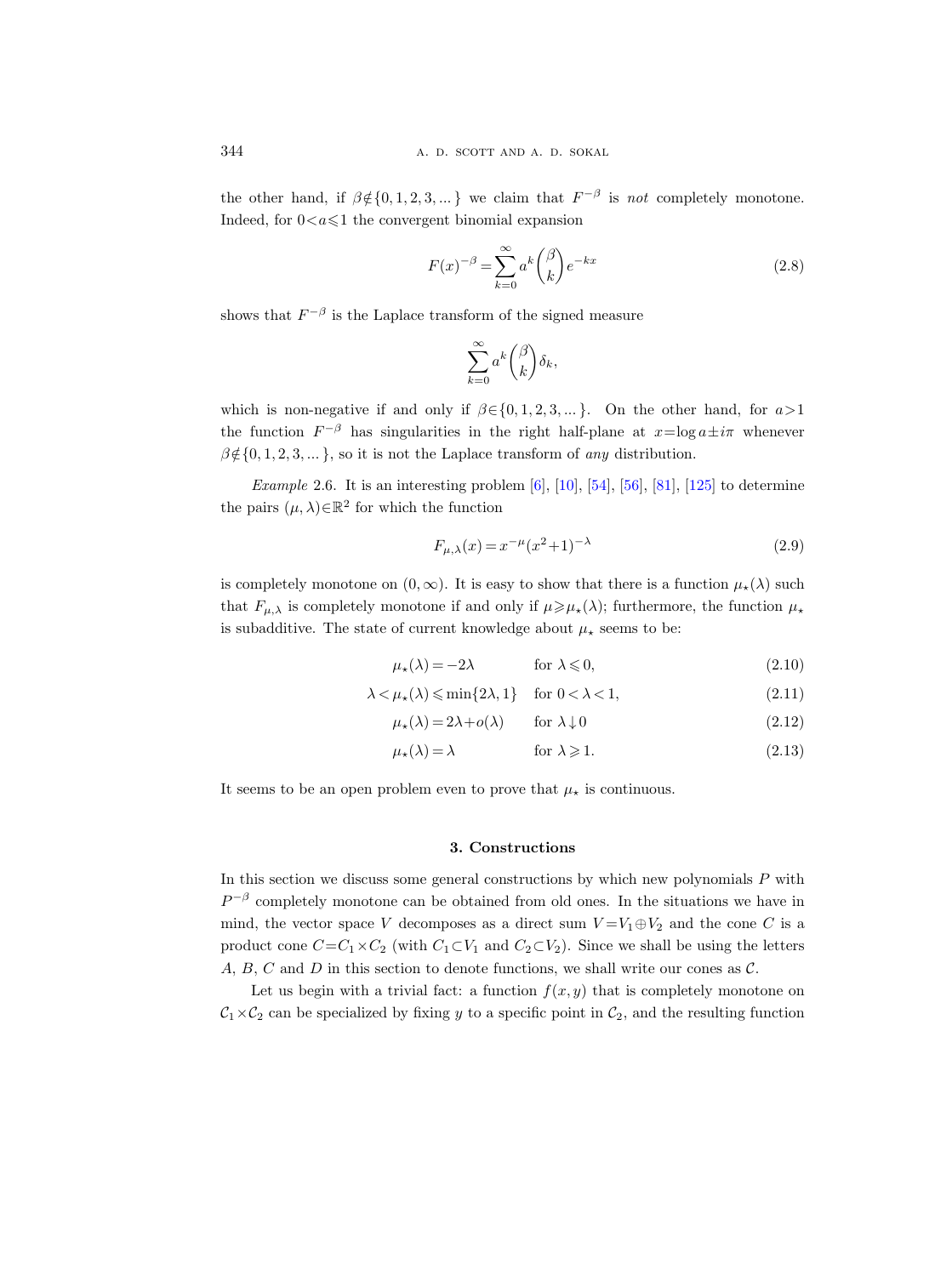the other hand, if $\beta \notin \{0,1,2,3,...\}$ we claim that $F^{-\beta}$ is *not* completely monotone. Indeed, for $0<a\leqslant 1$ the convergent binomial expansion

$$F(x)^{-\beta} = \sum_{k=0}^{\infty} a^k \binom{\beta}{k} e^{-kx} \tag{2.8}$$

shows that $F^{-\beta}$ is the Laplace transform of the signed measure

$$\sum_{k=0}^{\infty} a^k \binom{\beta}{k} \delta_k,$$

which is non-negative if and only if $\beta \in \{0,1,2,3,...\}$. On the other hand, for $a>1$ the function $F^{-\beta}$ has singularities in the right half-plane at $x=\log a \pm i\pi$ whenever $\beta \notin \{0,1,2,3,...\}$, so it is not the Laplace transform of *any* distribution.

*Example* 2.6. It is an interesting problem [6], [10], [54], [56], [81], [125] to determine the pairs $(\mu,\lambda)\in\mathbb{R}^2$ for which the function

$$F_{\mu,\lambda}(x) = x^{-\mu}(x^2+1)^{-\lambda} \tag{2.9}$$

is completely monotone on $(0,\infty)$. It is easy to show that there is a function $\mu_\star(\lambda)$ such that $F_{\mu,\lambda}$ is completely monotone if and only if $\mu \geqslant \mu_\star(\lambda)$; furthermore, the function $\mu_\star$ is subadditive. The state of current knowledge about $\mu_\star$ seems to be:

$$\mu_\star(\lambda) = -2\lambda \qquad \text{for } \lambda \leqslant 0, \tag{2.10}$$

$$\lambda < \mu_\star(\lambda) \leqslant \min\{2\lambda, 1\} \quad \text{for } 0<\lambda<1, \tag{2.11}$$

$$\mu_\star(\lambda) = 2\lambda + o(\lambda) \qquad \text{for } \lambda \downarrow 0 \tag{2.12}$$

$$\mu_\star(\lambda) = \lambda \qquad \text{for } \lambda \geqslant 1. \tag{2.13}$$

It seems to be an open problem even to prove that $\mu_\star$ is continuous.

## 3. Constructions

In this section we discuss some general constructions by which new polynomials $P$ with $P^{-\beta}$ completely monotone can be obtained from old ones. In the situations we have in mind, the vector space $V$ decomposes as a direct sum $V=V_1\oplus V_2$ and the cone $C$ is a product cone $C=C_1\times C_2$ (with $C_1\subset V_1$ and $C_2\subset V_2$). Since we shall be using the letters $A$, $B$, $C$ and $D$ in this section to denote functions, we shall write our cones as $\mathcal{C}$.

Let us begin with a trivial fact: a function $f(x,y)$ that is completely monotone on $\mathcal{C}_1\times\mathcal{C}_2$ can be specialized by fixing $y$ to a specific point in $\mathcal{C}_2$, and the resulting function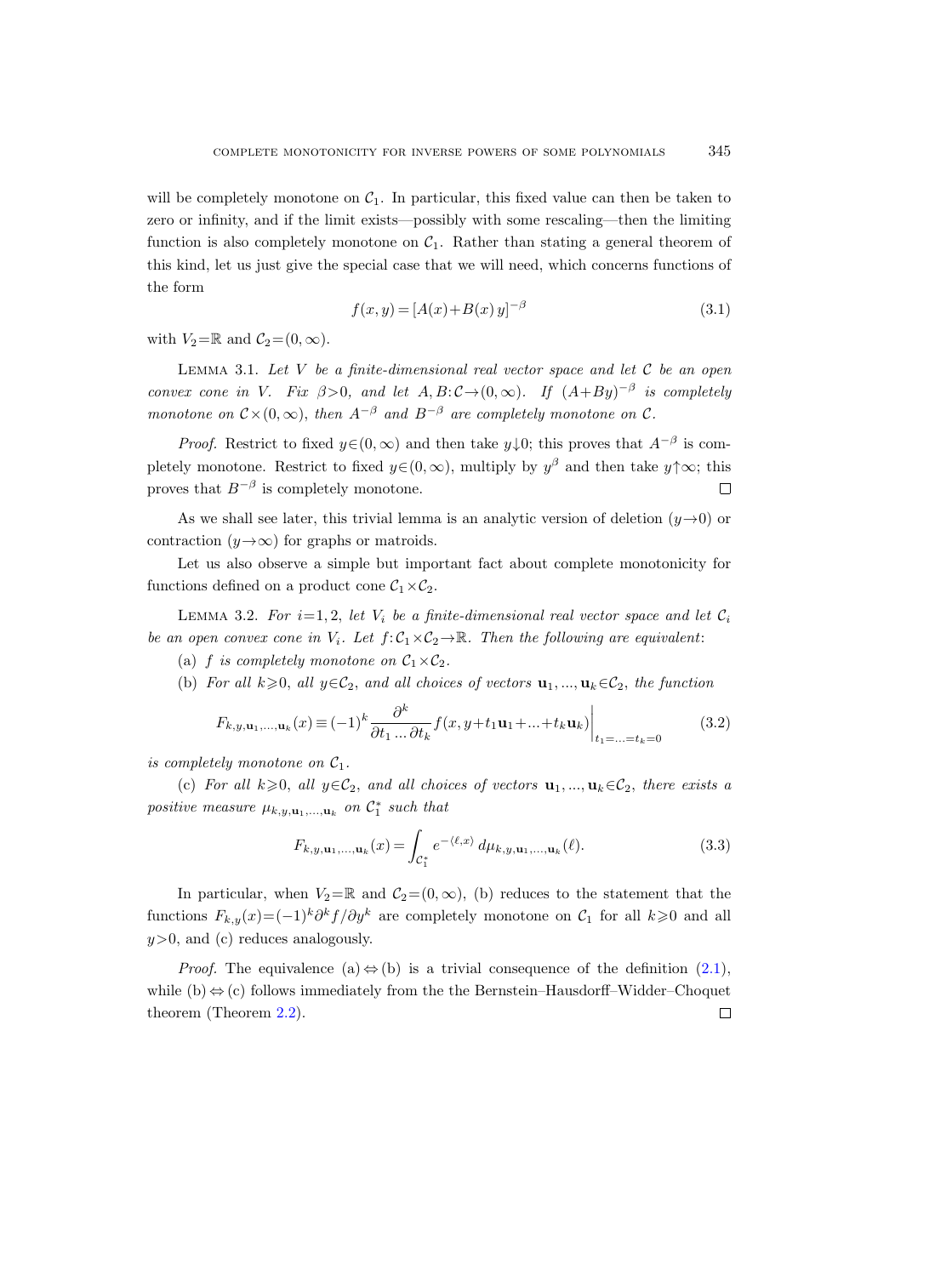will be completely monotone on $\mathcal{C}_1$. In particular, this fixed value can then be taken to zero or infinity, and if the limit exists—possibly with some rescaling—then the limiting function is also completely monotone on $\mathcal{C}_1$. Rather than stating a general theorem of this kind, let us just give the special case that we will need, which concerns functions of the form

$$f(x,y) = [A(x)+B(x)\,y]^{-\beta} \tag{3.1}$$

with $V_2=\mathbb{R}$ and $\mathcal{C}_2=(0,\infty)$.

Lemma 3.1. *Let $V$ be a finite-dimensional real vector space and let $\mathcal{C}$ be an open convex cone in $V$. Fix $\beta>0$, and let $A,B\colon\mathcal{C}\to(0,\infty)$. If $(A+By)^{-\beta}$ is completely monotone on $\mathcal{C}\times(0,\infty)$, then $A^{-\beta}$ and $B^{-\beta}$ are completely monotone on $\mathcal{C}$.*

*Proof.* Restrict to fixed $y\in(0,\infty)$ and then take $y\downarrow 0$; this proves that $A^{-\beta}$ is completely monotone. Restrict to fixed $y\in(0,\infty)$, multiply by $y^{\beta}$ and then take $y\uparrow\infty$; this proves that $B^{-\beta}$ is completely monotone. □

As we shall see later, this trivial lemma is an analytic version of deletion ($y\to 0$) or contraction ($y\to\infty$) for graphs or matroids.

Let us also observe a simple but important fact about complete monotonicity for functions defined on a product cone $\mathcal{C}_1\times\mathcal{C}_2$.

Lemma 3.2. *For $i=1,2$, let $V_i$ be a finite-dimensional real vector space and let $\mathcal{C}_i$ be an open convex cone in $V_i$. Let $f\colon\mathcal{C}_1\times\mathcal{C}_2\to\mathbb{R}$. Then the following are equivalent*:

(a) *$f$ is completely monotone on $\mathcal{C}_1\times\mathcal{C}_2$.*

(b) *For all $k\geqslant 0$, all $y\in\mathcal{C}_2$, and all choices of vectors $\mathbf{u}_1,...,\mathbf{u}_k\in\mathcal{C}_2$, the function*

$$F_{k,y,\mathbf{u}_1,...,\mathbf{u}_k}(x) \equiv (-1)^k \frac{\partial^k}{\partial t_1\,...\,\partial t_k} f(x, y+t_1\mathbf{u}_1+...+t_k\mathbf{u}_k)\bigg|_{t_1=...=t_k=0} \tag{3.2}$$

*is completely monotone on $\mathcal{C}_1$.*

(c) *For all $k\geqslant 0$, all $y\in\mathcal{C}_2$, and all choices of vectors $\mathbf{u}_1,...,\mathbf{u}_k\in\mathcal{C}_2$, there exists a positive measure $\mu_{k,y,\mathbf{u}_1,...,\mathbf{u}_k}$ on $\mathcal{C}_1^*$ such that*

$$F_{k,y,\mathbf{u}_1,...,\mathbf{u}_k}(x) = \int_{\mathcal{C}_1^*} e^{-\langle \ell, x\rangle}\, d\mu_{k,y,\mathbf{u}_1,...,\mathbf{u}_k}(\ell). \tag{3.3}$$

In particular, when $V_2=\mathbb{R}$ and $\mathcal{C}_2=(0,\infty)$, (b) reduces to the statement that the functions $F_{k,y}(x)=(-1)^k\partial^k f/\partial y^k$ are completely monotone on $\mathcal{C}_1$ for all $k\geqslant 0$ and all $y>0$, and (c) reduces analogously.

*Proof.* The equivalence (a) $\Leftrightarrow$ (b) is a trivial consequence of the definition (2.1), while (b) $\Leftrightarrow$ (c) follows immediately from the the Bernstein–Hausdorff–Widder–Choquet theorem (Theorem 2.2). □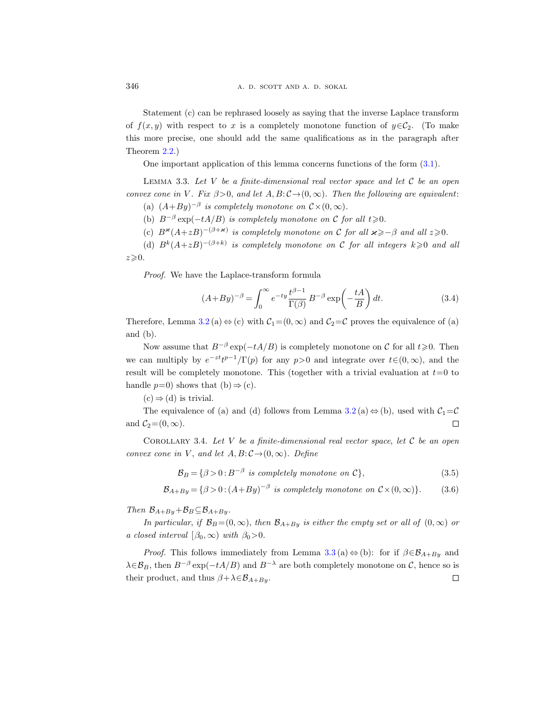Statement (c) can be rephrased loosely as saying that the inverse Laplace transform of $f(x,y)$ with respect to $x$ is a completely monotone function of $y \in \mathcal{C}_2$. (To make this more precise, one should add the same qualifications as in the paragraph after Theorem 2.2.)

One important application of this lemma concerns functions of the form (3.1).

Lemma 3.3. *Let $V$ be a finite-dimensional real vector space and let $\mathcal{C}$ be an open convex cone in $V$. Fix $\beta > 0$, and let $A, B: \mathcal{C} \to (0,\infty)$. Then the following are equivalent*:

(a) *$(A+By)^{-\beta}$ is completely monotone on $\mathcal{C} \times (0,\infty)$.*

(b) *$B^{-\beta} \exp(-tA/B)$ is completely monotone on $\mathcal{C}$ for all $t \geqslant 0$.*

(c) *$B^{\varkappa}(A+zB)^{-(\beta+\varkappa)}$ is completely monotone on $\mathcal{C}$ for all $\varkappa \geqslant -\beta$ and all $z \geqslant 0$.*

(d) *$B^{k}(A+zB)^{-(\beta+k)}$ is completely monotone on $\mathcal{C}$ for all integers $k \geqslant 0$ and all $z \geqslant 0$.*

*Proof.* We have the Laplace-transform formula

$$(A+By)^{-\beta} = \int_0^\infty e^{-ty} \frac{t^{\beta-1}}{\Gamma(\beta)} B^{-\beta} \exp\left(-\frac{tA}{B}\right) dt. \tag{3.4}$$

Therefore, Lemma 3.2 (a) $\Leftrightarrow$ (c) with $\mathcal{C}_1 = (0,\infty)$ and $\mathcal{C}_2 = \mathcal{C}$ proves the equivalence of (a) and (b).

Now assume that $B^{-\beta} \exp(-tA/B)$ is completely monotone on $\mathcal{C}$ for all $t \geqslant 0$. Then we can multiply by $e^{-zt} t^{p-1}/\Gamma(p)$ for any $p > 0$ and integrate over $t \in (0,\infty)$, and the result will be completely monotone. This (together with a trivial evaluation at $t=0$ to handle $p=0$) shows that (b) $\Rightarrow$ (c).

(c) $\Rightarrow$ (d) is trivial.

The equivalence of (a) and (d) follows from Lemma 3.2 (a) $\Leftrightarrow$ (b), used with $\mathcal{C}_1 = \mathcal{C}$ and $\mathcal{C}_2 = (0,\infty)$. $\square$

Corollary 3.4. *Let $V$ be a finite-dimensional real vector space, let $\mathcal{C}$ be an open convex cone in $V$, and let $A, B: \mathcal{C} \to (0,\infty)$. Define*

$$\mathcal{B}_B = \{\beta > 0 : B^{-\beta} \text{ is completely monotone on } \mathcal{C}\}, \tag{3.5}$$

$$\mathcal{B}_{A+By} = \{\beta > 0 : (A+By)^{-\beta} \text{ is completely monotone on } \mathcal{C} \times (0,\infty)\}. \tag{3.6}$$

*Then $\mathcal{B}_{A+By} + \mathcal{B}_B \subseteq \mathcal{B}_{A+By}$.*

*In particular, if $\mathcal{B}_B = (0,\infty)$, then $\mathcal{B}_{A+By}$ is either the empty set or all of $(0,\infty)$ or a closed interval $[\beta_0, \infty)$ with $\beta_0 > 0$.*

*Proof.* This follows immediately from Lemma 3.3 (a) $\Leftrightarrow$ (b): for if $\beta \in \mathcal{B}_{A+By}$ and $\lambda \in \mathcal{B}_B$, then $B^{-\beta} \exp(-tA/B)$ and $B^{-\lambda}$ are both completely monotone on $\mathcal{C}$, hence so is their product, and thus $\beta + \lambda \in \mathcal{B}_{A+By}$. $\square$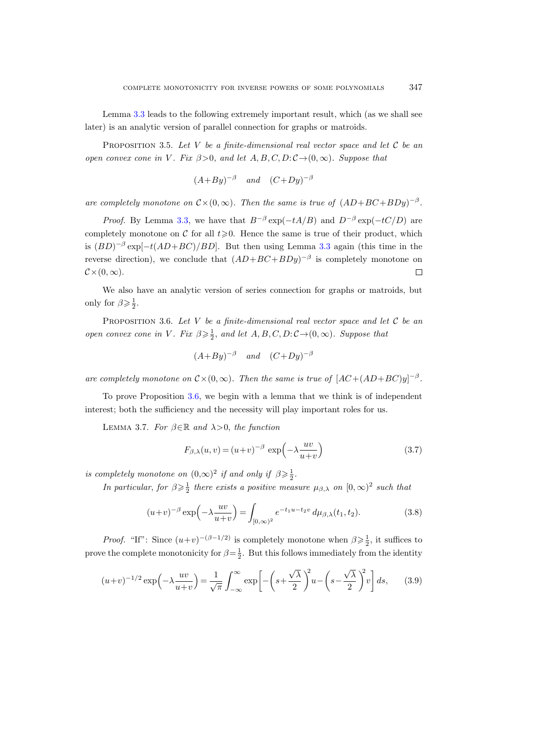Lemma 3.3 leads to the following extremely important result, which (as we shall see later) is an analytic version of parallel connection for graphs or matroids.

Proposition 3.5. *Let $V$ be a finite-dimensional real vector space and let $\mathcal{C}$ be an open convex cone in $V$. Fix $\beta>0$, and let $A,B,C,D\colon \mathcal{C}\to(0,\infty)$. Suppose that*

$$(A+By)^{-\beta} \quad \textit{and} \quad (C+Dy)^{-\beta}$$

*are completely monotone on $\mathcal{C}\times(0,\infty)$. Then the same is true of $(AD+BC+BDy)^{-\beta}$.*

*Proof.* By Lemma 3.3, we have that $B^{-\beta}\exp(-tA/B)$ and $D^{-\beta}\exp(-tC/D)$ are completely monotone on $\mathcal{C}$ for all $t\geqslant 0$. Hence the same is true of their product, which is $(BD)^{-\beta}\exp[-t(AD+BC)/BD]$. But then using Lemma 3.3 again (this time in the reverse direction), we conclude that $(AD+BC+BDy)^{-\beta}$ is completely monotone on $\mathcal{C}\times(0,\infty)$. $\square$

We also have an analytic version of series connection for graphs or matroids, but only for $\beta\geqslant\frac{1}{2}$.

Proposition 3.6. *Let $V$ be a finite-dimensional real vector space and let $\mathcal{C}$ be an open convex cone in $V$. Fix $\beta\geqslant\frac{1}{2}$, and let $A,B,C,D\colon \mathcal{C}\to(0,\infty)$. Suppose that*

$$(A+By)^{-\beta} \quad \textit{and} \quad (C+Dy)^{-\beta}$$

*are completely monotone on $\mathcal{C}\times(0,\infty)$. Then the same is true of $[AC+(AD+BC)y]^{-\beta}$.*

To prove Proposition 3.6, we begin with a lemma that we think is of independent interest; both the sufficiency and the necessity will play important roles for us.

Lemma 3.7. *For $\beta\in\mathbb{R}$ and $\lambda>0$, the function*

$$F_{\beta,\lambda}(u,v) = (u+v)^{-\beta}\,\exp\Big(-\lambda\frac{uv}{u+v}\Big) \tag{3.7}$$

*is completely monotone on $(0,\infty)^2$ if and only if $\beta\geqslant\frac{1}{2}$.*

*In particular, for $\beta\geqslant\frac{1}{2}$ there exists a positive measure $\mu_{\beta,\lambda}$ on $[0,\infty)^2$ such that*

$$(u+v)^{-\beta}\exp\Big(-\lambda\frac{uv}{u+v}\Big) = \int_{[0,\infty)^2} e^{-t_1u-t_2v}\,d\mu_{\beta,\lambda}(t_1,t_2). \tag{3.8}$$

*Proof.* "If": Since $(u+v)^{-(\beta-1/2)}$ is completely monotone when $\beta\geqslant\frac{1}{2}$, it suffices to prove the complete monotonicity for $\beta=\frac{1}{2}$. But this follows immediately from the identity

$$(u+v)^{-1/2}\exp\Big(-\lambda\frac{uv}{u+v}\Big) = \frac{1}{\sqrt{\pi}}\int_{-\infty}^{\infty}\exp\bigg[-\Big(s+\frac{\sqrt{\lambda}}{2}\Big)^2u-\Big(s-\frac{\sqrt{\lambda}}{2}\Big)^2v\bigg]\,ds, \tag{3.9}$$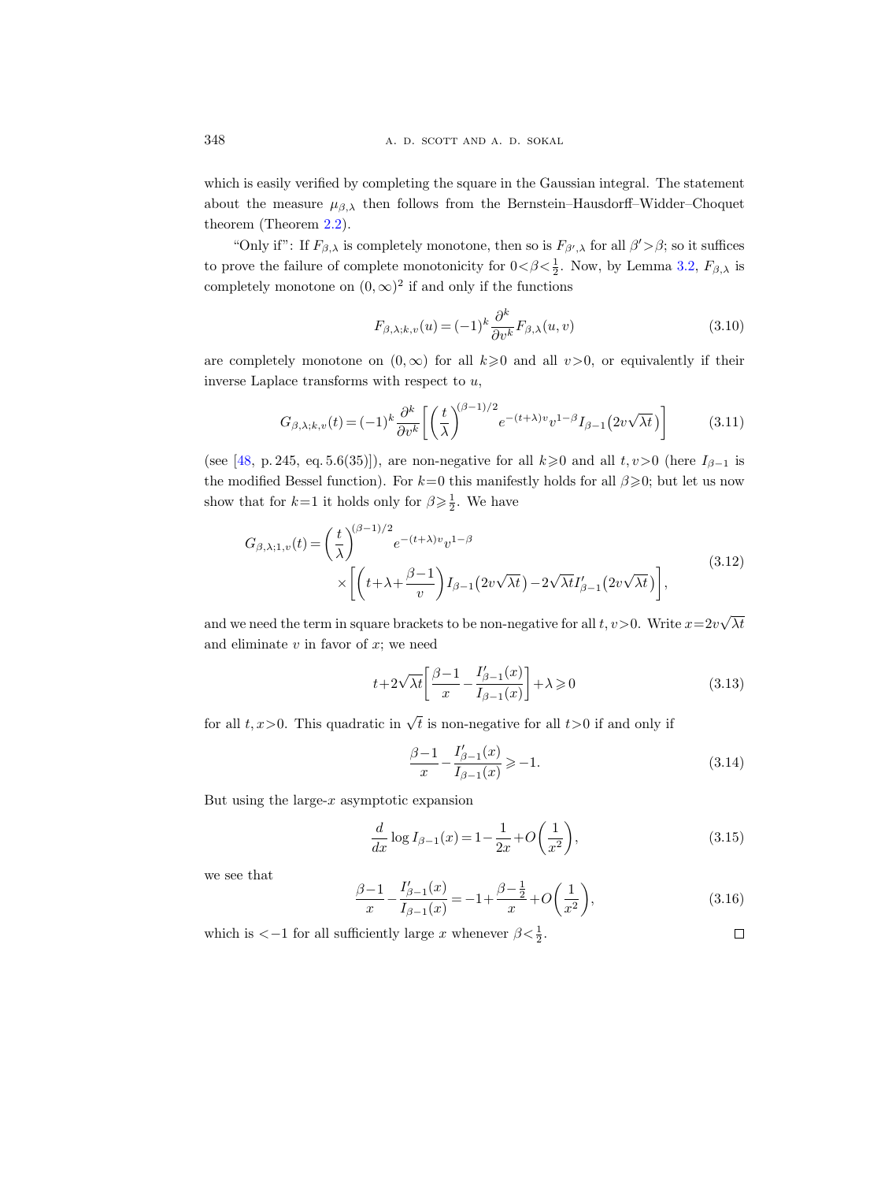which is easily verified by completing the square in the Gaussian integral. The statement about the measure $\mu_{\beta,\lambda}$ then follows from the Bernstein–Hausdorff–Widder–Choquet theorem (Theorem 2.2).

"Only if": If $F_{\beta,\lambda}$ is completely monotone, then so is $F_{\beta',\lambda}$ for all $\beta'>\beta$; so it suffices to prove the failure of complete monotonicity for $0<\beta<\frac{1}{2}$. Now, by Lemma 3.2, $F_{\beta,\lambda}$ is completely monotone on $(0,\infty)^2$ if and only if the functions

$$F_{\beta,\lambda;k,v}(u) = (-1)^k \frac{\partial^k}{\partial v^k} F_{\beta,\lambda}(u,v) \tag{3.10}$$

are completely monotone on $(0,\infty)$ for all $k\geqslant 0$ and all $v>0$, or equivalently if their inverse Laplace transforms with respect to $u$,

$$G_{\beta,\lambda;k,v}(t) = (-1)^k \frac{\partial^k}{\partial v^k}\left[\left(\frac{t}{\lambda}\right)^{(\beta-1)/2} e^{-(t+\lambda)v} v^{1-\beta} I_{\beta-1}\big(2v\sqrt{\lambda t}\big)\right] \tag{3.11}$$

(see [48, p. 245, eq. 5.6(35)]), are non-negative for all $k\geqslant 0$ and all $t,v>0$ (here $I_{\beta-1}$ is the modified Bessel function). For $k=0$ this manifestly holds for all $\beta\geqslant 0$; but let us now show that for $k=1$ it holds only for $\beta\geqslant\frac{1}{2}$. We have

$$\begin{aligned} G_{\beta,\lambda;1,v}(t) = {} & \left(\frac{t}{\lambda}\right)^{(\beta-1)/2} e^{-(t+\lambda)v} v^{1-\beta} \\ & \times \left[\left(t+\lambda+\frac{\beta-1}{v}\right) I_{\beta-1}\big(2v\sqrt{\lambda t}\big) - 2\sqrt{\lambda t}\, I'_{\beta-1}\big(2v\sqrt{\lambda t}\big)\right], \end{aligned} \tag{3.12}$$

and we need the term in square brackets to be non-negative for all $t,v>0$. Write $x=2v\sqrt{\lambda t}$ and eliminate $v$ in favor of $x$; we need

$$t + 2\sqrt{\lambda t}\left[\frac{\beta-1}{x} - \frac{I'_{\beta-1}(x)}{I_{\beta-1}(x)}\right] + \lambda \geqslant 0 \tag{3.13}$$

for all $t,x>0$. This quadratic in $\sqrt{t}$ is non-negative for all $t>0$ if and only if

$$\frac{\beta-1}{x} - \frac{I'_{\beta-1}(x)}{I_{\beta-1}(x)} \geqslant -1. \tag{3.14}$$

But using the large-$x$ asymptotic expansion

$$\frac{d}{dx}\log I_{\beta-1}(x) = 1 - \frac{1}{2x} + O\left(\frac{1}{x^2}\right), \tag{3.15}$$

we see that

$$\frac{\beta-1}{x} - \frac{I'_{\beta-1}(x)}{I_{\beta-1}(x)} = -1 + \frac{\beta-\frac{1}{2}}{x} + O\left(\frac{1}{x^2}\right), \tag{3.16}$$

which is $<-1$ for all sufficiently large $x$ whenever $\beta<\frac{1}{2}$. □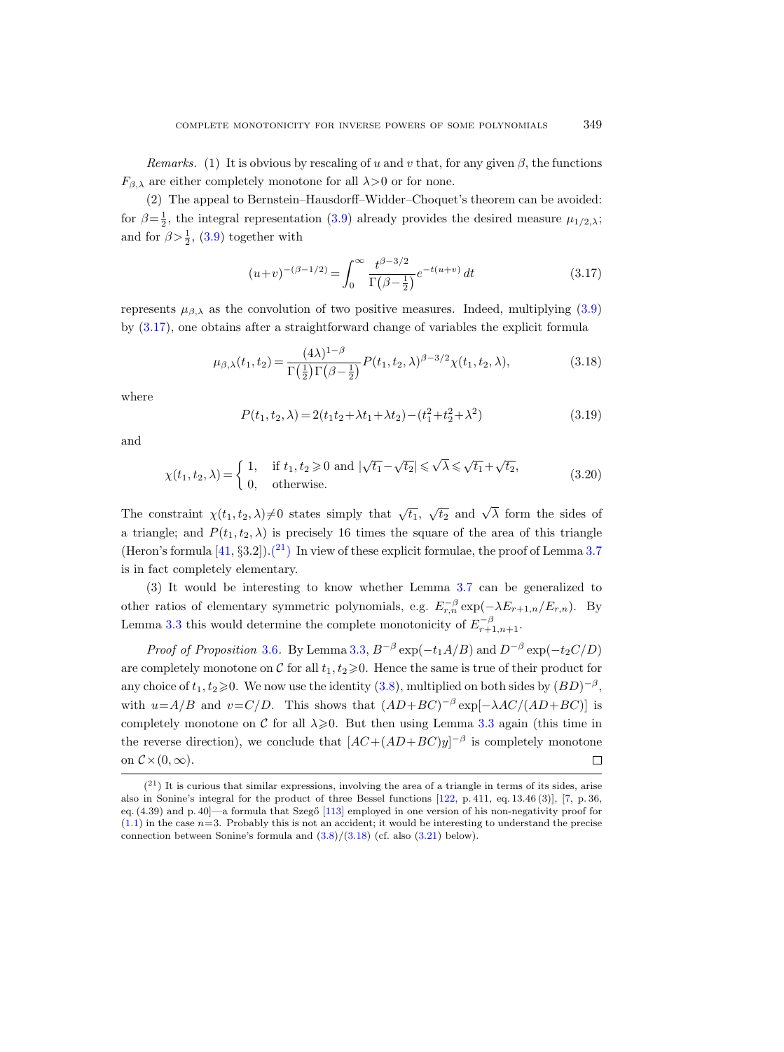*Remarks.* (1) It is obvious by rescaling of $u$ and $v$ that, for any given $\beta$, the functions $F_{\beta,\lambda}$ are either completely monotone for all $\lambda>0$ or for none.

(2) The appeal to Bernstein–Hausdorff–Widder–Choquet's theorem can be avoided: for $\beta=\frac{1}{2}$, the integral representation (3.9) already provides the desired measure $\mu_{1/2,\lambda}$; and for $\beta>\frac{1}{2}$, (3.9) together with

$$(u+v)^{-(\beta-1/2)} = \int_0^\infty \frac{t^{\beta-3/2}}{\Gamma\big(\beta-\frac{1}{2}\big)} e^{-t(u+v)}\, dt \tag{3.17}$$

represents $\mu_{\beta,\lambda}$ as the convolution of two positive measures. Indeed, multiplying (3.9) by (3.17), one obtains after a straightforward change of variables the explicit formula

$$\mu_{\beta,\lambda}(t_1,t_2) = \frac{(4\lambda)^{1-\beta}}{\Gamma\big(\frac{1}{2}\big)\Gamma\big(\beta-\frac{1}{2}\big)} P(t_1,t_2,\lambda)^{\beta-3/2}\chi(t_1,t_2,\lambda), \tag{3.18}$$

where

$$P(t_1,t_2,\lambda) = 2(t_1t_2+\lambda t_1+\lambda t_2)-(t_1^2+t_2^2+\lambda^2) \tag{3.19}$$

and

$$\chi(t_1,t_2,\lambda) = \begin{cases} 1, & \text{if } t_1,t_2 \geqslant 0 \text{ and } |\sqrt{t_1}-\sqrt{t_2}| \leqslant \sqrt{\lambda} \leqslant \sqrt{t_1}+\sqrt{t_2}, \\ 0, & \text{otherwise.} \end{cases} \tag{3.20}$$

The constraint $\chi(t_1,t_2,\lambda)\neq 0$ states simply that $\sqrt{t_1}$, $\sqrt{t_2}$ and $\sqrt{\lambda}$ form the sides of a triangle; and $P(t_1,t_2,\lambda)$ is precisely 16 times the square of the area of this triangle (Heron's formula [41, §3.2]).([21]) In view of these explicit formulae, the proof of Lemma 3.7 is in fact completely elementary.

(3) It would be interesting to know whether Lemma 3.7 can be generalized to other ratios of elementary symmetric polynomials, e.g. $E_{r,n}^{-\beta}\exp(-\lambda E_{r+1,n}/E_{r,n})$. By Lemma 3.3 this would determine the complete monotonicity of $E_{r+1,n+1}^{-\beta}$.

*Proof of Proposition* 3.6. By Lemma 3.3, $B^{-\beta}\exp(-t_1A/B)$ and $D^{-\beta}\exp(-t_2C/D)$ are completely monotone on $\mathcal{C}$ for all $t_1,t_2\geqslant 0$. Hence the same is true of their product for any choice of $t_1,t_2\geqslant 0$. We now use the identity (3.8), multiplied on both sides by $(BD)^{-\beta}$, with $u=A/B$ and $v=C/D$. This shows that $(AD+BC)^{-\beta}\exp[-\lambda AC/(AD+BC)]$ is completely monotone on $\mathcal{C}$ for all $\lambda\geqslant 0$. But then using Lemma 3.3 again (this time in the reverse direction), we conclude that $[AC+(AD+BC)y]^{-\beta}$ is completely monotone on $\mathcal{C}\times(0,\infty)$. $\square$

---

([21]) It is curious that similar expressions, involving the area of a triangle in terms of its sides, arise also in Sonine's integral for the product of three Bessel functions [122, p. 411, eq. 13.46 (3)], [7, p. 36, eq. (4.39) and p. 40]—a formula that Szegő [113] employed in one version of his non-negativity proof for (1.1) in the case $n=3$. Probably this is not an accident; it would be interesting to understand the precise connection between Sonine's formula and (3.8)/(3.18) (cf. also (3.21) below).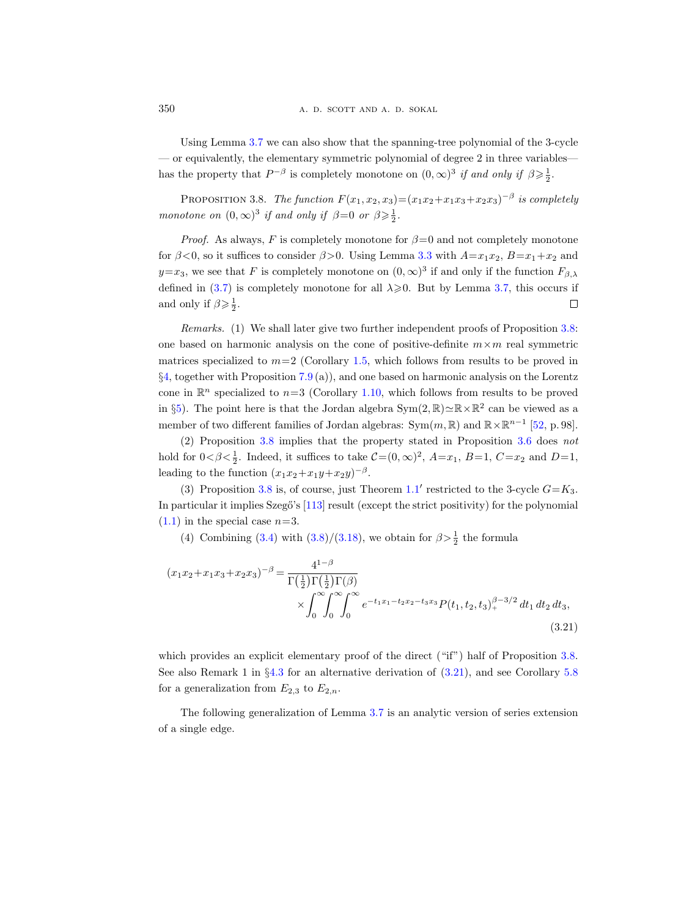Using Lemma 3.7 we can also show that the spanning-tree polynomial of the 3-cycle — or equivalently, the elementary symmetric polynomial of degree 2 in three variables— has the property that $P^{-\beta}$ is completely monotone on $(0,\infty)^3$ *if and only if* $\beta \geqslant \frac{1}{2}$.

PROPOSITION 3.8. *The function* $F(x_1,x_2,x_3)=(x_1x_2+x_1x_3+x_2x_3)^{-\beta}$ *is completely monotone on* $(0,\infty)^3$ *if and only if* $\beta=0$ *or* $\beta\geqslant\frac{1}{2}$.

*Proof.* As always, $F$ is completely monotone for $\beta=0$ and not completely monotone for $\beta<0$, so it suffices to consider $\beta>0$. Using Lemma 3.3 with $A=x_1x_2$, $B=x_1+x_2$ and $y=x_3$, we see that $F$ is completely monotone on $(0,\infty)^3$ if and only if the function $F_{\beta,\lambda}$ defined in (3.7) is completely monotone for all $\lambda\geqslant 0$. But by Lemma 3.7, this occurs if and only if $\beta\geqslant\frac{1}{2}$. ∎

*Remarks.* (1) We shall later give two further independent proofs of Proposition 3.8: one based on harmonic analysis on the cone of positive-definite $m\times m$ real symmetric matrices specialized to $m=2$ (Corollary 1.5, which follows from results to be proved in §4, together with Proposition 7.9 (a)), and one based on harmonic analysis on the Lorentz cone in $\mathbb{R}^n$ specialized to $n=3$ (Corollary 1.10, which follows from results to be proved in §5). The point here is that the Jordan algebra $\mathrm{Sym}(2,\mathbb{R})\simeq\mathbb{R}\times\mathbb{R}^2$ can be viewed as a member of two different families of Jordan algebras: $\mathrm{Sym}(m,\mathbb{R})$ and $\mathbb{R}\times\mathbb{R}^{n-1}$ [52, p. 98].

(2) Proposition 3.8 implies that the property stated in Proposition 3.6 does *not* hold for $0<\beta<\frac{1}{2}$. Indeed, it suffices to take $\mathcal{C}=(0,\infty)^2$, $A=x_1$, $B=1$, $C=x_2$ and $D=1$, leading to the function $(x_1x_2+x_1y+x_2y)^{-\beta}$.

(3) Proposition 3.8 is, of course, just Theorem 1.1′ restricted to the 3-cycle $G=K_3$. In particular it implies Szegő's [113] result (except the strict positivity) for the polynomial (1.1) in the special case $n=3$.

(4) Combining (3.4) with (3.8)/(3.18), we obtain for $\beta>\frac{1}{2}$ the formula

$$
(x_1x_2+x_1x_3+x_2x_3)^{-\beta}=\frac{4^{1-\beta}}{\Gamma\big(\frac{1}{2}\big)\Gamma\big(\frac{1}{2}\big)\Gamma(\beta)} \times\int_0^\infty\!\!\int_0^\infty\!\!\int_0^\infty e^{-t_1x_1-t_2x_2-t_3x_3}P(t_1,t_2,t_3)_+^{\beta-3/2}\,dt_1\,dt_2\,dt_3, \tag{3.21}
$$

which provides an explicit elementary proof of the direct ("if") half of Proposition 3.8. See also Remark 1 in §4.3 for an alternative derivation of (3.21), and see Corollary 5.8 for a generalization from $E_{2,3}$ to $E_{2,n}$.

The following generalization of Lemma 3.7 is an analytic version of series extension of a single edge.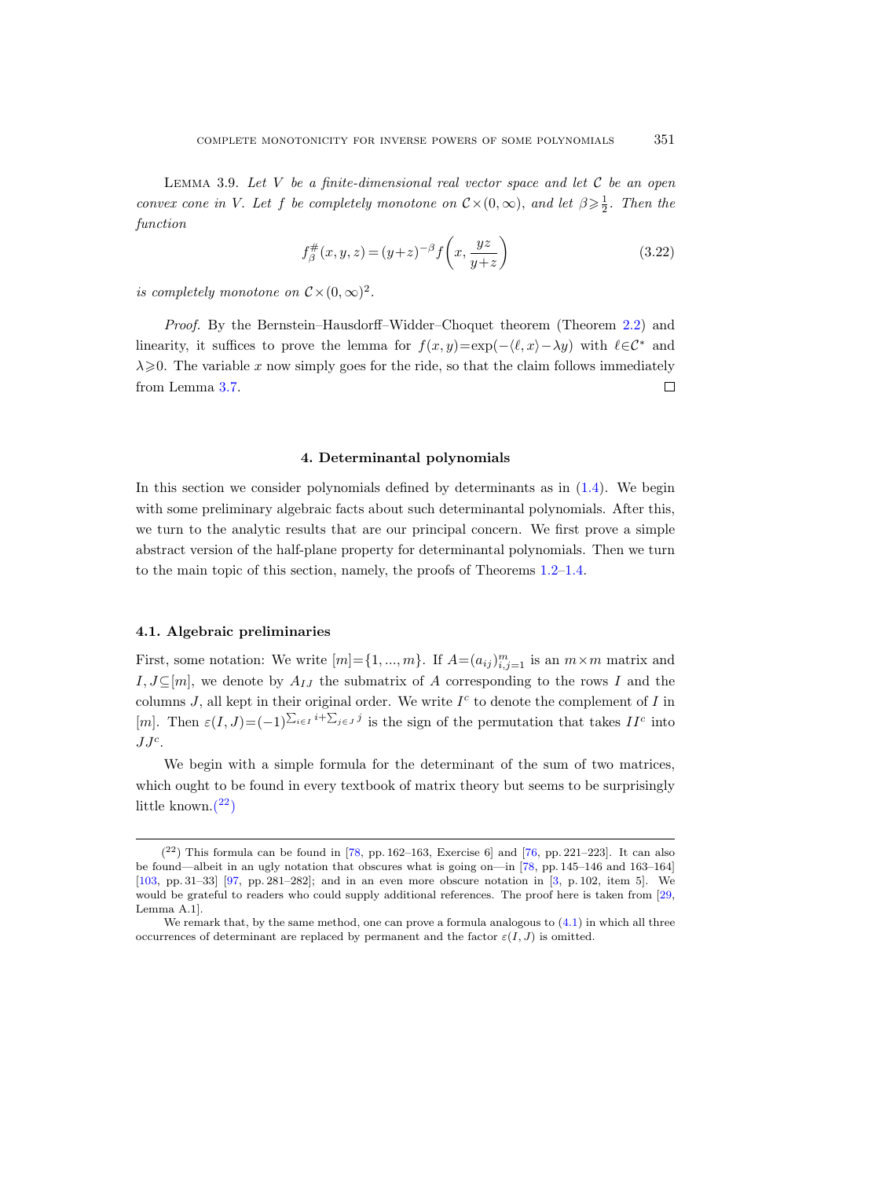**Lemma 3.9.** *Let $V$ be a finite-dimensional real vector space and let $\mathcal{C}$ be an open convex cone in $V$. Let $f$ be completely monotone on $\mathcal{C}\times(0,\infty)$, and let $\beta\geqslant\frac{1}{2}$. Then the function*

$$f_\beta^\#(x,y,z) = (y+z)^{-\beta} f\left(x, \frac{yz}{y+z}\right) \tag{3.22}$$

*is completely monotone on $\mathcal{C}\times(0,\infty)^2$.*

*Proof.* By the Bernstein–Hausdorff–Widder–Choquet theorem (Theorem 2.2) and linearity, it suffices to prove the lemma for $f(x,y)=\exp(-\langle \ell, x\rangle - \lambda y)$ with $\ell\in\mathcal{C}^*$ and $\lambda\geqslant 0$. The variable $x$ now simply goes for the ride, so that the claim follows immediately from Lemma 3.7. □

## 4. Determinantal polynomials

In this section we consider polynomials defined by determinants as in (1.4). We begin with some preliminary algebraic facts about such determinantal polynomials. After this, we turn to the analytic results that are our principal concern. We first prove a simple abstract version of the half-plane property for determinantal polynomials. Then we turn to the main topic of this section, namely, the proofs of Theorems 1.2–1.4.

### 4.1. Algebraic preliminaries

First, some notation: We write $[m]=\{1,...,m\}$. If $A=(a_{ij})_{i,j=1}^m$ is an $m\times m$ matrix and $I,J\subseteq[m]$, we denote by $A_{IJ}$ the submatrix of $A$ corresponding to the rows $I$ and the columns $J$, all kept in their original order. We write $I^c$ to denote the complement of $I$ in $[m]$. Then $\varepsilon(I,J)=(-1)^{\sum_{i\in I} i+\sum_{j\in J} j}$ is the sign of the permutation that takes $II^c$ into $JJ^c$.

We begin with a simple formula for the determinant of the sum of two matrices, which ought to be found in every textbook of matrix theory but seems to be surprisingly little known.[22]

---

[22] This formula can be found in [78, pp. 162–163, Exercise 6] and [76, pp. 221–223]. It can also be found—albeit in an ugly notation that obscures what is going on—in [78, pp. 145–146 and 163–164] [103, pp. 31–33] [97, pp. 281–282]; and in an even more obscure notation in [3, p. 102, item 5]. We would be grateful to readers who could supply additional references. The proof here is taken from [29, Lemma A.1].

We remark that, by the same method, one can prove a formula analogous to (4.1) in which all three occurrences of determinant are replaced by permanent and the factor $\varepsilon(I,J)$ is omitted.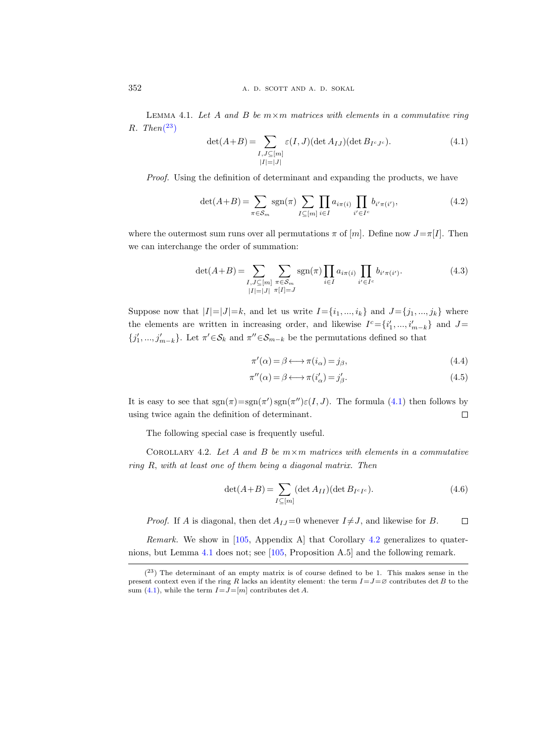**Lemma 4.1.** *Let $A$ and $B$ be $m \times m$ matrices with elements in a commutative ring $R$. Then*[23]

$$\det(A+B) = \sum_{\substack{I,J \subseteq [m] \\ |I|=|J|}} \varepsilon(I,J)(\det A_{IJ})(\det B_{I^c J^c}). \tag{4.1}$$

*Proof.* Using the definition of determinant and expanding the products, we have

$$\det(A+B) = \sum_{\pi \in \mathcal{S}_m} \operatorname{sgn}(\pi) \sum_{I \subseteq [m]} \prod_{i \in I} a_{i\pi(i)} \prod_{i' \in I^c} b_{i'\pi(i')}, \tag{4.2}$$

where the outermost sum runs over all permutations $\pi$ of $[m]$. Define now $J = \pi[I]$. Then we can interchange the order of summation:

$$\det(A+B) = \sum_{\substack{I,J \subseteq [m] \\ |I|=|J|}} \sum_{\substack{\pi \in \mathcal{S}_m \\ \pi[I]=J}} \operatorname{sgn}(\pi) \prod_{i \in I} a_{i\pi(i)} \prod_{i' \in I^c} b_{i'\pi(i')}. \tag{4.3}$$

Suppose now that $|I|=|J|=k$, and let us write $I=\{i_1, ..., i_k\}$ and $J=\{j_1, ..., j_k\}$ where the elements are written in increasing order, and likewise $I^c = \{i'_1, ..., i'_{m-k}\}$ and $J = \{j'_1, ..., j'_{m-k}\}$. Let $\pi' \in \mathcal{S}_k$ and $\pi'' \in \mathcal{S}_{m-k}$ be the permutations defined so that

$$\pi'(\alpha) = \beta \longleftrightarrow \pi(i_\alpha) = j_\beta, \tag{4.4}$$

$$\pi''(\alpha) = \beta \longleftrightarrow \pi(i'_\alpha) = j'_\beta. \tag{4.5}$$

It is easy to see that $\operatorname{sgn}(\pi) = \operatorname{sgn}(\pi') \operatorname{sgn}(\pi'') \varepsilon(I,J)$. The formula (4.1) then follows by using twice again the definition of determinant. $\square$

The following special case is frequently useful.

**Corollary 4.2.** *Let $A$ and $B$ be $m \times m$ matrices with elements in a commutative ring $R$, with at least one of them being a diagonal matrix. Then*

$$\det(A+B) = \sum_{I \subseteq [m]} (\det A_{II})(\det B_{I^c I^c}). \tag{4.6}$$

*Proof.* If $A$ is diagonal, then $\det A_{IJ} = 0$ whenever $I \neq J$, and likewise for $B$. $\square$

*Remark.* We show in [105, Appendix A] that Corollary 4.2 generalizes to quaternions, but Lemma 4.1 does not; see [105, Proposition A.5] and the following remark.

---

[23] The determinant of an empty matrix is of course defined to be 1. This makes sense in the present context even if the ring $R$ lacks an identity element: the term $I=J=\varnothing$ contributes $\det B$ to the sum (4.1), while the term $I=J=[m]$ contributes $\det A$.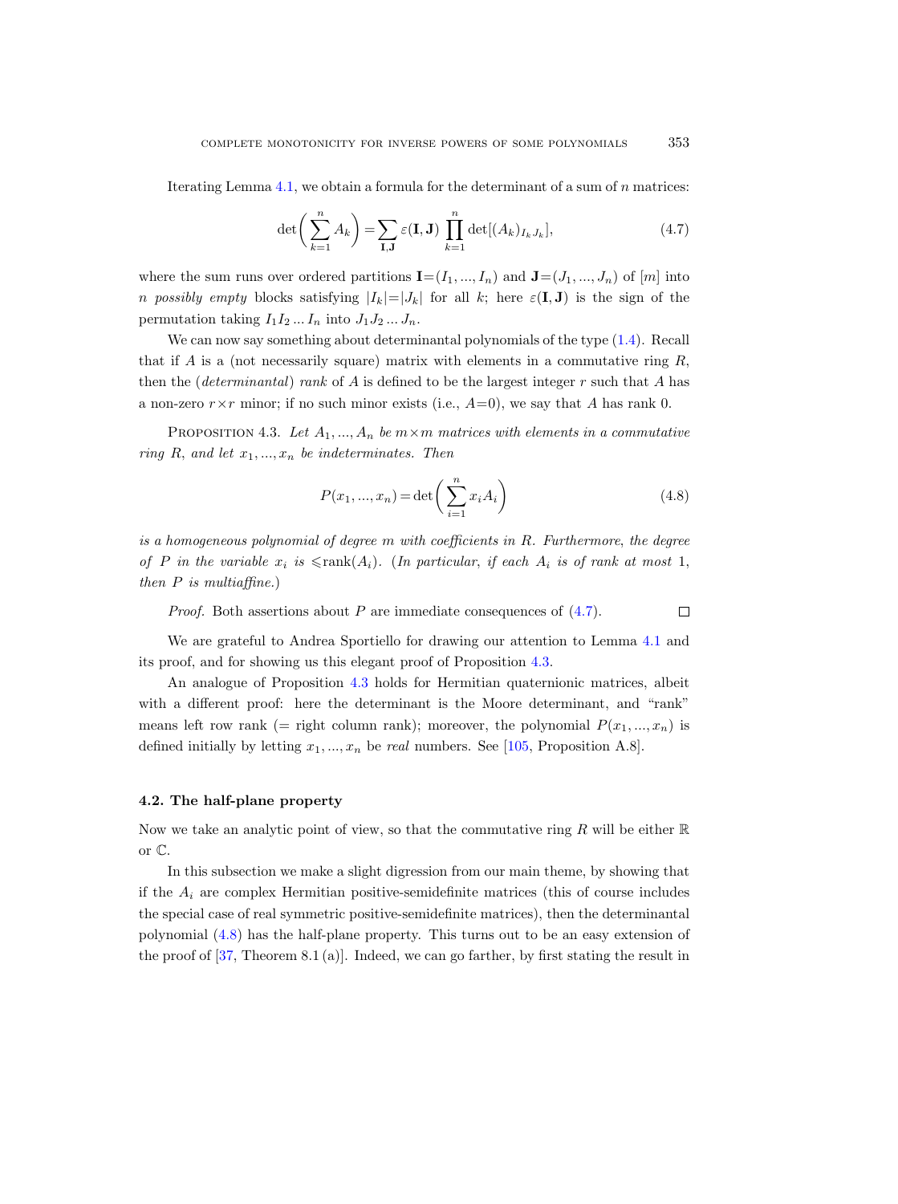Iterating Lemma 4.1, we obtain a formula for the determinant of a sum of $n$ matrices:

$$\det\left(\sum_{k=1}^{n} A_k\right) = \sum_{\mathbf{I},\mathbf{J}} \varepsilon(\mathbf{I},\mathbf{J}) \prod_{k=1}^{n} \det[(A_k)_{I_k J_k}], \tag{4.7}$$

where the sum runs over ordered partitions $\mathbf{I}=(I_1, ..., I_n)$ and $\mathbf{J}=(J_1, ..., J_n)$ of $[m]$ into $n$ *possibly empty* blocks satisfying $|I_k|=|J_k|$ for all $k$; here $\varepsilon(\mathbf{I},\mathbf{J})$ is the sign of the permutation taking $I_1 I_2 ... I_n$ into $J_1 J_2 ... J_n$.

We can now say something about determinantal polynomials of the type (1.4). Recall that if $A$ is a (not necessarily square) matrix with elements in a commutative ring $R$, then the (*determinantal*) *rank* of $A$ is defined to be the largest integer $r$ such that $A$ has a non-zero $r\times r$ minor; if no such minor exists (i.e., $A=0$), we say that $A$ has rank 0.

Proposition 4.3. *Let $A_1, ..., A_n$ be $m\times m$ matrices with elements in a commutative ring $R$, and let $x_1, ..., x_n$ be indeterminates. Then*

$$P(x_1, ..., x_n) = \det\left(\sum_{i=1}^{n} x_i A_i\right) \tag{4.8}$$

*is a homogeneous polynomial of degree $m$ with coefficients in $R$. Furthermore, the degree of $P$ in the variable $x_i$ is $\leqslant \operatorname{rank}(A_i)$. (In particular, if each $A_i$ is of rank at most 1, then $P$ is multiaffine.)*

*Proof.* Both assertions about $P$ are immediate consequences of (4.7). □

We are grateful to Andrea Sportiello for drawing our attention to Lemma 4.1 and its proof, and for showing us this elegant proof of Proposition 4.3.

An analogue of Proposition 4.3 holds for Hermitian quaternionic matrices, albeit with a different proof: here the determinant is the Moore determinant, and "rank" means left row rank (= right column rank); moreover, the polynomial $P(x_1, ..., x_n)$ is defined initially by letting $x_1, ..., x_n$ be *real* numbers. See [105, Proposition A.8].

### 4.2. The half-plane property

Now we take an analytic point of view, so that the commutative ring $R$ will be either $\mathbb{R}$ or $\mathbb{C}$.

In this subsection we make a slight digression from our main theme, by showing that if the $A_i$ are complex Hermitian positive-semidefinite matrices (this of course includes the special case of real symmetric positive-semidefinite matrices), then the determinantal polynomial (4.8) has the half-plane property. This turns out to be an easy extension of the proof of [37, Theorem 8.1 (a)]. Indeed, we can go farther, by first stating the result in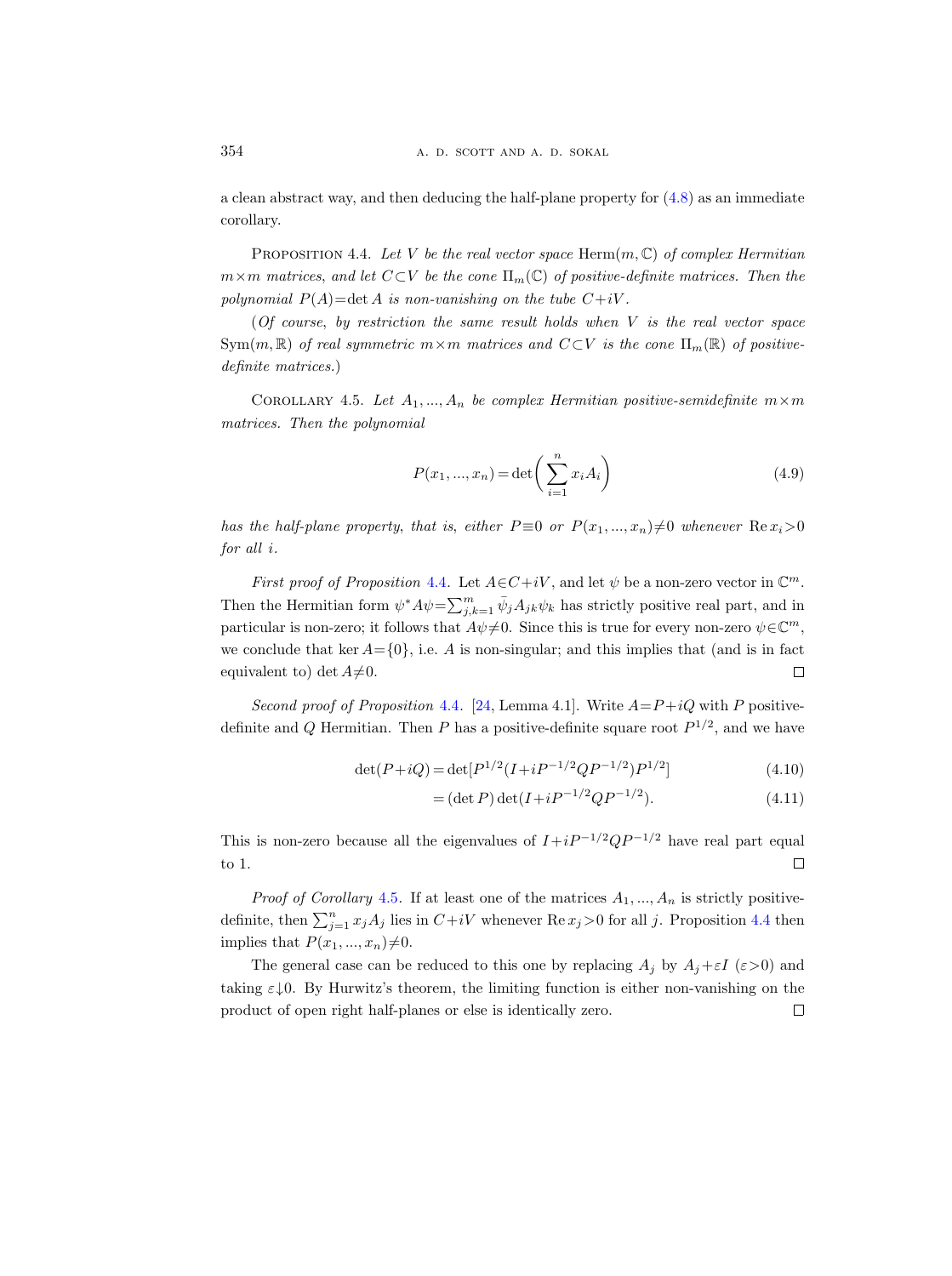a clean abstract way, and then deducing the half-plane property for (4.8) as an immediate corollary.

PROPOSITION 4.4. *Let $V$ be the real vector space $\mathrm{Herm}(m,\mathbb{C})$ of complex Hermitian $m\times m$ matrices, and let $C\subset V$ be the cone $\Pi_m(\mathbb{C})$ of positive-definite matrices. Then the polynomial $P(A)=\det A$ is non-vanishing on the tube $C+iV$.*

(*Of course, by restriction the same result holds when $V$ is the real vector space $\mathrm{Sym}(m,\mathbb{R})$ of real symmetric $m\times m$ matrices and $C\subset V$ is the cone $\Pi_m(\mathbb{R})$ of positive-definite matrices.*)

COROLLARY 4.5. *Let $A_1, ..., A_n$ be complex Hermitian positive-semidefinite $m\times m$ matrices. Then the polynomial*

$$P(x_1, ..., x_n) = \det\biggl(\sum_{i=1}^{n} x_i A_i\biggr) \tag{4.9}$$

*has the half-plane property, that is, either $P\equiv 0$ or $P(x_1, ..., x_n)\neq 0$ whenever $\operatorname{Re} x_i>0$ for all $i$.*

*First proof of Proposition* 4.4. Let $A\in C+iV$, and let $\psi$ be a non-zero vector in $\mathbb{C}^m$. Then the Hermitian form $\psi^* A\psi=\sum_{j,k=1}^{m} \bar{\psi}_j A_{jk}\psi_k$ has strictly positive real part, and in particular is non-zero; it follows that $A\psi\neq 0$. Since this is true for every non-zero $\psi\in\mathbb{C}^m$, we conclude that $\ker A=\{0\}$, i.e. $A$ is non-singular; and this implies that (and is in fact equivalent to) $\det A\neq 0$. □

*Second proof of Proposition* 4.4. [24, Lemma 4.1]. Write $A=P+iQ$ with $P$ positive-definite and $Q$ Hermitian. Then $P$ has a positive-definite square root $P^{1/2}$, and we have

$$\det(P+iQ) = \det[P^{1/2}(I+iP^{-1/2}QP^{-1/2})P^{1/2}] \tag{4.10}$$

$$= (\det P)\det(I+iP^{-1/2}QP^{-1/2}). \tag{4.11}$$

This is non-zero because all the eigenvalues of $I+iP^{-1/2}QP^{-1/2}$ have real part equal to 1. □

*Proof of Corollary* 4.5. If at least one of the matrices $A_1, ..., A_n$ is strictly positive-definite, then $\sum_{j=1}^{n} x_j A_j$ lies in $C+iV$ whenever $\operatorname{Re} x_j>0$ for all $j$. Proposition 4.4 then implies that $P(x_1, ..., x_n)\neq 0$.

The general case can be reduced to this one by replacing $A_j$ by $A_j+\varepsilon I$ ($\varepsilon>0$) and taking $\varepsilon\downarrow 0$. By Hurwitz's theorem, the limiting function is either non-vanishing on the product of open right half-planes or else is identically zero. □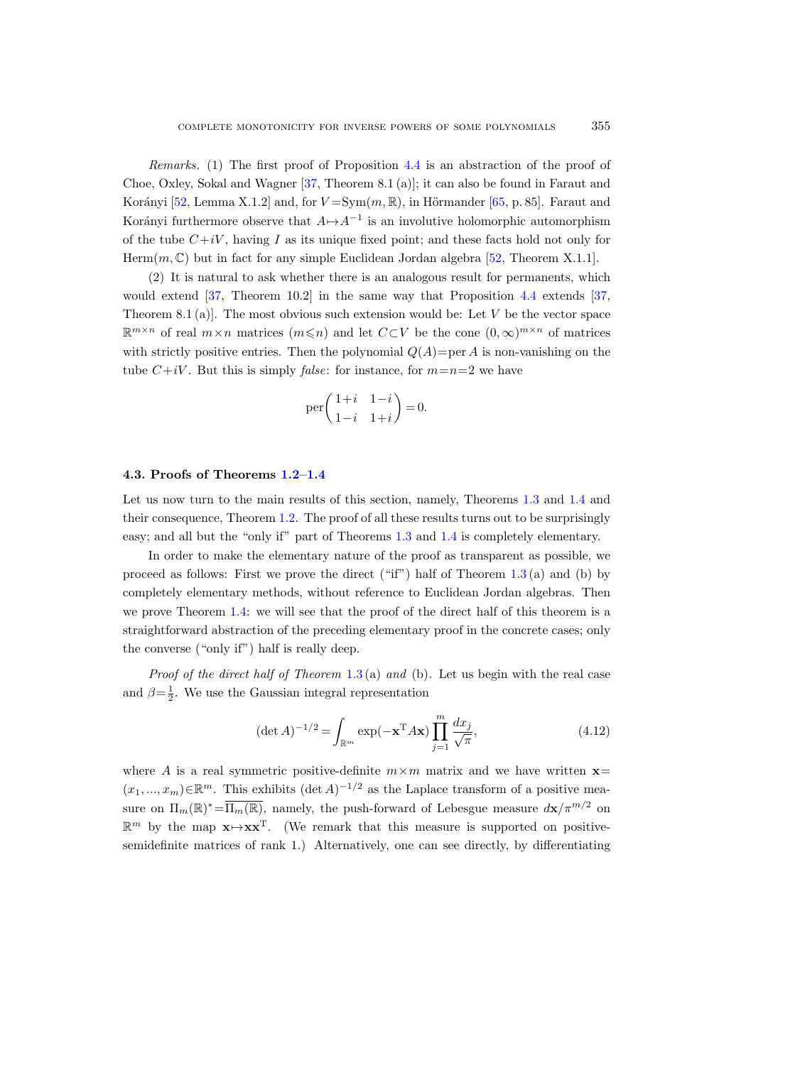*Remarks.* (1) The first proof of Proposition 4.4 is an abstraction of the proof of Choe, Oxley, Sokal and Wagner [37, Theorem 8.1 (a)]; it can also be found in Faraut and Korányi [52, Lemma X.1.2] and, for $V = \mathrm{Sym}(m,\mathbb{R})$, in Hörmander [65, p. 85]. Faraut and Korányi furthermore observe that $A \mapsto A^{-1}$ is an involutive holomorphic automorphism of the tube $C+iV$, having $I$ as its unique fixed point; and these facts hold not only for $\mathrm{Herm}(m,\mathbb{C})$ but in fact for any simple Euclidean Jordan algebra [52, Theorem X.1.1].

(2) It is natural to ask whether there is an analogous result for permanents, which would extend [37, Theorem 10.2] in the same way that Proposition 4.4 extends [37, Theorem 8.1 (a)]. The most obvious such extension would be: Let $V$ be the vector space $\mathbb{R}^{m\times n}$ of real $m\times n$ matrices ($m \leqslant n$) and let $C \subset V$ be the cone $(0,\infty)^{m\times n}$ of matrices with strictly positive entries. Then the polynomial $Q(A) = \mathrm{per}\, A$ is non-vanishing on the tube $C+iV$. But this is simply *false*: for instance, for $m=n=2$ we have

$$\mathrm{per}\begin{pmatrix} 1+i & 1-i \\ 1-i & 1+i \end{pmatrix} = 0.$$

### 4.3. Proofs of Theorems 1.2–1.4

Let us now turn to the main results of this section, namely, Theorems 1.3 and 1.4 and their consequence, Theorem 1.2. The proof of all these results turns out to be surprisingly easy; and all but the "only if" part of Theorems 1.3 and 1.4 is completely elementary.

In order to make the elementary nature of the proof as transparent as possible, we proceed as follows: First we prove the direct ("if") half of Theorem 1.3 (a) and (b) by completely elementary methods, without reference to Euclidean Jordan algebras. Then we prove Theorem 1.4: we will see that the proof of the direct half of this theorem is a straightforward abstraction of the preceding elementary proof in the concrete cases; only the converse ("only if") half is really deep.

*Proof of the direct half of Theorem* 1.3 (a) *and* (b). Let us begin with the real case and $\beta = \frac{1}{2}$. We use the Gaussian integral representation

$$(\det A)^{-1/2} = \int_{\mathbb{R}^m} \exp(-\mathbf{x}^{\mathrm{T}} A \mathbf{x}) \prod_{j=1}^{m} \frac{dx_j}{\sqrt{\pi}}, \tag{4.12}$$

where $A$ is a real symmetric positive-definite $m\times m$ matrix and we have written $\mathbf{x} = (x_1, ..., x_m) \in \mathbb{R}^m$. This exhibits $(\det A)^{-1/2}$ as the Laplace transform of a positive measure on $\Pi_m(\mathbb{R})^* = \overline{\Pi_m(\mathbb{R})}$, namely, the push-forward of Lebesgue measure $d\mathbf{x}/\pi^{m/2}$ on $\mathbb{R}^m$ by the map $\mathbf{x} \mapsto \mathbf{x}\mathbf{x}^{\mathrm{T}}$. (We remark that this measure is supported on positive-semidefinite matrices of rank 1.) Alternatively, one can see directly, by differentiating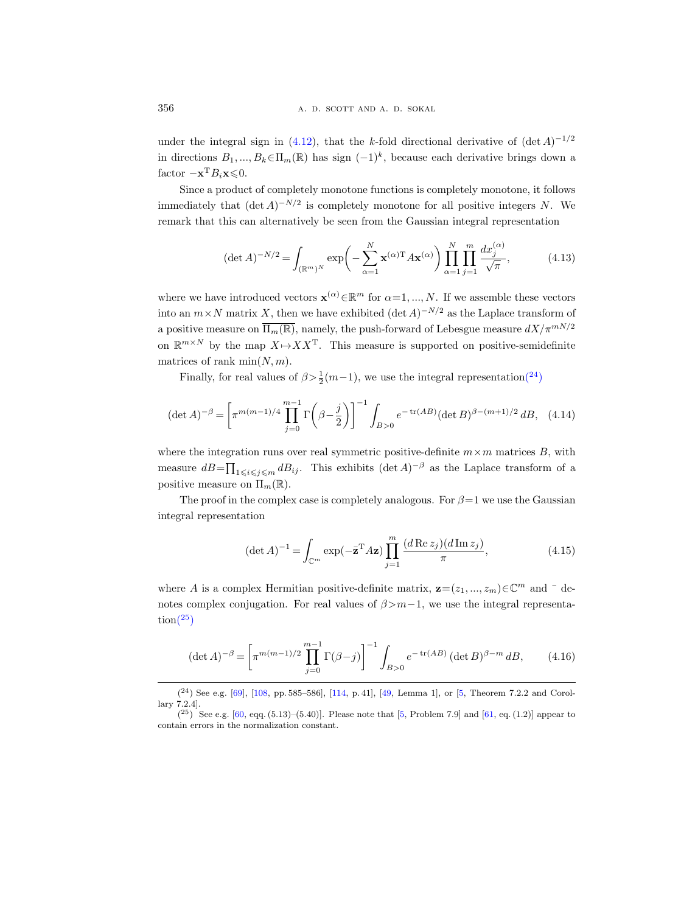under the integral sign in (4.12), that the $k$-fold directional derivative of $(\det A)^{-1/2}$ in directions $B_1, ..., B_k \in \Pi_m(\mathbb{R})$ has sign $(-1)^k$, because each derivative brings down a factor $-\mathbf{x}^{\mathrm{T}} B_i \mathbf{x} \leqslant 0$.

Since a product of completely monotone functions is completely monotone, it follows immediately that $(\det A)^{-N/2}$ is completely monotone for all positive integers $N$. We remark that this can alternatively be seen from the Gaussian integral representation

$$(\det A)^{-N/2} = \int_{(\mathbb{R}^m)^N} \exp\biggl(-\sum_{\alpha=1}^{N} \mathbf{x}^{(\alpha)\mathrm{T}} A \mathbf{x}^{(\alpha)}\biggr) \prod_{\alpha=1}^{N} \prod_{j=1}^{m} \frac{dx_j^{(\alpha)}}{\sqrt{\pi}}, \tag{4.13}$$

where we have introduced vectors $\mathbf{x}^{(\alpha)} \in \mathbb{R}^m$ for $\alpha = 1, ..., N$. If we assemble these vectors into an $m \times N$ matrix $X$, then we have exhibited $(\det A)^{-N/2}$ as the Laplace transform of a positive measure on $\overline{\Pi_m(\mathbb{R})}$, namely, the push-forward of Lebesgue measure $dX/\pi^{mN/2}$ on $\mathbb{R}^{m\times N}$ by the map $X \mapsto XX^{\mathrm{T}}$. This measure is supported on positive-semidefinite matrices of rank $\min(N, m)$.

Finally, for real values of $\beta > \frac{1}{2}(m-1)$, we use the integral representation[24]

$$(\det A)^{-\beta} = \biggl[\pi^{m(m-1)/4} \prod_{j=0}^{m-1} \Gamma\Bigl(\beta - \frac{j}{2}\Bigr)\biggr]^{-1} \int_{B>0} e^{-\operatorname{tr}(AB)} (\det B)^{\beta-(m+1)/2}\, dB, \tag{4.14}$$

where the integration runs over real symmetric positive-definite $m \times m$ matrices $B$, with measure $dB = \prod_{1\leqslant i\leqslant j\leqslant m} dB_{ij}$. This exhibits $(\det A)^{-\beta}$ as the Laplace transform of a positive measure on $\Pi_m(\mathbb{R})$.

The proof in the complex case is completely analogous. For $\beta = 1$ we use the Gaussian integral representation

$$(\det A)^{-1} = \int_{\mathbb{C}^m} \exp(-\bar{\mathbf{z}}^{\mathrm{T}} A \mathbf{z}) \prod_{j=1}^{m} \frac{(d \operatorname{Re} z_j)(d \operatorname{Im} z_j)}{\pi}, \tag{4.15}$$

where $A$ is a complex Hermitian positive-definite matrix, $\mathbf{z} = (z_1, ..., z_m) \in \mathbb{C}^m$ and $^-$ denotes complex conjugation. For real values of $\beta > m-1$, we use the integral representation[25]

$$(\det A)^{-\beta} = \biggl[\pi^{m(m-1)/2} \prod_{j=0}^{m-1} \Gamma(\beta - j)\biggr]^{-1} \int_{B>0} e^{-\operatorname{tr}(AB)}\, (\det B)^{\beta-m}\, dB, \tag{4.16}$$

---

[24] See e.g. [69], [108, pp. 585–586], [114, p. 41], [49, Lemma 1], or [5, Theorem 7.2.2 and Corollary 7.2.4].

[25] See e.g. [60, eqq. (5.13)–(5.40)]. Please note that [5, Problem 7.9] and [61, eq. (1.2)] appear to contain errors in the normalization constant.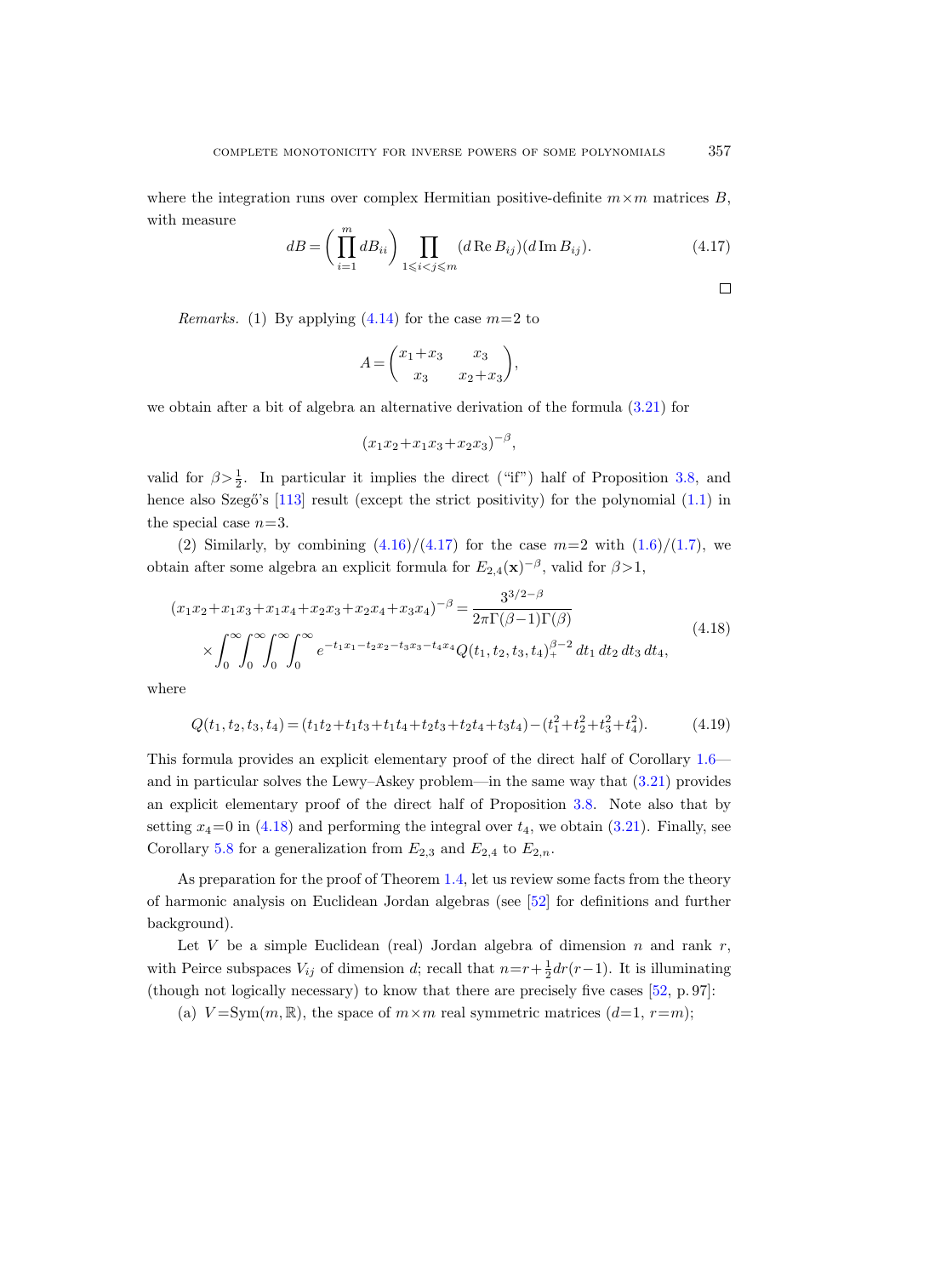where the integration runs over complex Hermitian positive-definite $m\times m$ matrices $B$, with measure

$$dB = \left(\prod_{i=1}^{m} dB_{ii}\right) \prod_{1\leqslant i<j\leqslant m} (d\,\mathrm{Re}\,B_{ij})(d\,\mathrm{Im}\,B_{ij}). \tag{4.17}$$

□

*Remarks.* (1) By applying (4.14) for the case $m=2$ to

$$A = \begin{pmatrix} x_1+x_3 & x_3 \\ x_3 & x_2+x_3 \end{pmatrix},$$

we obtain after a bit of algebra an alternative derivation of the formula (3.21) for

$$(x_1x_2+x_1x_3+x_2x_3)^{-\beta},$$

valid for $\beta>\frac{1}{2}$. In particular it implies the direct ("if") half of Proposition 3.8, and hence also Szegő's [113] result (except the strict positivity) for the polynomial (1.1) in the special case $n=3$.

(2) Similarly, by combining (4.16)/(4.17) for the case $m=2$ with (1.6)/(1.7), we obtain after some algebra an explicit formula for $E_{2,4}(\mathbf{x})^{-\beta}$, valid for $\beta>1$,

$$\begin{aligned}(x_1x_2+x_1x_3+x_1x_4+x_2x_3+x_2x_4+x_3x_4)^{-\beta} &= \frac{3^{3/2-\beta}}{2\pi\Gamma(\beta-1)\Gamma(\beta)} \\ &\times \int_0^\infty\int_0^\infty\int_0^\infty\int_0^\infty e^{-t_1x_1-t_2x_2-t_3x_3-t_4x_4} Q(t_1,t_2,t_3,t_4)_+^{\beta-2}\,dt_1\,dt_2\,dt_3\,dt_4,\end{aligned} \tag{4.18}$$

where

$$Q(t_1,t_2,t_3,t_4) = (t_1t_2+t_1t_3+t_1t_4+t_2t_3+t_2t_4+t_3t_4)-(t_1^2+t_2^2+t_3^2+t_4^2). \tag{4.19}$$

This formula provides an explicit elementary proof of the direct half of Corollary 1.6—and in particular solves the Lewy–Askey problem—in the same way that (3.21) provides an explicit elementary proof of the direct half of Proposition 3.8. Note also that by setting $x_4=0$ in (4.18) and performing the integral over $t_4$, we obtain (3.21). Finally, see Corollary 5.8 for a generalization from $E_{2,3}$ and $E_{2,4}$ to $E_{2,n}$.

As preparation for the proof of Theorem 1.4, let us review some facts from the theory of harmonic analysis on Euclidean Jordan algebras (see [52] for definitions and further background).

Let $V$ be a simple Euclidean (real) Jordan algebra of dimension $n$ and rank $r$, with Peirce subspaces $V_{ij}$ of dimension $d$; recall that $n=r+\frac{1}{2}dr(r-1)$. It is illuminating (though not logically necessary) to know that there are precisely five cases [52, p. 97]:

(a) $V=\mathrm{Sym}(m,\mathbb{R})$, the space of $m\times m$ real symmetric matrices ($d=1$, $r=m$);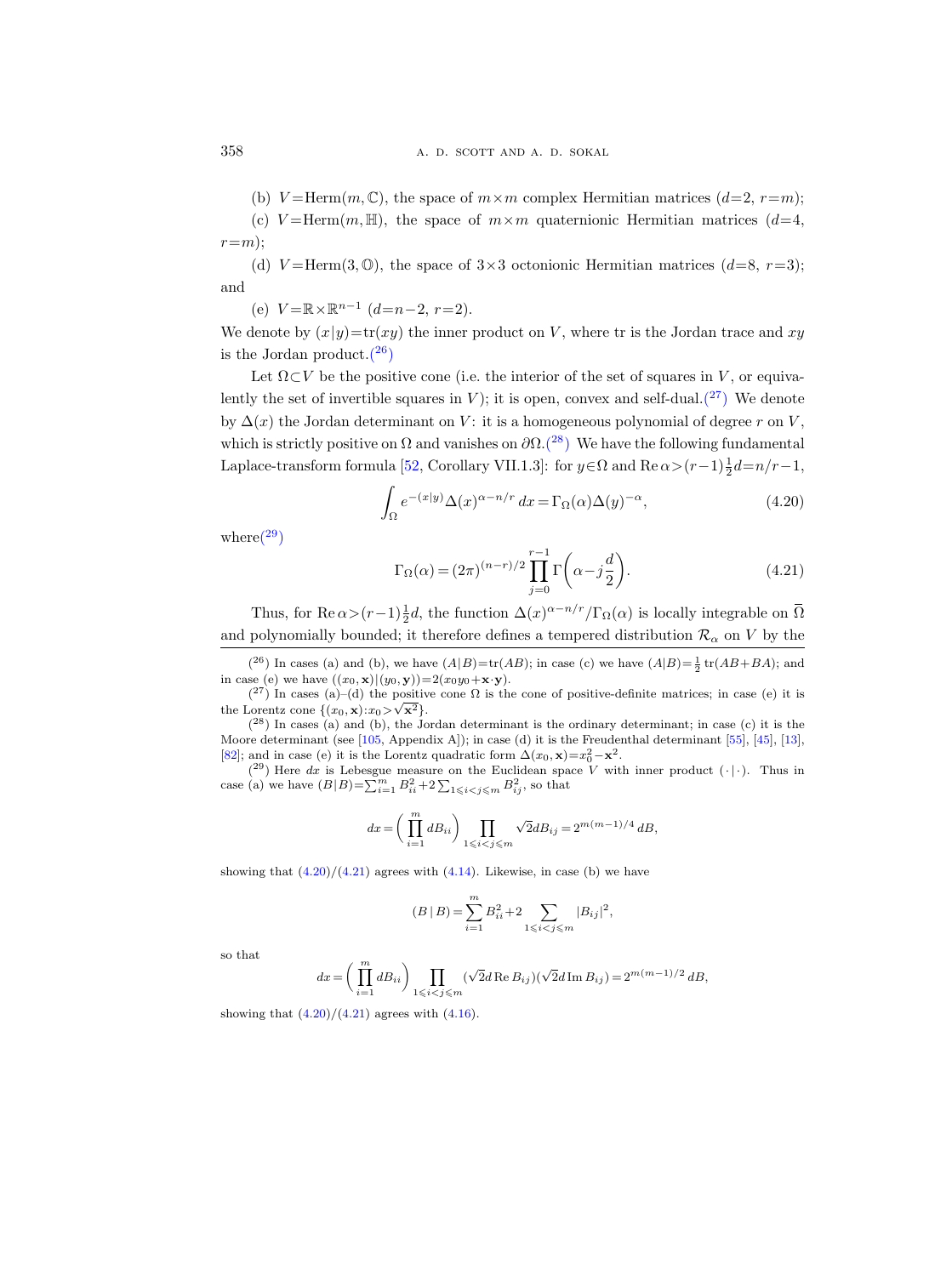(b) $V = \mathrm{Herm}(m, \mathbb{C})$, the space of $m \times m$ complex Hermitian matrices ($d=2$, $r=m$);

(c) $V = \mathrm{Herm}(m, \mathbb{H})$, the space of $m \times m$ quaternionic Hermitian matrices ($d=4$, $r=m$);

(d) $V = \mathrm{Herm}(3, \mathbb{O})$, the space of $3 \times 3$ octonionic Hermitian matrices ($d=8$, $r=3$); and

(e) $V = \mathbb{R} \times \mathbb{R}^{n-1}$ ($d=n-2$, $r=2$).

We denote by $(x|y) = \mathrm{tr}(xy)$ the inner product on $V$, where tr is the Jordan trace and $xy$ is the Jordan product.(26)

Let $\Omega \subset V$ be the positive cone (i.e. the interior of the set of squares in $V$, or equivalently the set of invertible squares in $V$); it is open, convex and self-dual.(27) We denote by $\Delta(x)$ the Jordan determinant on $V$: it is a homogeneous polynomial of degree $r$ on $V$, which is strictly positive on $\Omega$ and vanishes on $\partial\Omega$.(28) We have the following fundamental Laplace-transform formula [52, Corollary VII.1.3]: for $y \in \Omega$ and $\operatorname{Re} \alpha > (r-1)\frac{1}{2}d = n/r - 1$,

$$\int_\Omega e^{-(x|y)} \Delta(x)^{\alpha - n/r} \, dx = \Gamma_\Omega(\alpha) \Delta(y)^{-\alpha}, \tag{4.20}$$

where(29)

$$\Gamma_\Omega(\alpha) = (2\pi)^{(n-r)/2} \prod_{j=0}^{r-1} \Gamma\left(\alpha - j\frac{d}{2}\right). \tag{4.21}$$

Thus, for $\operatorname{Re} \alpha > (r-1)\frac{1}{2}d$, the function $\Delta(x)^{\alpha - n/r}/\Gamma_\Omega(\alpha)$ is locally integrable on $\overline{\Omega}$ and polynomially bounded; it therefore defines a tempered distribution $\mathcal{R}_\alpha$ on $V$ by the

---

(26) In cases (a) and (b), we have $(A|B) = \mathrm{tr}(AB)$; in case (c) we have $(A|B) = \frac{1}{2}\,\mathrm{tr}(AB+BA)$; and in case (e) we have $((x_0, \mathbf{x})|(y_0, \mathbf{y})) = 2(x_0 y_0 + \mathbf{x} \cdot \mathbf{y})$.

(27) In cases (a)–(d) the positive cone $\Omega$ is the cone of positive-definite matrices; in case (e) it is the Lorentz cone $\{(x_0, \mathbf{x}) : x_0 > \sqrt{\mathbf{x}^2}\}$.

(28) In cases (a) and (b), the Jordan determinant is the ordinary determinant; in case (c) it is the Moore determinant (see [105, Appendix A]); in case (d) it is the Freudenthal determinant [55], [45], [13], [82]; and in case (e) it is the Lorentz quadratic form $\Delta(x_0, \mathbf{x}) = x_0^2 - \mathbf{x}^2$.

(29) Here $dx$ is Lebesgue measure on the Euclidean space $V$ with inner product $(\cdot|\cdot)$. Thus in case (a) we have $(B|B) = \sum_{i=1}^m B_{ii}^2 + 2\sum_{1 \leqslant i<j \leqslant m} B_{ij}^2$, so that

$$dx = \left( \prod_{i=1}^m dB_{ii} \right) \prod_{1 \leqslant i<j \leqslant m} \sqrt{2} dB_{ij} = 2^{m(m-1)/4} \, dB,$$

showing that (4.20)/(4.21) agrees with (4.14). Likewise, in case (b) we have

$$(B \mid B) = \sum_{i=1}^m B_{ii}^2 + 2 \sum_{1 \leqslant i<j \leqslant m} |B_{ij}|^2,$$

so that

$$dx = \left( \prod_{i=1}^m dB_{ii} \right) \prod_{1 \leqslant i<j \leqslant m} (\sqrt{2} d \operatorname{Re} B_{ij})(\sqrt{2} d \operatorname{Im} B_{ij}) = 2^{m(m-1)/2} \, dB,$$

showing that (4.20)/(4.21) agrees with (4.16).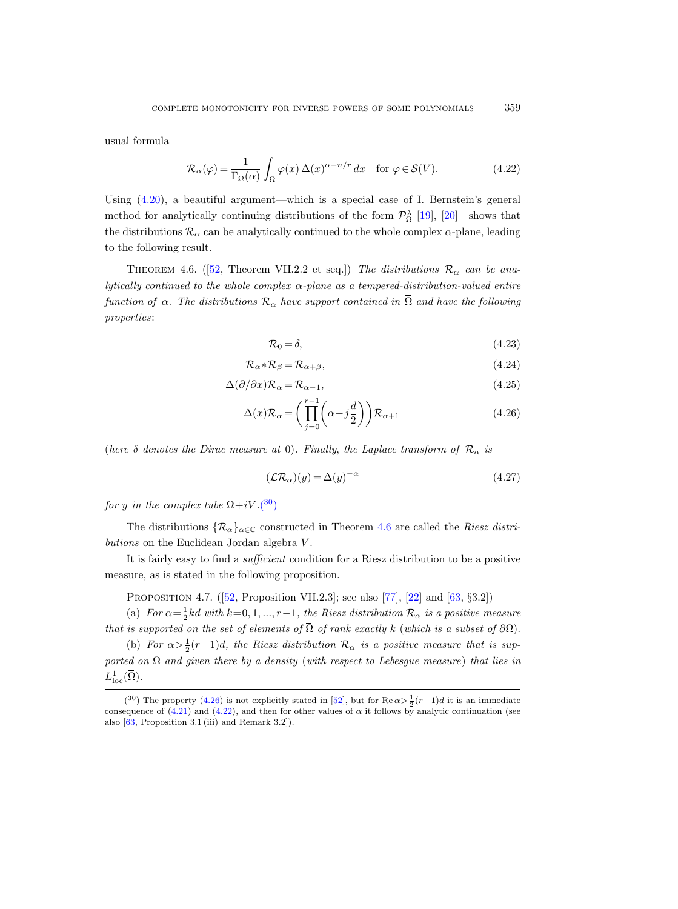usual formula

$$\mathcal{R}_\alpha(\varphi) = \frac{1}{\Gamma_\Omega(\alpha)} \int_\Omega \varphi(x)\, \Delta(x)^{\alpha - n/r}\, dx \quad \text{for } \varphi \in \mathcal{S}(V). \tag{4.22}$$

Using (4.20), a beautiful argument—which is a special case of I. Bernstein's general method for analytically continuing distributions of the form $\mathcal{P}_\Omega^\lambda$ [19], [20]—shows that the distributions $\mathcal{R}_\alpha$ can be analytically continued to the whole complex $\alpha$-plane, leading to the following result.

THEOREM 4.6. ([52, Theorem VII.2.2 et seq.]) *The distributions $\mathcal{R}_\alpha$ can be analytically continued to the whole complex $\alpha$-plane as a tempered-distribution-valued entire function of $\alpha$. The distributions $\mathcal{R}_\alpha$ have support contained in $\overline{\Omega}$ and have the following properties*:

$$\mathcal{R}_0 = \delta, \tag{4.23}$$

$$\mathcal{R}_\alpha * \mathcal{R}_\beta = \mathcal{R}_{\alpha+\beta}, \tag{4.24}$$

$$\Delta(\partial/\partial x)\mathcal{R}_\alpha = \mathcal{R}_{\alpha-1}, \tag{4.25}$$

$$\Delta(x)\mathcal{R}_\alpha = \left( \prod_{j=0}^{r-1} \left( \alpha - j\frac{d}{2} \right) \right) \mathcal{R}_{\alpha+1} \tag{4.26}$$

(*here $\delta$ denotes the Dirac measure at* 0). *Finally, the Laplace transform of $\mathcal{R}_\alpha$ is*

$$(\mathcal{L}\mathcal{R}_\alpha)(y) = \Delta(y)^{-\alpha} \tag{4.27}$$

*for $y$ in the complex tube $\Omega + iV$*.([30])

The distributions $\{\mathcal{R}_\alpha\}_{\alpha \in \mathbb{C}}$ constructed in Theorem 4.6 are called the *Riesz distributions* on the Euclidean Jordan algebra $V$.

It is fairly easy to find a *sufficient* condition for a Riesz distribution to be a positive measure, as is stated in the following proposition.

PROPOSITION 4.7. ([52, Proposition VII.2.3]; see also [77], [22] and [63, §3.2])

(a) *For $\alpha = \frac{1}{2}kd$ with $k = 0, 1, ..., r-1$, the Riesz distribution $\mathcal{R}_\alpha$ is a positive measure that is supported on the set of elements of $\overline{\Omega}$ of rank exactly $k$ (which is a subset of $\partial\Omega$).*

(b) *For $\alpha > \frac{1}{2}(r-1)d$, the Riesz distribution $\mathcal{R}_\alpha$ is a positive measure that is supported on $\Omega$ and given there by a density (with respect to Lebesgue measure) that lies in $L^1_{\mathrm{loc}}(\overline{\Omega})$.*

([30]) The property (4.26) is not explicitly stated in [52], but for $\operatorname{Re}\alpha > \frac{1}{2}(r-1)d$ it is an immediate consequence of (4.21) and (4.22), and then for other values of $\alpha$ it follows by analytic continuation (see also [63, Proposition 3.1 (iii) and Remark 3.2]).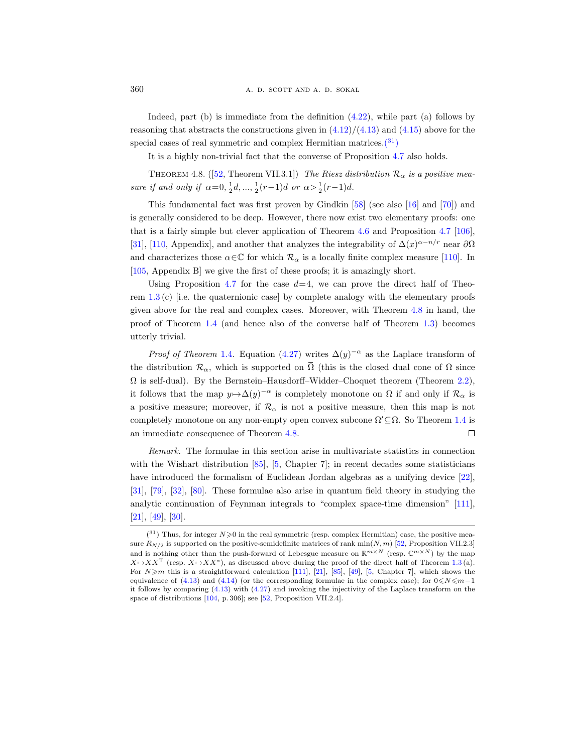Indeed, part (b) is immediate from the definition (4.22), while part (a) follows by reasoning that abstracts the constructions given in (4.12)/(4.13) and (4.15) above for the special cases of real symmetric and complex Hermitian matrices.([31])

It is a highly non-trivial fact that the converse of Proposition 4.7 also holds.

THEOREM 4.8. ([52, Theorem VII.3.1]) *The Riesz distribution $\mathcal{R}_\alpha$ is a positive measure if and only if $\alpha = 0, \frac{1}{2}d, ..., \frac{1}{2}(r-1)d$ or $\alpha > \frac{1}{2}(r-1)d$.*

This fundamental fact was first proven by Gindkin [58] (see also [16] and [70]) and is generally considered to be deep. However, there now exist two elementary proofs: one that is a fairly simple but clever application of Theorem 4.6 and Proposition 4.7 [106], [31], [110, Appendix], and another that analyzes the integrability of $\Delta(x)^{\alpha - n/r}$ near $\partial\Omega$ and characterizes those $\alpha \in \mathbb{C}$ for which $\mathcal{R}_\alpha$ is a locally finite complex measure [110]. In [105, Appendix B] we give the first of these proofs; it is amazingly short.

Using Proposition 4.7 for the case $d=4$, we can prove the direct half of Theorem 1.3 (c) [i.e. the quaternionic case] by complete analogy with the elementary proofs given above for the real and complex cases. Moreover, with Theorem 4.8 in hand, the proof of Theorem 1.4 (and hence also of the converse half of Theorem 1.3) becomes utterly trivial.

*Proof of Theorem* 1.4. Equation (4.27) writes $\Delta(y)^{-\alpha}$ as the Laplace transform of the distribution $\mathcal{R}_\alpha$, which is supported on $\bar{\Omega}$ (this is the closed dual cone of $\Omega$ since $\Omega$ is self-dual). By the Bernstein–Hausdorff–Widder–Choquet theorem (Theorem 2.2), it follows that the map $y \mapsto \Delta(y)^{-\alpha}$ is completely monotone on $\Omega$ if and only if $\mathcal{R}_\alpha$ is a positive measure; moreover, if $\mathcal{R}_\alpha$ is not a positive measure, then this map is not completely monotone on any non-empty open convex subcone $\Omega' \subseteq \Omega$. So Theorem 1.4 is an immediate consequence of Theorem 4.8. $\square$

*Remark.* The formulae in this section arise in multivariate statistics in connection with the Wishart distribution [85], [5, Chapter 7]; in recent decades some statisticians have introduced the formalism of Euclidean Jordan algebras as a unifying device [22], [31], [79], [32], [80]. These formulae also arise in quantum field theory in studying the analytic continuation of Feynman integrals to "complex space-time dimension" [111], [21], [49], [30].

---

([31]) Thus, for integer $N \geqslant 0$ in the real symmetric (resp. complex Hermitian) case, the positive measure $R_{N/2}$ is supported on the positive-semidefinite matrices of rank $\min(N, m)$ [52, Proposition VII.2.3] and is nothing other than the push-forward of Lebesgue measure on $\mathbb{R}^{m \times N}$ (resp. $\mathbb{C}^{m \times N}$) by the map $X \mapsto XX^{\mathrm{T}}$ (resp. $X \mapsto XX^*$), as discussed above during the proof of the direct half of Theorem 1.3 (a). For $N \geqslant m$ this is a straightforward calculation [111], [21], [85], [49], [5, Chapter 7], which shows the equivalence of (4.13) and (4.14) (or the corresponding formulae in the complex case); for $0 \leqslant N \leqslant m-1$ it follows by comparing (4.13) with (4.27) and invoking the injectivity of the Laplace transform on the space of distributions [104, p. 306]; see [52, Proposition VII.2.4].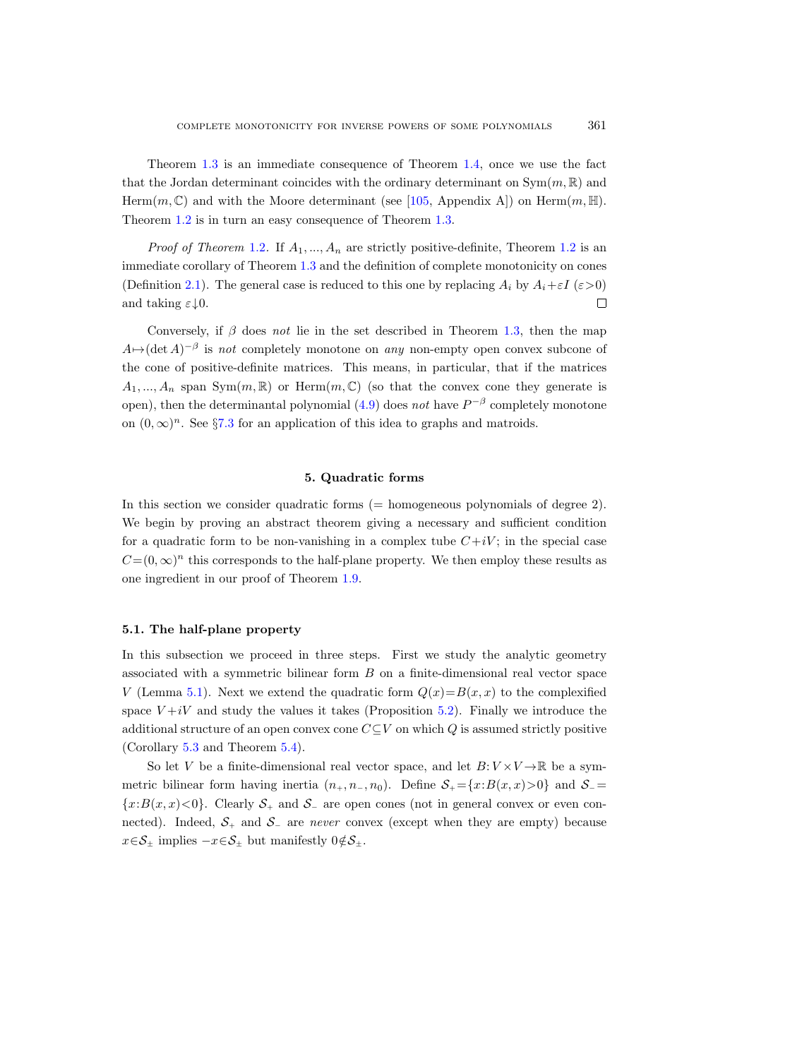Theorem 1.3 is an immediate consequence of Theorem 1.4, once we use the fact that the Jordan determinant coincides with the ordinary determinant on $\mathrm{Sym}(m,\mathbb{R})$ and $\mathrm{Herm}(m,\mathbb{C})$ and with the Moore determinant (see [105, Appendix A]) on $\mathrm{Herm}(m,\mathbb{H})$. Theorem 1.2 is in turn an easy consequence of Theorem 1.3.

*Proof of Theorem* 1.2. If $A_1, ..., A_n$ are strictly positive-definite, Theorem 1.2 is an immediate corollary of Theorem 1.3 and the definition of complete monotonicity on cones (Definition 2.1). The general case is reduced to this one by replacing $A_i$ by $A_i+\varepsilon I$ ($\varepsilon>0$) and taking $\varepsilon\downarrow 0$. □

Conversely, if $\beta$ does *not* lie in the set described in Theorem 1.3, then the map $A\mapsto(\det A)^{-\beta}$ is *not* completely monotone on *any* non-empty open convex subcone of the cone of positive-definite matrices. This means, in particular, that if the matrices $A_1, ..., A_n$ span $\mathrm{Sym}(m,\mathbb{R})$ or $\mathrm{Herm}(m,\mathbb{C})$ (so that the convex cone they generate is open), then the determinantal polynomial (4.9) does *not* have $P^{-\beta}$ completely monotone on $(0,\infty)^n$. See §7.3 for an application of this idea to graphs and matroids.

## 5. Quadratic forms

In this section we consider quadratic forms (= homogeneous polynomials of degree 2). We begin by proving an abstract theorem giving a necessary and sufficient condition for a quadratic form to be non-vanishing in a complex tube $C+iV$; in the special case $C=(0,\infty)^n$ this corresponds to the half-plane property. We then employ these results as one ingredient in our proof of Theorem 1.9.

### 5.1. The half-plane property

In this subsection we proceed in three steps. First we study the analytic geometry associated with a symmetric bilinear form $B$ on a finite-dimensional real vector space $V$ (Lemma 5.1). Next we extend the quadratic form $Q(x)=B(x,x)$ to the complexified space $V+iV$ and study the values it takes (Proposition 5.2). Finally we introduce the additional structure of an open convex cone $C\subseteq V$ on which $Q$ is assumed strictly positive (Corollary 5.3 and Theorem 5.4).

So let $V$ be a finite-dimensional real vector space, and let $B: V\times V\to\mathbb{R}$ be a symmetric bilinear form having inertia $(n_+, n_-, n_0)$. Define $\mathcal{S}_+=\{x: B(x,x)>0\}$ and $\mathcal{S}_-=\{x: B(x,x)<0\}$. Clearly $\mathcal{S}_+$ and $\mathcal{S}_-$ are open cones (not in general convex or even connected). Indeed, $\mathcal{S}_+$ and $\mathcal{S}_-$ are *never* convex (except when they are empty) because $x\in\mathcal{S}_\pm$ implies $-x\in\mathcal{S}_\pm$ but manifestly $0\notin\mathcal{S}_\pm$.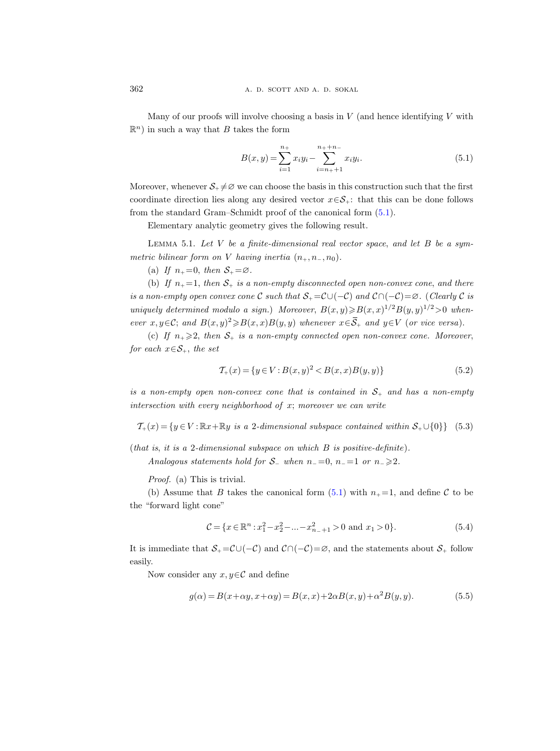Many of our proofs will involve choosing a basis in $V$ (and hence identifying $V$ with $\mathbb{R}^n$) in such a way that $B$ takes the form

$$B(x,y) = \sum_{i=1}^{n_+} x_i y_i - \sum_{i=n_++1}^{n_++n_-} x_i y_i. \tag{5.1}$$

Moreover, whenever $\mathcal{S}_+ \neq \varnothing$ we can choose the basis in this construction such that the first coordinate direction lies along any desired vector $x \in \mathcal{S}_+$: that this can be done follows from the standard Gram–Schmidt proof of the canonical form (5.1).

Elementary analytic geometry gives the following result.

Lemma 5.1. *Let $V$ be a finite-dimensional real vector space, and let $B$ be a symmetric bilinear form on $V$ having inertia $(n_+, n_-, n_0)$.*

(a) *If $n_+ = 0$, then $\mathcal{S}_+ = \varnothing$.*

(b) *If $n_+ = 1$, then $\mathcal{S}_+$ is a non-empty disconnected open non-convex cone, and there is a non-empty open convex cone $\mathcal{C}$ such that $\mathcal{S}_+ = \mathcal{C} \cup (-\mathcal{C})$ and $\mathcal{C} \cap (-\mathcal{C}) = \varnothing$. (Clearly $\mathcal{C}$ is uniquely determined modulo a sign.) Moreover, $B(x,y) \geqslant B(x,x)^{1/2} B(y,y)^{1/2} > 0$ whenever $x, y \in \mathcal{C}$; and $B(x,y)^2 \geqslant B(x,x) B(y,y)$ whenever $x \in \overline{\mathcal{S}}_+$ and $y \in V$ (or vice versa).*

(c) *If $n_+ \geqslant 2$, then $\mathcal{S}_+$ is a non-empty connected open non-convex cone. Moreover, for each $x \in \mathcal{S}_+$, the set*

$$\mathcal{T}_+(x) = \{ y \in V : B(x,y)^2 < B(x,x) B(y,y) \} \tag{5.2}$$

*is a non-empty open non-convex cone that is contained in $\mathcal{S}_+$ and has a non-empty intersection with every neighborhood of $x$; moreover we can write*

$$\mathcal{T}_+(x) = \{ y \in V : \mathbb{R}x + \mathbb{R}y \text{ is a 2-dimensional subspace contained within } \mathcal{S}_+ \cup \{0\} \} \tag{5.3}$$

*(that is, it is a 2-dimensional subspace on which $B$ is positive-definite).*

*Analogous statements hold for $\mathcal{S}_-$ when $n_- = 0$, $n_- = 1$ or $n_- \geqslant 2$.*

*Proof.* (a) This is trivial.

(b) Assume that $B$ takes the canonical form (5.1) with $n_+ = 1$, and define $\mathcal{C}$ to be the "forward light cone"

$$\mathcal{C} = \{ x \in \mathbb{R}^n : x_1^2 - x_2^2 - \ldots - x_{n_-+1}^2 > 0 \text{ and } x_1 > 0 \}. \tag{5.4}$$

It is immediate that $\mathcal{S}_+ = \mathcal{C} \cup (-\mathcal{C})$ and $\mathcal{C} \cap (-\mathcal{C}) = \varnothing$, and the statements about $\mathcal{S}_+$ follow easily.

Now consider any $x, y \in \mathcal{C}$ and define

$$g(\alpha) = B(x + \alpha y, x + \alpha y) = B(x,x) + 2\alpha B(x,y) + \alpha^2 B(y,y). \tag{5.5}$$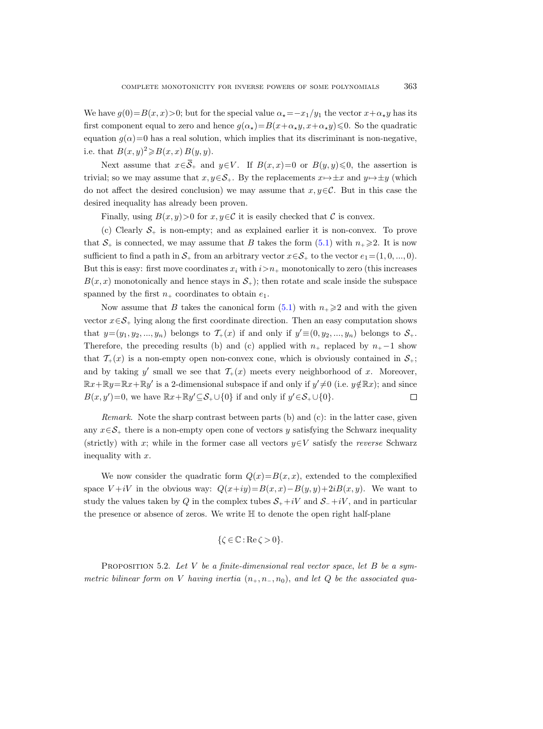We have $g(0)=B(x,x)>0$; but for the special value $\alpha_\star=-x_1/y_1$ the vector $x+\alpha_\star y$ has its first component equal to zero and hence $g(\alpha_\star)=B(x+\alpha_\star y, x+\alpha_\star y)\leqslant 0$. So the quadratic equation $g(\alpha)=0$ has a real solution, which implies that its discriminant is non-negative, i.e. that $B(x,y)^2\geqslant B(x,x)\,B(y,y)$.

Next assume that $x\in\overline{\mathcal{S}}_+$ and $y\in V$. If $B(x,x)=0$ or $B(y,y)\leqslant 0$, the assertion is trivial; so we may assume that $x,y\in\mathcal{S}_+$. By the replacements $x\mapsto\pm x$ and $y\mapsto\pm y$ (which do not affect the desired conclusion) we may assume that $x,y\in\mathcal{C}$. But in this case the desired inequality has already been proven.

Finally, using $B(x,y)>0$ for $x,y\in\mathcal{C}$ it is easily checked that $\mathcal{C}$ is convex.

(c) Clearly $\mathcal{S}_+$ is non-empty; and as explained earlier it is non-convex. To prove that $\mathcal{S}_+$ is connected, we may assume that $B$ takes the form (5.1) with $n_+\geqslant 2$. It is now sufficient to find a path in $\mathcal{S}_+$ from an arbitrary vector $x\in\mathcal{S}_+$ to the vector $e_1=(1,0,...,0)$. But this is easy: first move coordinates $x_i$ with $i>n_+$ monotonically to zero (this increases $B(x,x)$ monotonically and hence stays in $\mathcal{S}_+$); then rotate and scale inside the subspace spanned by the first $n_+$ coordinates to obtain $e_1$.

Now assume that $B$ takes the canonical form (5.1) with $n_+\geqslant 2$ and with the given vector $x\in\mathcal{S}_+$ lying along the first coordinate direction. Then an easy computation shows that $y=(y_1,y_2,...,y_n)$ belongs to $\mathcal{T}_+(x)$ if and only if $y'\equiv(0,y_2,...,y_n)$ belongs to $\mathcal{S}_+$. Therefore, the preceding results (b) and (c) applied with $n_+$ replaced by $n_+-1$ show that $\mathcal{T}_+(x)$ is a non-empty open non-convex cone, which is obviously contained in $\mathcal{S}_+$; and by taking $y'$ small we see that $\mathcal{T}_+(x)$ meets every neighborhood of $x$. Moreover, $\mathbb{R}x+\mathbb{R}y=\mathbb{R}x+\mathbb{R}y'$ is a 2-dimensional subspace if and only if $y'\neq 0$ (i.e. $y\notin\mathbb{R}x$); and since $B(x,y')=0$, we have $\mathbb{R}x+\mathbb{R}y'\subseteq\mathcal{S}_+\cup\{0\}$ if and only if $y'\in\mathcal{S}_+\cup\{0\}$. $\square$

*Remark.* Note the sharp contrast between parts (b) and (c): in the latter case, given any $x\in\mathcal{S}_+$ there is a non-empty open cone of vectors $y$ satisfying the Schwarz inequality (strictly) with $x$; while in the former case all vectors $y\in V$ satisfy the *reverse* Schwarz inequality with $x$.

We now consider the quadratic form $Q(x)=B(x,x)$, extended to the complexified space $V+iV$ in the obvious way: $Q(x+iy)=B(x,x)-B(y,y)+2iB(x,y)$. We want to study the values taken by $Q$ in the complex tubes $\mathcal{S}_++iV$ and $\mathcal{S}_-+iV$, and in particular the presence or absence of zeros. We write $\mathbb{H}$ to denote the open right half-plane

$$\{\zeta\in\mathbb{C}:\operatorname{Re}\zeta>0\}.$$

Proposition 5.2. *Let $V$ be a finite-dimensional real vector space, let $B$ be a symmetric bilinear form on $V$ having inertia $(n_+,n_-,n_0)$, and let $Q$ be the associated qua-*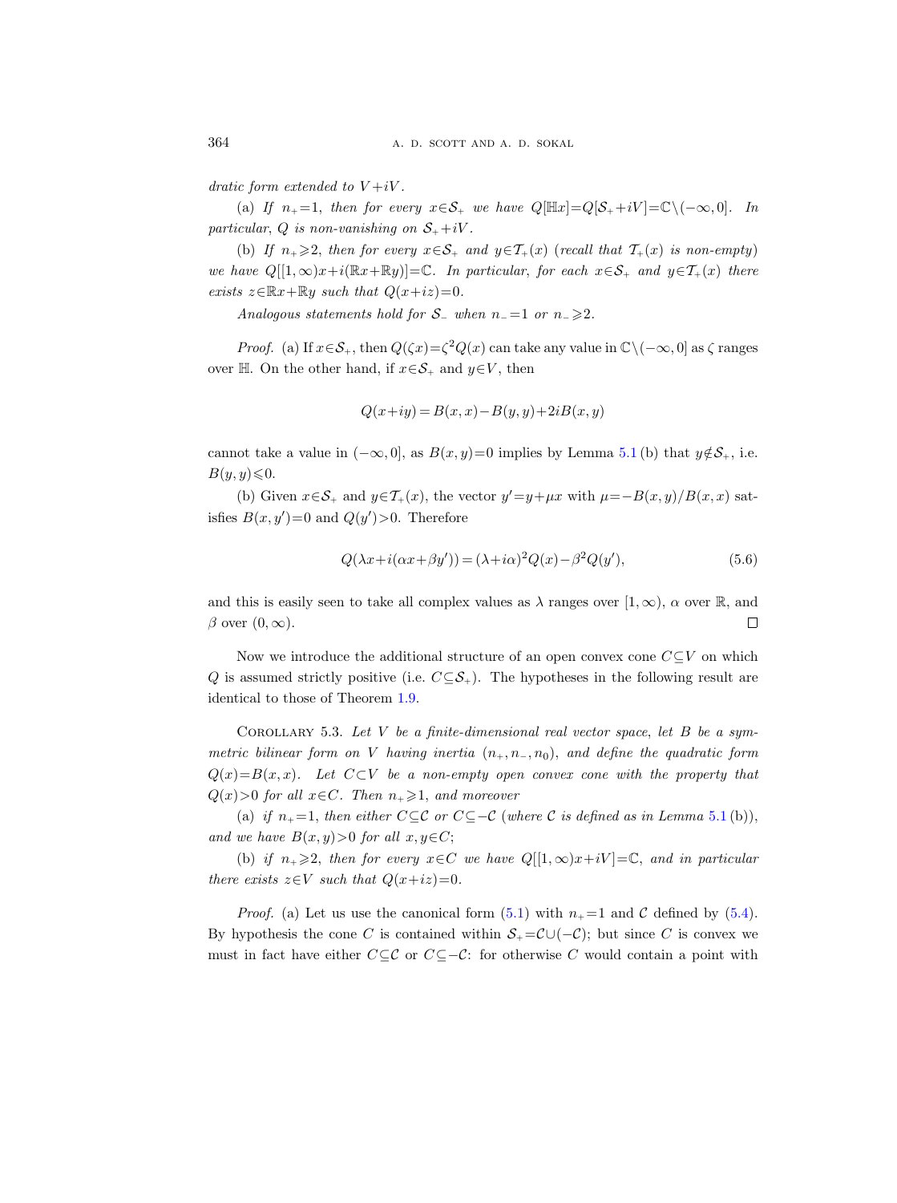dratic form extended to $V+iV$.

(a) *If $n_+=1$, then for every $x\in\mathcal{S}_+$ we have $Q[\mathbb{H}x]=Q[\mathcal{S}_++iV]=\mathbb{C}\setminus(-\infty,0]$. In particular, $Q$ is non-vanishing on $\mathcal{S}_++iV$.*

(b) *If $n_+\geqslant 2$, then for every $x\in\mathcal{S}_+$ and $y\in\mathcal{T}_+(x)$ (recall that $\mathcal{T}_+(x)$ is non-empty) we have $Q[[1,\infty)x+i(\mathbb{R}x+\mathbb{R}y)]=\mathbb{C}$. In particular, for each $x\in\mathcal{S}_+$ and $y\in\mathcal{T}_+(x)$ there exists $z\in\mathbb{R}x+\mathbb{R}y$ such that $Q(x+iz)=0$.*

*Analogous statements hold for $\mathcal{S}_-$ when $n_-=1$ or $n_-\geqslant 2$.*

*Proof.* (a) If $x\in\mathcal{S}_+$, then $Q(\zeta x)=\zeta^2 Q(x)$ can take any value in $\mathbb{C}\setminus(-\infty,0]$ as $\zeta$ ranges over $\mathbb{H}$. On the other hand, if $x\in\mathcal{S}_+$ and $y\in V$, then

$$Q(x+iy)=B(x,x)-B(y,y)+2iB(x,y)$$

cannot take a value in $(-\infty,0]$, as $B(x,y)=0$ implies by Lemma 5.1 (b) that $y\notin\mathcal{S}_+$, i.e. $B(y,y)\leqslant 0$.

(b) Given $x\in\mathcal{S}_+$ and $y\in\mathcal{T}_+(x)$, the vector $y'=y+\mu x$ with $\mu=-B(x,y)/B(x,x)$ satisfies $B(x,y')=0$ and $Q(y')>0$. Therefore

$$Q(\lambda x+i(\alpha x+\beta y'))=(\lambda+i\alpha)^2Q(x)-\beta^2Q(y'), \tag{5.6}$$

and this is easily seen to take all complex values as $\lambda$ ranges over $[1,\infty)$, $\alpha$ over $\mathbb{R}$, and $\beta$ over $(0,\infty)$. $\square$

Now we introduce the additional structure of an open convex cone $C\subseteq V$ on which $Q$ is assumed strictly positive (i.e. $C\subseteq\mathcal{S}_+$). The hypotheses in the following result are identical to those of Theorem 1.9.

Corollary 5.3. *Let $V$ be a finite-dimensional real vector space, let $B$ be a symmetric bilinear form on $V$ having inertia $(n_+,n_-,n_0)$, and define the quadratic form $Q(x)=B(x,x)$. Let $C\subset V$ be a non-empty open convex cone with the property that $Q(x)>0$ for all $x\in C$. Then $n_+\geqslant 1$, and moreover*

(a) *if $n_+=1$, then either $C\subseteq\mathcal{C}$ or $C\subseteq-\mathcal{C}$ (where $\mathcal{C}$ is defined as in Lemma 5.1 (b)), and we have $B(x,y)>0$ for all $x,y\in C$;*

(b) *if $n_+\geqslant 2$, then for every $x\in C$ we have $Q[[1,\infty)x+iV]=\mathbb{C}$, and in particular there exists $z\in V$ such that $Q(x+iz)=0$.*

*Proof.* (a) Let us use the canonical form (5.1) with $n_+=1$ and $\mathcal{C}$ defined by (5.4). By hypothesis the cone $C$ is contained within $\mathcal{S}_+=\mathcal{C}\cup(-\mathcal{C})$; but since $C$ is convex we must in fact have either $C\subseteq\mathcal{C}$ or $C\subseteq-\mathcal{C}$: for otherwise $C$ would contain a point with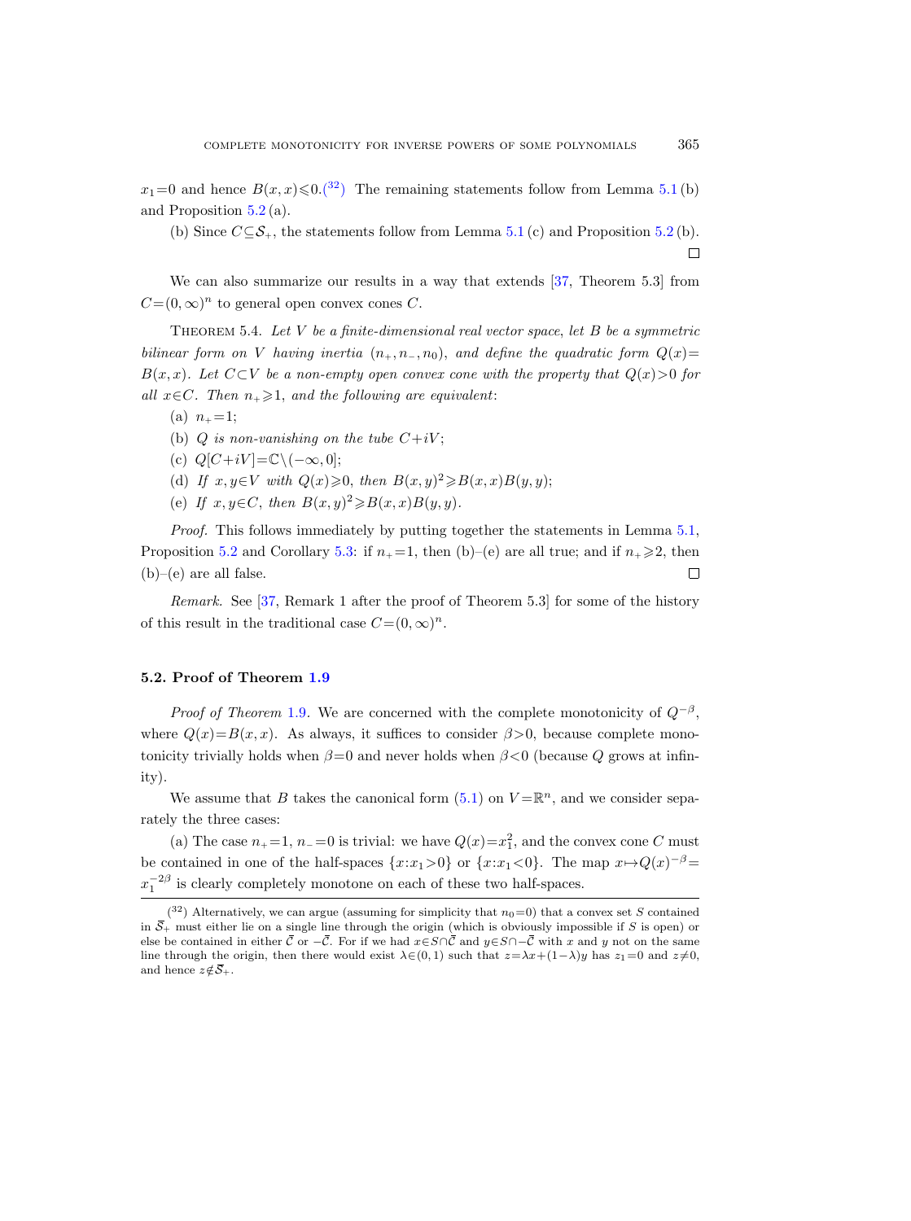$x_1=0$ and hence $B(x,x)\leqslant 0$.[32] The remaining statements follow from Lemma 5.1 (b) and Proposition 5.2 (a).

(b) Since $C\subseteq\mathcal{S}_+$, the statements follow from Lemma 5.1 (c) and Proposition 5.2 (b). □

We can also summarize our results in a way that extends [37, Theorem 5.3] from $C=(0,\infty)^n$ to general open convex cones $C$.

Theorem 5.4. *Let $V$ be a finite-dimensional real vector space, let $B$ be a symmetric bilinear form on $V$ having inertia $(n_+,n_-,n_0)$, and define the quadratic form $Q(x)=B(x,x)$. Let $C\subset V$ be a non-empty open convex cone with the property that $Q(x)>0$ for all $x\in C$. Then $n_+\geqslant 1$, and the following are equivalent*:

(a) $n_+=1$;

(b) *$Q$ is non-vanishing on the tube $C+iV$*;

(c) $Q[C+iV]=\mathbb{C}\setminus(-\infty,0]$;

(d) *If $x,y\in V$ with $Q(x)\geqslant 0$, then $B(x,y)^2\geqslant B(x,x)B(y,y)$*;

(e) *If $x,y\in C$, then $B(x,y)^2\geqslant B(x,x)B(y,y)$.*

*Proof.* This follows immediately by putting together the statements in Lemma 5.1, Proposition 5.2 and Corollary 5.3: if $n_+=1$, then (b)–(e) are all true; and if $n_+\geqslant 2$, then (b)–(e) are all false. □

*Remark.* See [37, Remark 1 after the proof of Theorem 5.3] for some of the history of this result in the traditional case $C=(0,\infty)^n$.

### 5.2. Proof of Theorem 1.9

*Proof of Theorem* 1.9. We are concerned with the complete monotonicity of $Q^{-\beta}$, where $Q(x)=B(x,x)$. As always, it suffices to consider $\beta>0$, because complete monotonicity trivially holds when $\beta=0$ and never holds when $\beta<0$ (because $Q$ grows at infinity).

We assume that $B$ takes the canonical form (5.1) on $V=\mathbb{R}^n$, and we consider separately the three cases:

(a) The case $n_+=1$, $n_-=0$ is trivial: we have $Q(x)=x_1^2$, and the convex cone $C$ must be contained in one of the half-spaces $\{x:x_1>0\}$ or $\{x:x_1<0\}$. The map $x\mapsto Q(x)^{-\beta}=x_1^{-2\beta}$ is clearly completely monotone on each of these two half-spaces.

---

[32] Alternatively, we can argue (assuming for simplicity that $n_0=0$) that a convex set $S$ contained in $\bar{\mathcal{S}}_+$ must either lie on a single line through the origin (which is obviously impossible if $S$ is open) or else be contained in either $\bar{\mathcal{C}}$ or $-\bar{\mathcal{C}}$. For if we had $x\in S\cap\bar{\mathcal{C}}$ and $y\in S\cap-\bar{\mathcal{C}}$ with $x$ and $y$ not on the same line through the origin, then there would exist $\lambda\in(0,1)$ such that $z=\lambda x+(1-\lambda)y$ has $z_1=0$ and $z\neq 0$, and hence $z\notin\bar{\mathcal{S}}_+$.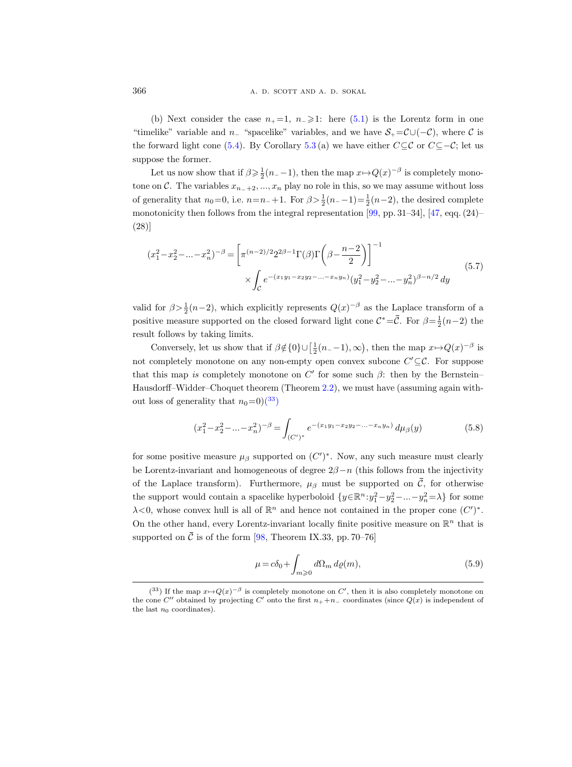(b) Next consider the case $n_+=1$, $n_-\geqslant 1$: here (5.1) is the Lorentz form in one "timelike" variable and $n_-$ "spacelike" variables, and we have $\mathcal{S}_+=\mathcal{C}\cup(-\mathcal{C})$, where $\mathcal{C}$ is the forward light cone (5.4). By Corollary 5.3 (a) we have either $C\subseteq\mathcal{C}$ or $C\subseteq-\mathcal{C}$; let us suppose the former.

Let us now show that if $\beta\geqslant\frac{1}{2}(n_--1)$, then the map $x\mapsto Q(x)^{-\beta}$ is completely monotone on $\mathcal{C}$. The variables $x_{n_-+2},...,x_n$ play no role in this, so we may assume without loss of generality that $n_0=0$, i.e. $n=n_-+1$. For $\beta>\frac{1}{2}(n_--1)=\frac{1}{2}(n-2)$, the desired complete monotonicity then follows from the integral representation [99, pp. 31–34], [47, eqq. (24)–(28)]

$$
\begin{aligned}
(x_1^2-x_2^2-...-x_n^2)^{-\beta} = \biggl[\pi^{(n-2)/2}2^{2\beta-1}\Gamma(\beta)\Gamma\biggl(\beta-\frac{n-2}{2}\biggr)\biggr]^{-1} \\
\times\int_{\mathcal{C}} e^{-(x_1y_1-x_2y_2-...-x_ny_n)}(y_1^2-y_2^2-...-y_n^2)^{\beta-n/2}\,dy
\end{aligned}
\tag{5.7}
$$

valid for $\beta>\frac{1}{2}(n-2)$, which explicitly represents $Q(x)^{-\beta}$ as the Laplace transform of a positive measure supported on the closed forward light cone $\mathcal{C}^*=\bar{\mathcal{C}}$. For $\beta=\frac{1}{2}(n-2)$ the result follows by taking limits.

Conversely, let us show that if $\beta\notin\{0\}\cup\bigl[\frac{1}{2}(n_--1),\infty\bigr)$, then the map $x\mapsto Q(x)^{-\beta}$ is not completely monotone on any non-empty open convex subcone $C'\subseteq\mathcal{C}$. For suppose that this map *is* completely monotone on $C'$ for some $\beta$: then by the Bernstein–Hausdorff–Widder–Choquet theorem (Theorem 2.2), we must have (assuming again without loss of generality that $n_0=0$)([33])

$$
(x_1^2-x_2^2-...-x_n^2)^{-\beta} = \int_{(C')^*} e^{-(x_1y_1-x_2y_2-...-x_ny_n)}\,d\mu_\beta(y)
\tag{5.8}
$$

for some positive measure $\mu_\beta$ supported on $(C')^*$. Now, any such measure must clearly be Lorentz-invariant and homogeneous of degree $2\beta-n$ (this follows from the injectivity of the Laplace transform). Furthermore, $\mu_\beta$ must be supported on $\bar{\mathcal{C}}$, for otherwise the support would contain a spacelike hyperboloid $\{y\in\mathbb{R}^n:y_1^2-y_2^2-...-y_n^2=\lambda\}$ for some $\lambda<0$, whose convex hull is all of $\mathbb{R}^n$ and hence not contained in the proper cone $(C')^*$. On the other hand, every Lorentz-invariant locally finite positive measure on $\mathbb{R}^n$ that is supported on $\bar{\mathcal{C}}$ is of the form [98, Theorem IX.33, pp. 70–76]

$$
\mu = c\delta_0+\int_{m\geqslant 0} d\Omega_m\,d\varrho(m),
\tag{5.9}
$$

([33]) If the map $x\mapsto Q(x)^{-\beta}$ is completely monotone on $C'$, then it is also completely monotone on the cone $C''$ obtained by projecting $C'$ onto the first $n_++n_-$ coordinates (since $Q(x)$ is independent of the last $n_0$ coordinates).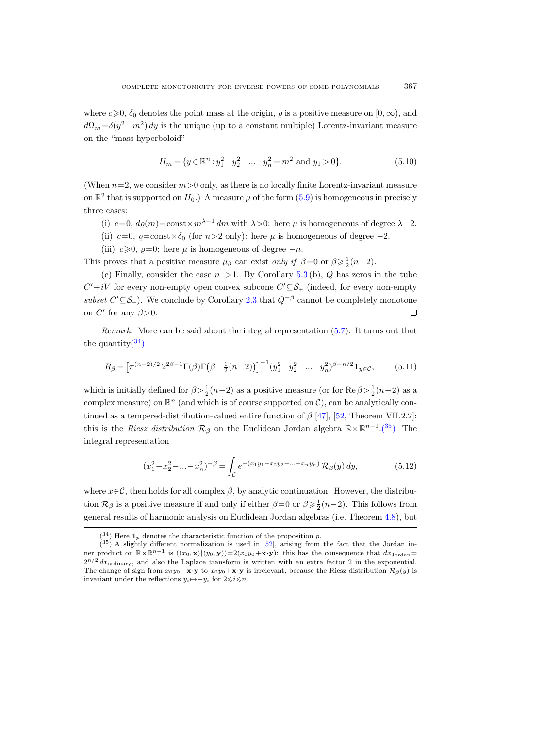where $c \geqslant 0$, $\delta_0$ denotes the point mass at the origin, $\varrho$ is a positive measure on $[0, \infty)$, and $d\Omega_m = \delta(y^2 - m^2)\, dy$ is the unique (up to a constant multiple) Lorentz-invariant measure on the "mass hyperboloid"

$$H_m = \{y \in \mathbb{R}^n : y_1^2 - y_2^2 - \ldots - y_n^2 = m^2 \text{ and } y_1 > 0\}. \tag{5.10}$$

(When $n=2$, we consider $m>0$ only, as there is no locally finite Lorentz-invariant measure on $\mathbb{R}^2$ that is supported on $H_0$.) A measure $\mu$ of the form (5.9) is homogeneous in precisely three cases:

(i) $c=0$, $d\varrho(m) = \text{const} \times m^{\lambda-1}\, dm$ with $\lambda > 0$: here $\mu$ is homogeneous of degree $\lambda - 2$.

(ii) $c=0$, $\varrho = \text{const} \times \delta_0$ (for $n>2$ only): here $\mu$ is homogeneous of degree $-2$.

(iii) $c \geqslant 0$, $\varrho = 0$: here $\mu$ is homogeneous of degree $-n$.

This proves that a positive measure $\mu_\beta$ can exist *only if* $\beta = 0$ or $\beta \geqslant \frac{1}{2}(n-2)$.

(c) Finally, consider the case $n_+ > 1$. By Corollary 5.3 (b), $Q$ has zeros in the tube $C' + iV$ for every non-empty open convex subcone $C' \subseteq \mathcal{S}_+$ (indeed, for every non-empty *subset* $C' \subseteq \mathcal{S}_+$). We conclude by Corollary 2.3 that $Q^{-\beta}$ cannot be completely monotone on $C'$ for any $\beta > 0$. □

*Remark.* More can be said about the integral representation (5.7). It turns out that the quantity[34]

$$R_\beta = \left[\pi^{(n-2)/2}\, 2^{2\beta-1} \Gamma(\beta) \Gamma\big(\beta - \tfrac{1}{2}(n-2)\big)\right]^{-1} (y_1^2 - y_2^2 - \ldots - y_n^2)^{\beta - n/2} \mathbf{1}_{y \in \mathcal{C}}, \tag{5.11}$$

which is initially defined for $\beta > \frac{1}{2}(n-2)$ as a positive measure (or for $\operatorname{Re}\beta > \frac{1}{2}(n-2)$ as a complex measure) on $\mathbb{R}^n$ (and which is of course supported on $\mathcal{C}$), can be analytically continued as a tempered-distribution-valued entire function of $\beta$ [47], [52, Theorem VII.2.2]: this is the *Riesz distribution* $\mathcal{R}_\beta$ on the Euclidean Jordan algebra $\mathbb{R} \times \mathbb{R}^{n-1}$.[35] The integral representation

$$(x_1^2 - x_2^2 - \ldots - x_n^2)^{-\beta} = \int_{\mathcal{C}} e^{-(x_1 y_1 - x_2 y_2 - \ldots - x_n y_n)}\, \mathcal{R}_\beta(y)\, dy, \tag{5.12}$$

where $x \in \mathcal{C}$, then holds for all complex $\beta$, by analytic continuation. However, the distribution $\mathcal{R}_\beta$ is a positive measure if and only if either $\beta = 0$ or $\beta \geqslant \frac{1}{2}(n-2)$. This follows from general results of harmonic analysis on Euclidean Jordan algebras (i.e. Theorem 4.8), but

---

[34] Here $\mathbf{1}_p$ denotes the characteristic function of the proposition $p$.

[35] A slightly different normalization is used in [52], arising from the fact that the Jordan inner product on $\mathbb{R} \times \mathbb{R}^{n-1}$ is $((x_0, \mathbf{x}) | (y_0, \mathbf{y})) = 2(x_0 y_0 + \mathbf{x} \cdot \mathbf{y})$: this has the consequence that $dx_{\text{Jordan}} = 2^{n/2}\, dx_{\text{ordinary}}$, and also the Laplace transform is written with an extra factor 2 in the exponential. The change of sign from $x_0 y_0 - \mathbf{x} \cdot \mathbf{y}$ to $x_0 y_0 + \mathbf{x} \cdot \mathbf{y}$ is irrelevant, because the Riesz distribution $\mathcal{R}_\beta(y)$ is invariant under the reflections $y_i \mapsto -y_i$ for $2 \leqslant i \leqslant n$.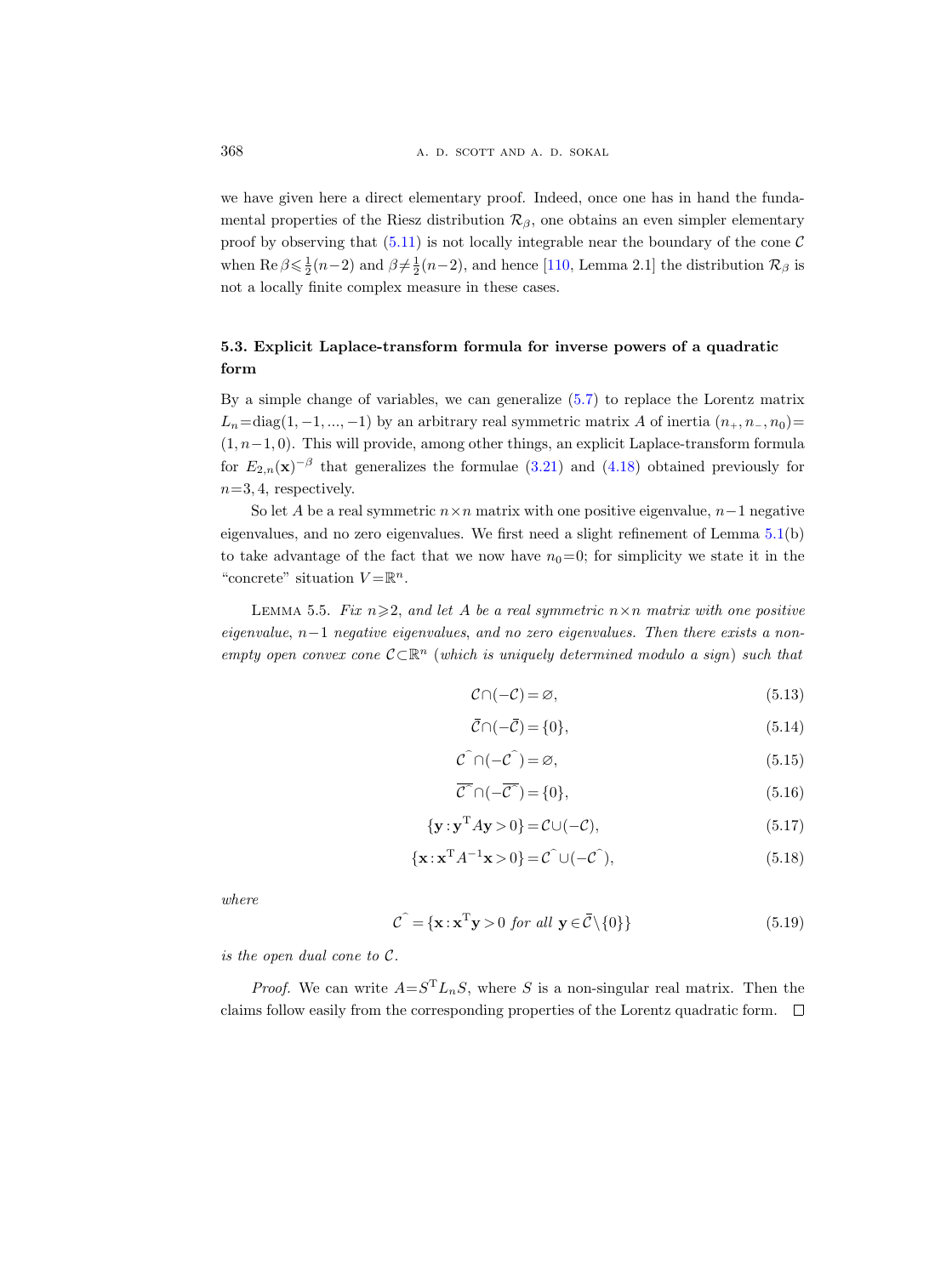we have given here a direct elementary proof. Indeed, once one has in hand the fundamental properties of the Riesz distribution $\mathcal{R}_\beta$, one obtains an even simpler elementary proof by observing that (5.11) is not locally integrable near the boundary of the cone $\mathcal{C}$ when $\operatorname{Re}\beta \leqslant \frac{1}{2}(n-2)$ and $\beta \neq \frac{1}{2}(n-2)$, and hence [110, Lemma 2.1] the distribution $\mathcal{R}_\beta$ is not a locally finite complex measure in these cases.

### 5.3. Explicit Laplace-transform formula for inverse powers of a quadratic form

By a simple change of variables, we can generalize (5.7) to replace the Lorentz matrix $L_n = \operatorname{diag}(1, -1, ..., -1)$ by an arbitrary real symmetric matrix $A$ of inertia $(n_+, n_-, n_0) = (1, n-1, 0)$. This will provide, among other things, an explicit Laplace-transform formula for $E_{2,n}(\mathbf{x})^{-\beta}$ that generalizes the formulae (3.21) and (4.18) obtained previously for $n=3, 4$, respectively.

So let $A$ be a real symmetric $n \times n$ matrix with one positive eigenvalue, $n-1$ negative eigenvalues, and no zero eigenvalues. We first need a slight refinement of Lemma 5.1(b) to take advantage of the fact that we now have $n_0 = 0$; for simplicity we state it in the "concrete" situation $V = \mathbb{R}^n$.

Lemma 5.5. *Fix $n \geqslant 2$, and let $A$ be a real symmetric $n \times n$ matrix with one positive eigenvalue, $n-1$ negative eigenvalues, and no zero eigenvalues. Then there exists a non-empty open convex cone $\mathcal{C} \subset \mathbb{R}^n$ (which is uniquely determined modulo a sign) such that*

$$\mathcal{C} \cap (-\mathcal{C}) = \varnothing, \tag{5.13}$$

$$\bar{\mathcal{C}} \cap (-\bar{\mathcal{C}}) = \{0\}, \tag{5.14}$$

$$\mathcal{C}^{\widehat{}} \cap (-\mathcal{C}^{\widehat{}}) = \varnothing, \tag{5.15}$$

$$\overline{\mathcal{C}^{\widehat{}}} \cap (-\overline{\mathcal{C}^{\widehat{}}}) = \{0\}, \tag{5.16}$$

$$\{\mathbf{y} : \mathbf{y}^{\mathrm{T}} A \mathbf{y} > 0\} = \mathcal{C} \cup (-\mathcal{C}), \tag{5.17}$$

$$\{\mathbf{x} : \mathbf{x}^{\mathrm{T}} A^{-1} \mathbf{x} > 0\} = \mathcal{C}^{\widehat{}} \cup (-\mathcal{C}^{\widehat{}}), \tag{5.18}$$

*where*

$$\mathcal{C}^{\widehat{}} = \{\mathbf{x} : \mathbf{x}^{\mathrm{T}} \mathbf{y} > 0 \text{ for all } \mathbf{y} \in \bar{\mathcal{C}} \setminus \{0\}\} \tag{5.19}$$

*is the open dual cone to $\mathcal{C}$.*

*Proof.* We can write $A = S^{\mathrm{T}} L_n S$, where $S$ is a non-singular real matrix. Then the claims follow easily from the corresponding properties of the Lorentz quadratic form. $\square$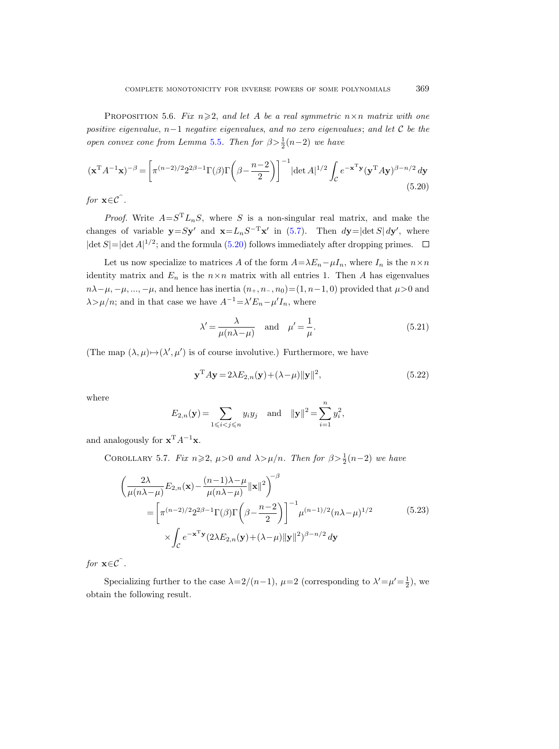Proposition 5.6. *Fix $n \geqslant 2$, and let $A$ be a real symmetric $n \times n$ matrix with one positive eigenvalue, $n-1$ negative eigenvalues, and no zero eigenvalues; and let $\mathcal{C}$ be the open convex cone from Lemma 5.5. Then for $\beta > \frac{1}{2}(n-2)$ we have*

$$(\mathbf{x}^{\mathrm{T}} A^{-1} \mathbf{x})^{-\beta} = \left[ \pi^{(n-2)/2} 2^{2\beta-1} \Gamma(\beta) \Gamma\!\left(\beta - \frac{n-2}{2}\right) \right]^{-1} |\det A|^{1/2} \int_{\mathcal{C}} e^{-\mathbf{x}^{\mathrm{T}} \mathbf{y}} (\mathbf{y}^{\mathrm{T}} A \mathbf{y})^{\beta - n/2} \, d\mathbf{y} \tag{5.20}$$

*for* $\mathbf{x} \in \mathcal{C}^{\frown}$.

*Proof.* Write $A = S^{\mathrm{T}} L_n S$, where $S$ is a non-singular real matrix, and make the changes of variable $\mathbf{y} = S\mathbf{y}'$ and $\mathbf{x} = L_n S^{-\mathrm{T}} \mathbf{x}'$ in (5.7). Then $d\mathbf{y} = |\det S| \, d\mathbf{y}'$, where $|\det S| = |\det A|^{1/2}$; and the formula (5.20) follows immediately after dropping primes. $\square$

Let us now specialize to matrices $A$ of the form $A = \lambda E_n - \mu I_n$, where $I_n$ is the $n \times n$ identity matrix and $E_n$ is the $n \times n$ matrix with all entries 1. Then $A$ has eigenvalues $n\lambda - \mu, -\mu, ..., -\mu$, and hence has inertia $(n_+, n_-, n_0) = (1, n-1, 0)$ provided that $\mu > 0$ and $\lambda > \mu/n$; and in that case we have $A^{-1} = \lambda' E_n - \mu' I_n$, where

$$\lambda' = \frac{\lambda}{\mu(n\lambda - \mu)} \quad \text{and} \quad \mu' = \frac{1}{\mu}. \tag{5.21}$$

(The map $(\lambda, \mu) \mapsto (\lambda', \mu')$ is of course involutive.) Furthermore, we have

$$\mathbf{y}^{\mathrm{T}} A \mathbf{y} = 2\lambda E_{2,n}(\mathbf{y}) + (\lambda - \mu) \|\mathbf{y}\|^2, \tag{5.22}$$

where

$$E_{2,n}(\mathbf{y}) = \sum_{1 \leqslant i < j \leqslant n} y_i y_j \quad \text{and} \quad \|\mathbf{y}\|^2 = \sum_{i=1}^{n} y_i^2,$$

and analogously for $\mathbf{x}^{\mathrm{T}} A^{-1} \mathbf{x}$.

Corollary 5.7. *Fix $n \geqslant 2$, $\mu > 0$ and $\lambda > \mu/n$. Then for $\beta > \frac{1}{2}(n-2)$ we have*

$$\begin{aligned} \left( \frac{2\lambda}{\mu(n\lambda - \mu)} E_{2,n}(\mathbf{x}) - \frac{(n-1)\lambda - \mu}{\mu(n\lambda - \mu)} \|\mathbf{x}\|^2 \right)^{-\beta} &= \left[ \pi^{(n-2)/2} 2^{2\beta - 1} \Gamma(\beta) \Gamma\!\left(\beta - \frac{n-2}{2}\right) \right]^{-1} \mu^{(n-1)/2} (n\lambda - \mu)^{1/2} \\ &\quad \times \int_{\mathcal{C}} e^{-\mathbf{x}^{\mathrm{T}} \mathbf{y}} (2\lambda E_{2,n}(\mathbf{y}) + (\lambda - \mu) \|\mathbf{y}\|^2)^{\beta - n/2} \, d\mathbf{y} \end{aligned} \tag{5.23}$$

*for* $\mathbf{x} \in \mathcal{C}^{\frown}$.

Specializing further to the case $\lambda = 2/(n-1)$, $\mu = 2$ (corresponding to $\lambda' = \mu' = \frac{1}{2}$), we obtain the following result.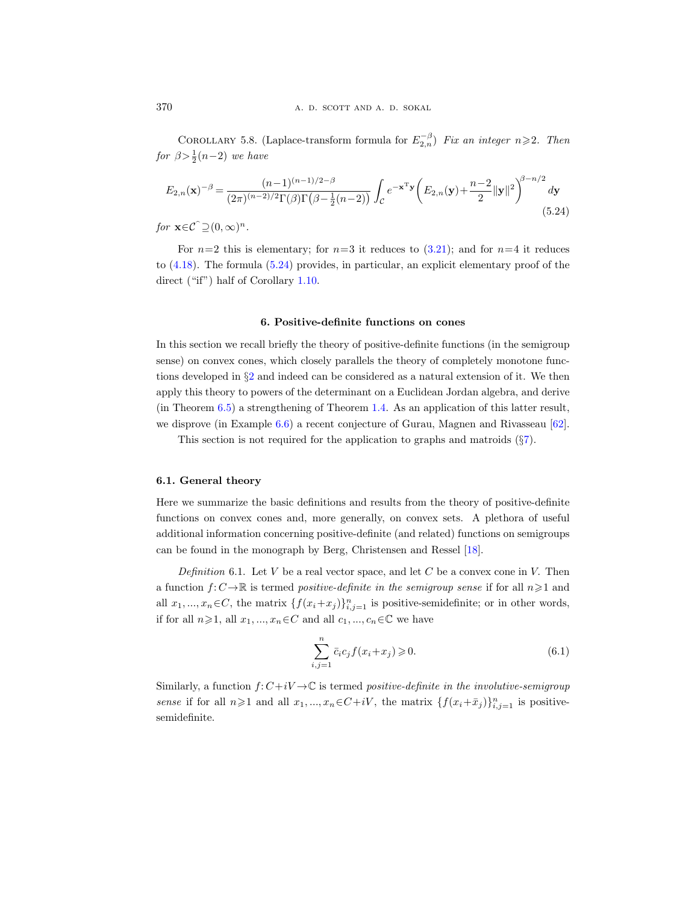COROLLARY 5.8. (Laplace-transform formula for $E_{2,n}^{-\beta}$) *Fix an integer $n \geqslant 2$. Then for $\beta > \frac{1}{2}(n-2)$ we have*

$$E_{2,n}(\mathbf{x})^{-\beta} = \frac{(n-1)^{(n-1)/2-\beta}}{(2\pi)^{(n-2)/2}\Gamma(\beta)\Gamma\big(\beta-\frac{1}{2}(n-2)\big)} \int_{\mathcal{C}} e^{-\mathbf{x}^{\mathrm{T}}\mathbf{y}} \bigg( E_{2,n}(\mathbf{y}) + \frac{n-2}{2}\|\mathbf{y}\|^2 \bigg)^{\beta-n/2} d\mathbf{y} \tag{5.24}$$

*for* $\mathbf{x} \in \mathcal{C}^{\frown} \supseteq (0,\infty)^n$.

For $n=2$ this is elementary; for $n=3$ it reduces to (3.21); and for $n=4$ it reduces to (4.18). The formula (5.24) provides, in particular, an explicit elementary proof of the direct ("if") half of Corollary 1.10.

## 6. Positive-definite functions on cones

In this section we recall briefly the theory of positive-definite functions (in the semigroup sense) on convex cones, which closely parallels the theory of completely monotone functions developed in §2 and indeed can be considered as a natural extension of it. We then apply this theory to powers of the determinant on a Euclidean Jordan algebra, and derive (in Theorem 6.5) a strengthening of Theorem 1.4. As an application of this latter result, we disprove (in Example 6.6) a recent conjecture of Gurau, Magnen and Rivasseau [62].

This section is not required for the application to graphs and matroids (§7).

### 6.1. General theory

Here we summarize the basic definitions and results from the theory of positive-definite functions on convex cones and, more generally, on convex sets. A plethora of useful additional information concerning positive-definite (and related) functions on semigroups can be found in the monograph by Berg, Christensen and Ressel [18].

*Definition* 6.1. Let $V$ be a real vector space, and let $C$ be a convex cone in $V$. Then a function $f\colon C \to \mathbb{R}$ is termed *positive-definite in the semigroup sense* if for all $n \geqslant 1$ and all $x_1, ..., x_n \in C$, the matrix $\{f(x_i+x_j)\}_{i,j=1}^n$ is positive-semidefinite; or in other words, if for all $n \geqslant 1$, all $x_1, ..., x_n \in C$ and all $c_1, ..., c_n \in \mathbb{C}$ we have

$$\sum_{i,j=1}^{n} \bar{c}_i c_j f(x_i+x_j) \geqslant 0. \tag{6.1}$$

Similarly, a function $f\colon C+iV \to \mathbb{C}$ is termed *positive-definite in the involutive-semigroup sense* if for all $n \geqslant 1$ and all $x_1, ..., x_n \in C+iV$, the matrix $\{f(x_i+\bar{x}_j)\}_{i,j=1}^n$ is positive-semidefinite.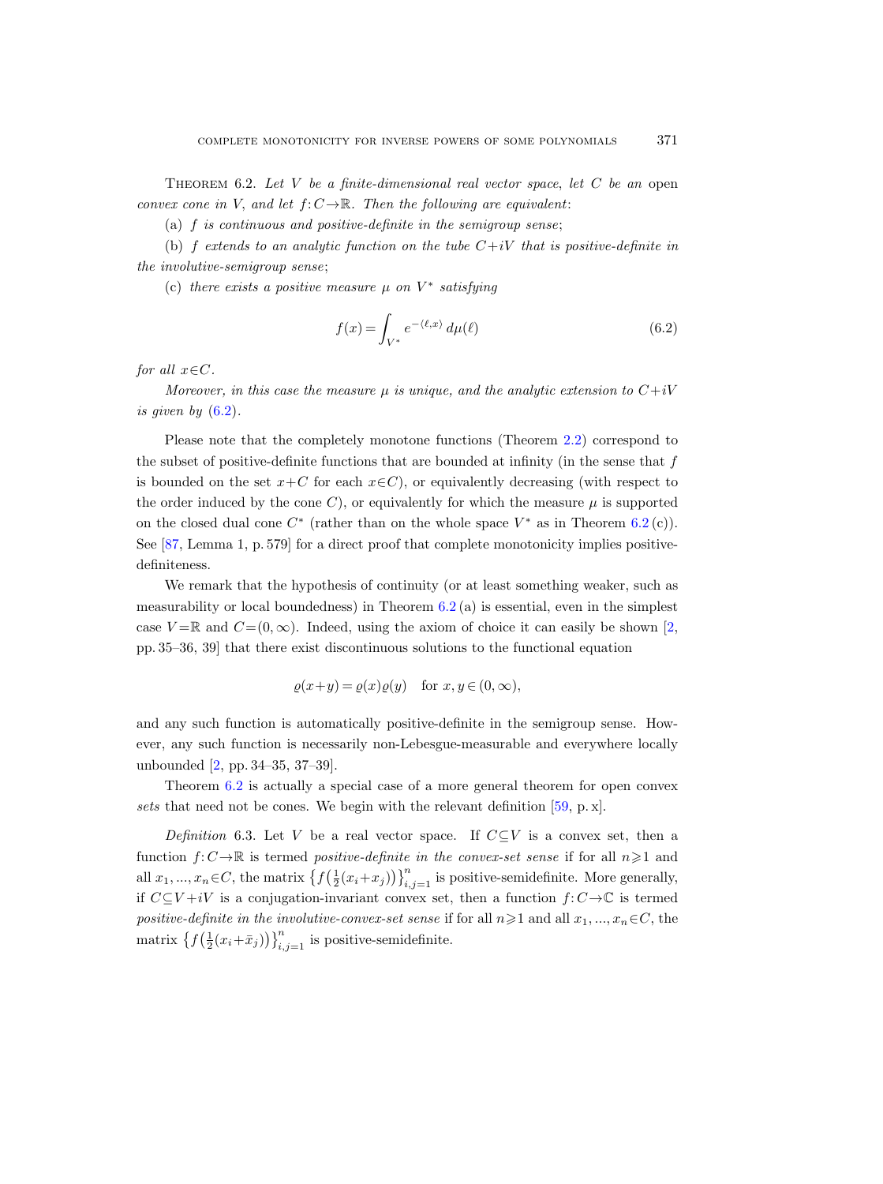Theorem 6.2. *Let $V$ be a finite-dimensional real vector space, let $C$ be an open convex cone in $V$, and let $f\colon C\to\mathbb{R}$. Then the following are equivalent*:

(a) *$f$ is continuous and positive-definite in the semigroup sense*;

(b) *$f$ extends to an analytic function on the tube $C+iV$ that is positive-definite in the involutive-semigroup sense*;

(c) *there exists a positive measure $\mu$ on $V^*$ satisfying*

$$f(x) = \int_{V^*} e^{-\langle \ell, x\rangle}\, d\mu(\ell) \tag{6.2}$$

*for all $x\in C$.*

*Moreover, in this case the measure $\mu$ is unique, and the analytic extension to $C+iV$ is given by* (6.2).

Please note that the completely monotone functions (Theorem 2.2) correspond to the subset of positive-definite functions that are bounded at infinity (in the sense that $f$ is bounded on the set $x+C$ for each $x\in C$), or equivalently decreasing (with respect to the order induced by the cone $C$), or equivalently for which the measure $\mu$ is supported on the closed dual cone $C^*$ (rather than on the whole space $V^*$ as in Theorem 6.2 (c)). See [87, Lemma 1, p. 579] for a direct proof that complete monotonicity implies positive-definiteness.

We remark that the hypothesis of continuity (or at least something weaker, such as measurability or local boundedness) in Theorem 6.2 (a) is essential, even in the simplest case $V=\mathbb{R}$ and $C=(0,\infty)$. Indeed, using the axiom of choice it can easily be shown [2, pp. 35–36, 39] that there exist discontinuous solutions to the functional equation

$$\varrho(x+y) = \varrho(x)\varrho(y) \quad \text{for } x,y\in(0,\infty),$$

and any such function is automatically positive-definite in the semigroup sense. However, any such function is necessarily non-Lebesgue-measurable and everywhere locally unbounded [2, pp. 34–35, 37–39].

Theorem 6.2 is actually a special case of a more general theorem for open convex *sets* that need not be cones. We begin with the relevant definition [59, p. x].

*Definition* 6.3. Let $V$ be a real vector space. If $C\subseteq V$ is a convex set, then a function $f\colon C\to\mathbb{R}$ is termed *positive-definite in the convex-set sense* if for all $n\geqslant 1$ and all $x_1,\ldots,x_n\in C$, the matrix $\{f(\frac{1}{2}(x_i+x_j))\}_{i,j=1}^n$ is positive-semidefinite. More generally, if $C\subseteq V+iV$ is a conjugation-invariant convex set, then a function $f\colon C\to\mathbb{C}$ is termed *positive-definite in the involutive-convex-set sense* if for all $n\geqslant 1$ and all $x_1,\ldots,x_n\in C$, the matrix $\{f(\frac{1}{2}(x_i+\bar{x}_j))\}_{i,j=1}^n$ is positive-semidefinite.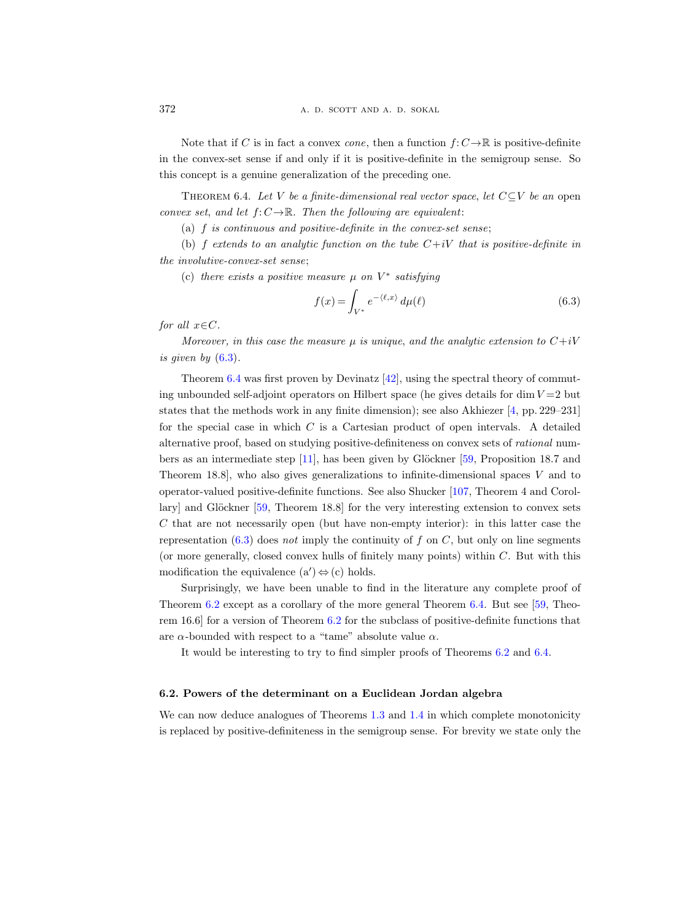Note that if $C$ is in fact a convex *cone*, then a function $f: C \to \mathbb{R}$ is positive-definite in the convex-set sense if and only if it is positive-definite in the semigroup sense. So this concept is a genuine generalization of the preceding one.

THEOREM 6.4. *Let $V$ be a finite-dimensional real vector space, let $C \subseteq V$ be an* open *convex set, and let $f: C \to \mathbb{R}$. Then the following are equivalent*:

(a) *$f$ is continuous and positive-definite in the convex-set sense*;

(b) *$f$ extends to an analytic function on the tube $C + iV$ that is positive-definite in the involutive-convex-set sense*;

(c) *there exists a positive measure $\mu$ on $V^*$ satisfying*

$$f(x) = \int_{V^*} e^{-\langle \ell, x \rangle} \, d\mu(\ell) \tag{6.3}$$

*for all $x \in C$.*

*Moreover, in this case the measure $\mu$ is unique, and the analytic extension to $C + iV$ is given by* (6.3).

Theorem 6.4 was first proven by Devinatz [42], using the spectral theory of commuting unbounded self-adjoint operators on Hilbert space (he gives details for $\dim V = 2$ but states that the methods work in any finite dimension); see also Akhiezer [4, pp. 229–231] for the special case in which $C$ is a Cartesian product of open intervals. A detailed alternative proof, based on studying positive-definiteness on convex sets of *rational* numbers as an intermediate step [11], has been given by Glöckner [59, Proposition 18.7 and Theorem 18.8], who also gives generalizations to infinite-dimensional spaces $V$ and to operator-valued positive-definite functions. See also Shucker [107, Theorem 4 and Corollary] and Glöckner [59, Theorem 18.8] for the very interesting extension to convex sets $C$ that are not necessarily open (but have non-empty interior): in this latter case the representation (6.3) does *not* imply the continuity of $f$ on $C$, but only on line segments (or more generally, closed convex hulls of finitely many points) within $C$. But with this modification the equivalence (a$'$) $\Leftrightarrow$ (c) holds.

Surprisingly, we have been unable to find in the literature any complete proof of Theorem 6.2 except as a corollary of the more general Theorem 6.4. But see [59, Theorem 16.6] for a version of Theorem 6.2 for the subclass of positive-definite functions that are $\alpha$-bounded with respect to a "tame" absolute value $\alpha$.

It would be interesting to try to find simpler proofs of Theorems 6.2 and 6.4.

### 6.2. Powers of the determinant on a Euclidean Jordan algebra

We can now deduce analogues of Theorems 1.3 and 1.4 in which complete monotonicity is replaced by positive-definiteness in the semigroup sense. For brevity we state only the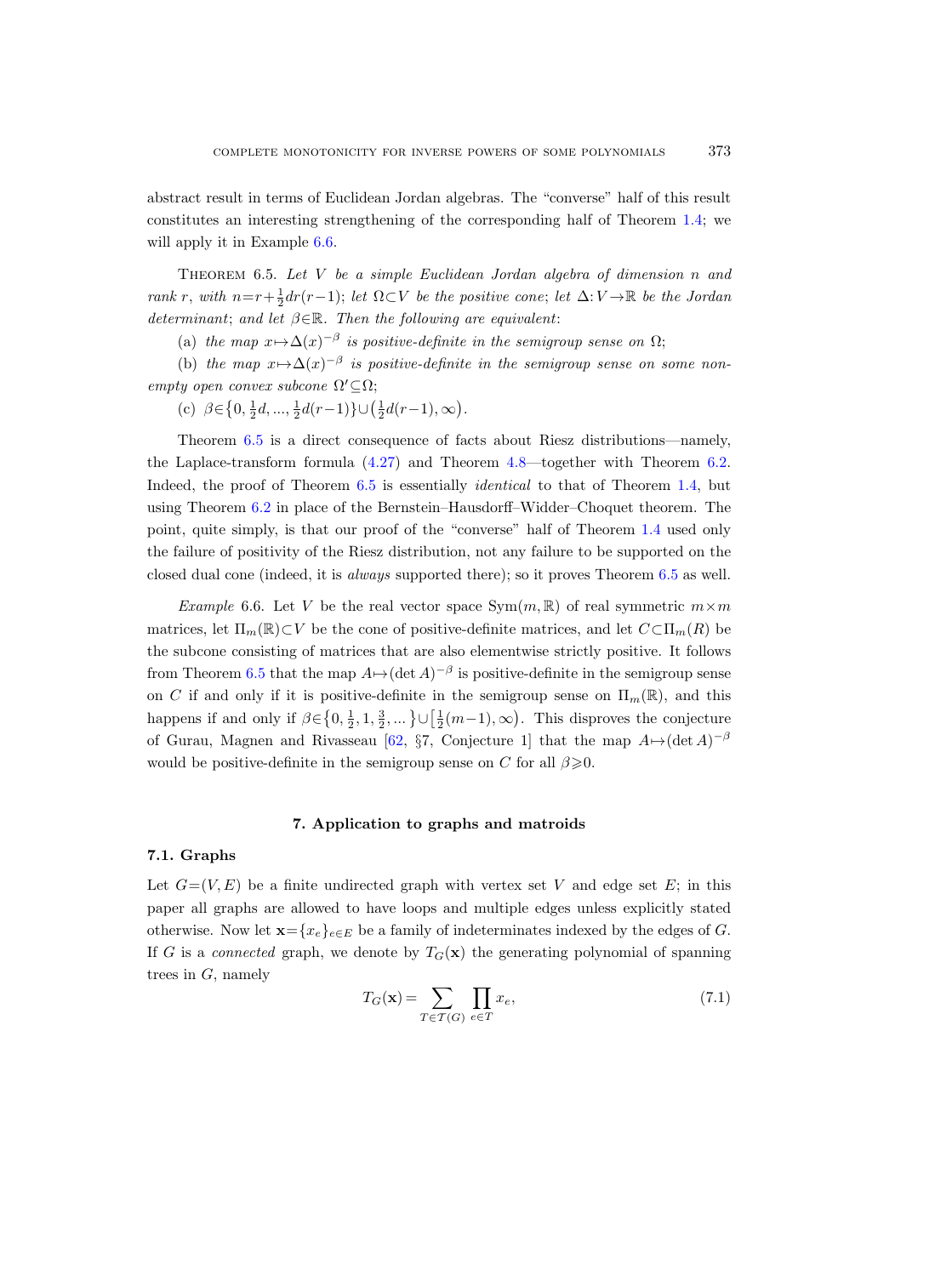abstract result in terms of Euclidean Jordan algebras. The "converse" half of this result constitutes an interesting strengthening of the corresponding half of Theorem 1.4; we will apply it in Example 6.6.

Theorem 6.5. *Let $V$ be a simple Euclidean Jordan algebra of dimension $n$ and rank $r$, with $n=r+\frac{1}{2}dr(r-1)$; let $\Omega\subset V$ be the positive cone; let $\Delta: V\to\mathbb{R}$ be the Jordan determinant; and let $\beta\in\mathbb{R}$. Then the following are equivalent*:

(a) *the map $x\mapsto\Delta(x)^{-\beta}$ is positive-definite in the semigroup sense on $\Omega$;*

(b) *the map $x\mapsto\Delta(x)^{-\beta}$ is positive-definite in the semigroup sense on some non-empty open convex subcone $\Omega'\subseteq\Omega$;*

(c) $\beta\in\{0,\frac{1}{2}d,...,\frac{1}{2}d(r-1)\}\cup(\frac{1}{2}d(r-1),\infty)$.

Theorem 6.5 is a direct consequence of facts about Riesz distributions—namely, the Laplace-transform formula (4.27) and Theorem 4.8—together with Theorem 6.2. Indeed, the proof of Theorem 6.5 is essentially *identical* to that of Theorem 1.4, but using Theorem 6.2 in place of the Bernstein–Hausdorff–Widder–Choquet theorem. The point, quite simply, is that our proof of the "converse" half of Theorem 1.4 used only the failure of positivity of the Riesz distribution, not any failure to be supported on the closed dual cone (indeed, it is *always* supported there); so it proves Theorem 6.5 as well.

*Example* 6.6. Let $V$ be the real vector space $\mathrm{Sym}(m,\mathbb{R})$ of real symmetric $m\times m$ matrices, let $\Pi_m(\mathbb{R})\subset V$ be the cone of positive-definite matrices, and let $C\subset\Pi_m(R)$ be the subcone consisting of matrices that are also elementwise strictly positive. It follows from Theorem 6.5 that the map $A\mapsto(\det A)^{-\beta}$ is positive-definite in the semigroup sense on $C$ if and only if it is positive-definite in the semigroup sense on $\Pi_m(\mathbb{R})$, and this happens if and only if $\beta\in\{0,\frac{1}{2},1,\frac{3}{2},...\}\cup[\frac{1}{2}(m-1),\infty)$. This disproves the conjecture of Gurau, Magnen and Rivasseau [62, §7, Conjecture 1] that the map $A\mapsto(\det A)^{-\beta}$ would be positive-definite in the semigroup sense on $C$ for all $\beta\geqslant 0$.

## 7. Application to graphs and matroids

### 7.1. Graphs

Let $G=(V,E)$ be a finite undirected graph with vertex set $V$ and edge set $E$; in this paper all graphs are allowed to have loops and multiple edges unless explicitly stated otherwise. Now let $\mathbf{x}=\{x_e\}_{e\in E}$ be a family of indeterminates indexed by the edges of $G$. If $G$ is a *connected* graph, we denote by $T_G(\mathbf{x})$ the generating polynomial of spanning trees in $G$, namely

$$T_G(\mathbf{x})=\sum_{T\in\mathcal{T}(G)}\prod_{e\in T}x_e, \tag{7.1}$$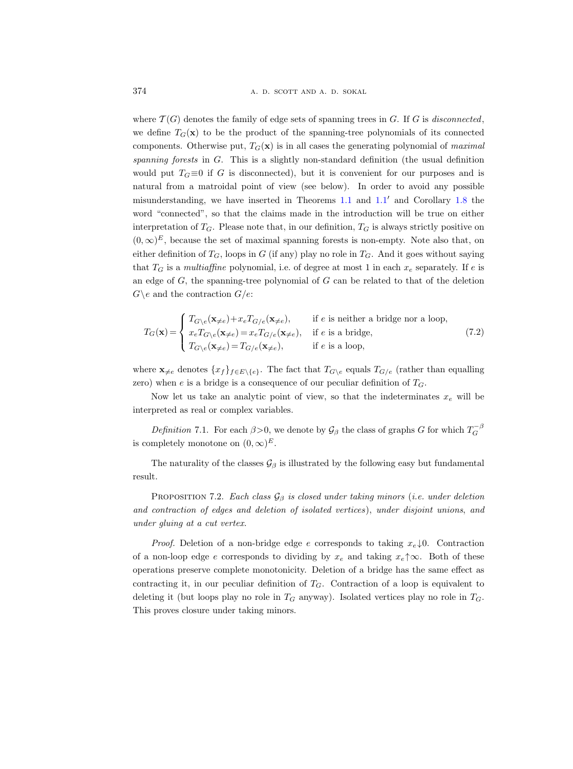where $\mathcal{T}(G)$ denotes the family of edge sets of spanning trees in $G$. If $G$ is *disconnected*, we define $T_G(\mathbf{x})$ to be the product of the spanning-tree polynomials of its connected components. Otherwise put, $T_G(\mathbf{x})$ is in all cases the generating polynomial of *maximal spanning forests* in $G$. This is a slightly non-standard definition (the usual definition would put $T_G \equiv 0$ if $G$ is disconnected), but it is convenient for our purposes and is natural from a matroidal point of view (see below). In order to avoid any possible misunderstanding, we have inserted in Theorems 1.1 and 1.1′ and Corollary 1.8 the word "connected", so that the claims made in the introduction will be true on either interpretation of $T_G$. Please note that, in our definition, $T_G$ is always strictly positive on $(0,\infty)^E$, because the set of maximal spanning forests is non-empty. Note also that, on either definition of $T_G$, loops in $G$ (if any) play no role in $T_G$. And it goes without saying that $T_G$ is a *multiaffine* polynomial, i.e. of degree at most 1 in each $x_e$ separately. If $e$ is an edge of $G$, the spanning-tree polynomial of $G$ can be related to that of the deletion $G \backslash e$ and the contraction $G/e$:

$$T_G(\mathbf{x}) = \begin{cases} T_{G\backslash e}(\mathbf{x}_{\neq e}) + x_e T_{G/e}(\mathbf{x}_{\neq e}), & \text{if } e \text{ is neither a bridge nor a loop,} \\ x_e T_{G\backslash e}(\mathbf{x}_{\neq e}) = x_e T_{G/e}(\mathbf{x}_{\neq e}), & \text{if } e \text{ is a bridge,} \\ T_{G\backslash e}(\mathbf{x}_{\neq e}) = T_{G/e}(\mathbf{x}_{\neq e}), & \text{if } e \text{ is a loop,} \end{cases} \tag{7.2}$$

where $\mathbf{x}_{\neq e}$ denotes $\{x_f\}_{f \in E \setminus \{e\}}$. The fact that $T_{G\backslash e}$ equals $T_{G/e}$ (rather than equalling zero) when $e$ is a bridge is a consequence of our peculiar definition of $T_G$.

Now let us take an analytic point of view, so that the indeterminates $x_e$ will be interpreted as real or complex variables.

*Definition* 7.1. For each $\beta > 0$, we denote by $\mathcal{G}_\beta$ the class of graphs $G$ for which $T_G^{-\beta}$ is completely monotone on $(0,\infty)^E$.

The naturality of the classes $\mathcal{G}_\beta$ is illustrated by the following easy but fundamental result.

PROPOSITION 7.2. *Each class $\mathcal{G}_\beta$ is closed under taking minors* (*i.e. under deletion and contraction of edges and deletion of isolated vertices*), *under disjoint unions*, *and under gluing at a cut vertex.*

*Proof.* Deletion of a non-bridge edge $e$ corresponds to taking $x_e \downarrow 0$. Contraction of a non-loop edge $e$ corresponds to dividing by $x_e$ and taking $x_e \uparrow \infty$. Both of these operations preserve complete monotonicity. Deletion of a bridge has the same effect as contracting it, in our peculiar definition of $T_G$. Contraction of a loop is equivalent to deleting it (but loops play no role in $T_G$ anyway). Isolated vertices play no role in $T_G$. This proves closure under taking minors.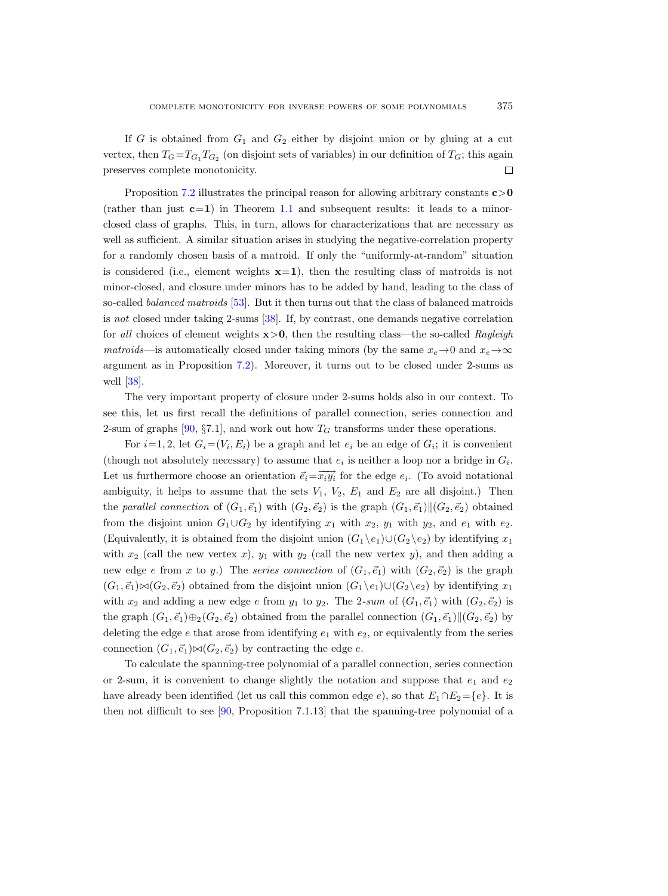If $G$ is obtained from $G_1$ and $G_2$ either by disjoint union or by gluing at a cut vertex, then $T_G = T_{G_1} T_{G_2}$ (on disjoint sets of variables) in our definition of $T_G$; this again preserves complete monotonicity. $\square$

Proposition 7.2 illustrates the principal reason for allowing arbitrary constants $\mathbf{c} > \mathbf{0}$ (rather than just $\mathbf{c} = \mathbf{1}$) in Theorem 1.1 and subsequent results: it leads to a minor-closed class of graphs. This, in turn, allows for characterizations that are necessary as well as sufficient. A similar situation arises in studying the negative-correlation property for a randomly chosen basis of a matroid. If only the "uniformly-at-random" situation is considered (i.e., element weights $\mathbf{x} = \mathbf{1}$), then the resulting class of matroids is not minor-closed, and closure under minors has to be added by hand, leading to the class of so-called *balanced matroids* [53]. But it then turns out that the class of balanced matroids is *not* closed under taking 2-sums [38]. If, by contrast, one demands negative correlation for *all* choices of element weights $\mathbf{x} > \mathbf{0}$, then the resulting class—the so-called *Rayleigh matroids*—is automatically closed under taking minors (by the same $x_e \to 0$ and $x_e \to \infty$ argument as in Proposition 7.2). Moreover, it turns out to be closed under 2-sums as well [38].

The very important property of closure under 2-sums holds also in our context. To see this, let us first recall the definitions of parallel connection, series connection and 2-sum of graphs [90, §7.1], and work out how $T_G$ transforms under these operations.

For $i = 1, 2$, let $G_i = (V_i, E_i)$ be a graph and let $e_i$ be an edge of $G_i$; it is convenient (though not absolutely necessary) to assume that $e_i$ is neither a loop nor a bridge in $G_i$. Let us furthermore choose an orientation $\vec{e}_i = \overrightarrow{x_i y_i}$ for the edge $e_i$. (To avoid notational ambiguity, it helps to assume that the sets $V_1$, $V_2$, $E_1$ and $E_2$ are all disjoint.) Then the *parallel connection* of $(G_1, \vec{e}_1)$ with $(G_2, \vec{e}_2)$ is the graph $(G_1, \vec{e}_1) \| (G_2, \vec{e}_2)$ obtained from the disjoint union $G_1 \cup G_2$ by identifying $x_1$ with $x_2$, $y_1$ with $y_2$, and $e_1$ with $e_2$. (Equivalently, it is obtained from the disjoint union $(G_1 \setminus e_1) \cup (G_2 \setminus e_2)$ by identifying $x_1$ with $x_2$ (call the new vertex $x$), $y_1$ with $y_2$ (call the new vertex $y$), and then adding a new edge $e$ from $x$ to $y$.) The *series connection* of $(G_1, \vec{e}_1)$ with $(G_2, \vec{e}_2)$ is the graph $(G_1, \vec{e}_1) \bowtie (G_2, \vec{e}_2)$ obtained from the disjoint union $(G_1 \setminus e_1) \cup (G_2 \setminus e_2)$ by identifying $x_1$ with $x_2$ and adding a new edge $e$ from $y_1$ to $y_2$. The *2-sum* of $(G_1, \vec{e}_1)$ with $(G_2, \vec{e}_2)$ is the graph $(G_1, \vec{e}_1) \oplus_2 (G_2, \vec{e}_2)$ obtained from the parallel connection $(G_1, \vec{e}_1) \| (G_2, \vec{e}_2)$ by deleting the edge $e$ that arose from identifying $e_1$ with $e_2$, or equivalently from the series connection $(G_1, \vec{e}_1) \bowtie (G_2, \vec{e}_2)$ by contracting the edge $e$.

To calculate the spanning-tree polynomial of a parallel connection, series connection or 2-sum, it is convenient to change slightly the notation and suppose that $e_1$ and $e_2$ have already been identified (let us call this common edge $e$), so that $E_1 \cap E_2 = \{e\}$. It is then not difficult to see [90, Proposition 7.1.13] that the spanning-tree polynomial of a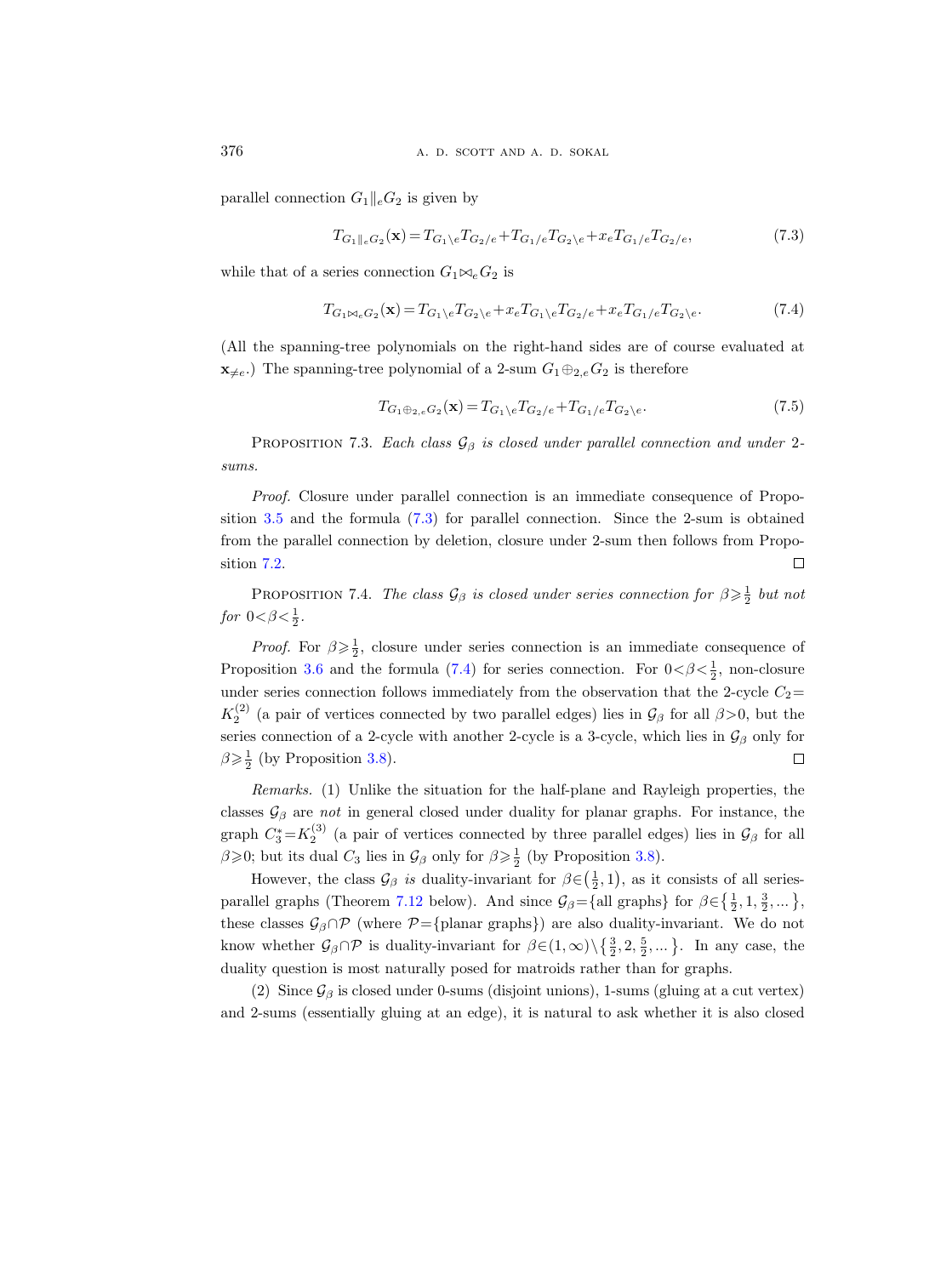parallel connection $G_1 \|_e G_2$ is given by

$$T_{G_1 \|_e G_2}(\mathbf{x}) = T_{G_1 \setminus e} T_{G_2 / e} + T_{G_1 / e} T_{G_2 \setminus e} + x_e T_{G_1 / e} T_{G_2 / e}, \tag{7.3}$$

while that of a series connection $G_1 \bowtie_e G_2$ is

$$T_{G_1 \bowtie_e G_2}(\mathbf{x}) = T_{G_1 \setminus e} T_{G_2 \setminus e} + x_e T_{G_1 \setminus e} T_{G_2 / e} + x_e T_{G_1 / e} T_{G_2 \setminus e}. \tag{7.4}$$

(All the spanning-tree polynomials on the right-hand sides are of course evaluated at $\mathbf{x}_{\neq e}$.) The spanning-tree polynomial of a 2-sum $G_1 \oplus_{2,e} G_2$ is therefore

$$T_{G_1 \oplus_{2,e} G_2}(\mathbf{x}) = T_{G_1 \setminus e} T_{G_2 / e} + T_{G_1 / e} T_{G_2 \setminus e}. \tag{7.5}$$

Proposition 7.3. *Each class $\mathcal{G}_\beta$ is closed under parallel connection and under 2-sums.*

*Proof.* Closure under parallel connection is an immediate consequence of Proposition 3.5 and the formula (7.3) for parallel connection. Since the 2-sum is obtained from the parallel connection by deletion, closure under 2-sum then follows from Proposition 7.2. □

Proposition 7.4. *The class $\mathcal{G}_\beta$ is closed under series connection for $\beta \geqslant \frac{1}{2}$ but not for $0 < \beta < \frac{1}{2}$.*

*Proof.* For $\beta \geqslant \frac{1}{2}$, closure under series connection is an immediate consequence of Proposition 3.6 and the formula (7.4) for series connection. For $0 < \beta < \frac{1}{2}$, non-closure under series connection follows immediately from the observation that the 2-cycle $C_2 = K_2^{(2)}$ (a pair of vertices connected by two parallel edges) lies in $\mathcal{G}_\beta$ for all $\beta > 0$, but the series connection of a 2-cycle with another 2-cycle is a 3-cycle, which lies in $\mathcal{G}_\beta$ only for $\beta \geqslant \frac{1}{2}$ (by Proposition 3.8). □

*Remarks.* (1) Unlike the situation for the half-plane and Rayleigh properties, the classes $\mathcal{G}_\beta$ are *not* in general closed under duality for planar graphs. For instance, the graph $C_3^* = K_2^{(3)}$ (a pair of vertices connected by three parallel edges) lies in $\mathcal{G}_\beta$ for all $\beta \geqslant 0$; but its dual $C_3$ lies in $\mathcal{G}_\beta$ only for $\beta \geqslant \frac{1}{2}$ (by Proposition 3.8).

However, the class $\mathcal{G}_\beta$ *is* duality-invariant for $\beta \in (\frac{1}{2}, 1)$, as it consists of all series-parallel graphs (Theorem 7.12 below). And since $\mathcal{G}_\beta = \{\text{all graphs}\}$ for $\beta \in \{\frac{1}{2}, 1, \frac{3}{2}, \dots\}$, these classes $\mathcal{G}_\beta \cap \mathcal{P}$ (where $\mathcal{P} = \{\text{planar graphs}\}$) are also duality-invariant. We do not know whether $\mathcal{G}_\beta \cap \mathcal{P}$ is duality-invariant for $\beta \in (1, \infty) \setminus \{\frac{3}{2}, 2, \frac{5}{2}, \dots\}$. In any case, the duality question is most naturally posed for matroids rather than for graphs.

(2) Since $\mathcal{G}_\beta$ is closed under 0-sums (disjoint unions), 1-sums (gluing at a cut vertex) and 2-sums (essentially gluing at an edge), it is natural to ask whether it is also closed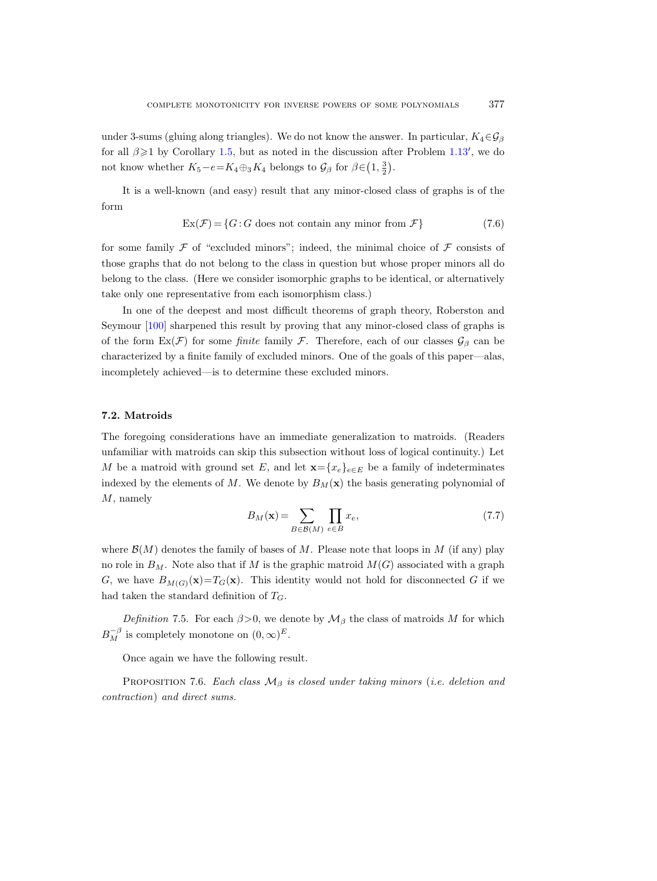under 3-sums (gluing along triangles). We do not know the answer. In particular, $K_4 \in \mathcal{G}_\beta$ for all $\beta \geqslant 1$ by Corollary 1.5, but as noted in the discussion after Problem 1.13′, we do not know whether $K_5 - e = K_4 \oplus_3 K_4$ belongs to $\mathcal{G}_\beta$ for $\beta \in \left(1, \frac{3}{2}\right)$.

It is a well-known (and easy) result that any minor-closed class of graphs is of the form

$$\mathrm{Ex}(\mathcal{F}) = \{G : G \text{ does not contain any minor from } \mathcal{F}\} \tag{7.6}$$

for some family $\mathcal{F}$ of "excluded minors"; indeed, the minimal choice of $\mathcal{F}$ consists of those graphs that do not belong to the class in question but whose proper minors all do belong to the class. (Here we consider isomorphic graphs to be identical, or alternatively take only one representative from each isomorphism class.)

In one of the deepest and most difficult theorems of graph theory, Roberston and Seymour [100] sharpened this result by proving that any minor-closed class of graphs is of the form $\mathrm{Ex}(\mathcal{F})$ for some *finite* family $\mathcal{F}$. Therefore, each of our classes $\mathcal{G}_\beta$ can be characterized by a finite family of excluded minors. One of the goals of this paper—alas, incompletely achieved—is to determine these excluded minors.

### 7.2. Matroids

The foregoing considerations have an immediate generalization to matroids. (Readers unfamiliar with matroids can skip this subsection without loss of logical continuity.) Let $M$ be a matroid with ground set $E$, and let $\mathbf{x} = \{x_e\}_{e \in E}$ be a family of indeterminates indexed by the elements of $M$. We denote by $B_M(\mathbf{x})$ the basis generating polynomial of $M$, namely

$$B_M(\mathbf{x}) = \sum_{B \in \mathcal{B}(M)} \prod_{e \in B} x_e, \tag{7.7}$$

where $\mathcal{B}(M)$ denotes the family of bases of $M$. Please note that loops in $M$ (if any) play no role in $B_M$. Note also that if $M$ is the graphic matroid $M(G)$ associated with a graph $G$, we have $B_{M(G)}(\mathbf{x}) = T_G(\mathbf{x})$. This identity would not hold for disconnected $G$ if we had taken the standard definition of $T_G$.

*Definition* 7.5. For each $\beta > 0$, we denote by $\mathcal{M}_\beta$ the class of matroids $M$ for which $B_M^{-\beta}$ is completely monotone on $(0, \infty)^E$.

Once again we have the following result.

PROPOSITION 7.6. *Each class $\mathcal{M}_\beta$ is closed under taking minors* (*i.e. deletion and contraction*) *and direct sums.*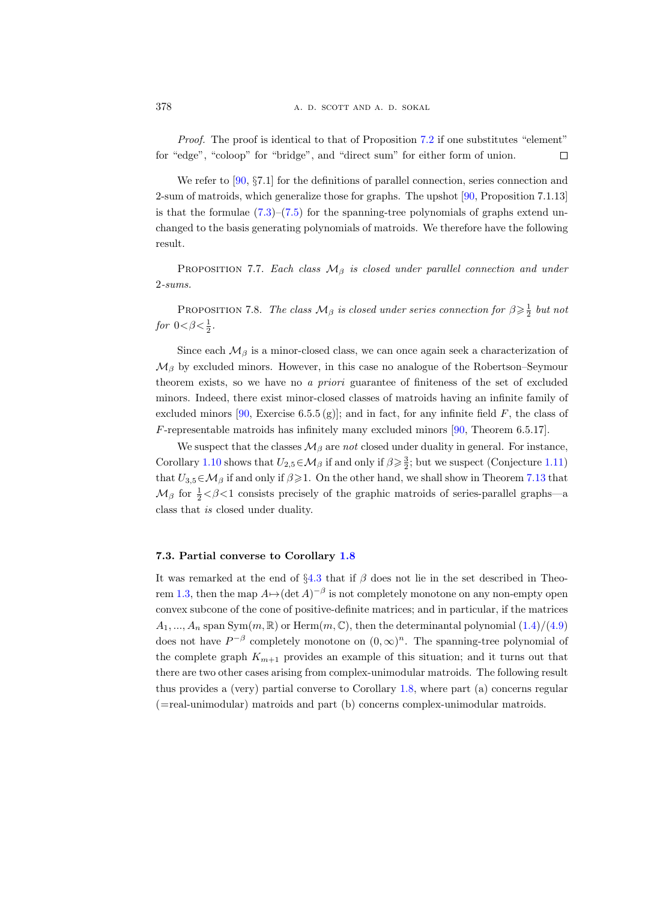*Proof.* The proof is identical to that of Proposition 7.2 if one substitutes "element" for "edge", "coloop" for "bridge", and "direct sum" for either form of union. □

We refer to [90, §7.1] for the definitions of parallel connection, series connection and 2-sum of matroids, which generalize those for graphs. The upshot [90, Proposition 7.1.13] is that the formulae (7.3)–(7.5) for the spanning-tree polynomials of graphs extend unchanged to the basis generating polynomials of matroids. We therefore have the following result.

Proposition 7.7. *Each class $\mathcal{M}_\beta$ is closed under parallel connection and under 2-sums.*

Proposition 7.8. *The class $\mathcal{M}_\beta$ is closed under series connection for $\beta \geqslant \frac{1}{2}$ but not for $0<\beta<\frac{1}{2}$.*

Since each $\mathcal{M}_\beta$ is a minor-closed class, we can once again seek a characterization of $\mathcal{M}_\beta$ by excluded minors. However, in this case no analogue of the Robertson–Seymour theorem exists, so we have no *a priori* guarantee of finiteness of the set of excluded minors. Indeed, there exist minor-closed classes of matroids having an infinite family of excluded minors [90, Exercise 6.5.5 (g)]; and in fact, for any infinite field $F$, the class of $F$-representable matroids has infinitely many excluded minors [90, Theorem 6.5.17].

We suspect that the classes $\mathcal{M}_\beta$ are *not* closed under duality in general. For instance, Corollary 1.10 shows that $U_{2,5} \in \mathcal{M}_\beta$ if and only if $\beta \geqslant \frac{3}{2}$; but we suspect (Conjecture 1.11) that $U_{3,5} \in \mathcal{M}_\beta$ if and only if $\beta \geqslant 1$. On the other hand, we shall show in Theorem 7.13 that $\mathcal{M}_\beta$ for $\frac{1}{2}<\beta<1$ consists precisely of the graphic matroids of series-parallel graphs—a class that *is* closed under duality.

### 7.3. Partial converse to Corollary 1.8

It was remarked at the end of §4.3 that if $\beta$ does not lie in the set described in Theorem 1.3, then the map $A \mapsto (\det A)^{-\beta}$ is not completely monotone on any non-empty open convex subcone of the cone of positive-definite matrices; and in particular, if the matrices $A_1, ..., A_n$ span $\mathrm{Sym}(m, \mathbb{R})$ or $\mathrm{Herm}(m, \mathbb{C})$, then the determinantal polynomial (1.4)/(4.9) does not have $P^{-\beta}$ completely monotone on $(0, \infty)^n$. The spanning-tree polynomial of the complete graph $K_{m+1}$ provides an example of this situation; and it turns out that there are two other cases arising from complex-unimodular matroids. The following result thus provides a (very) partial converse to Corollary 1.8, where part (a) concerns regular (=real-unimodular) matroids and part (b) concerns complex-unimodular matroids.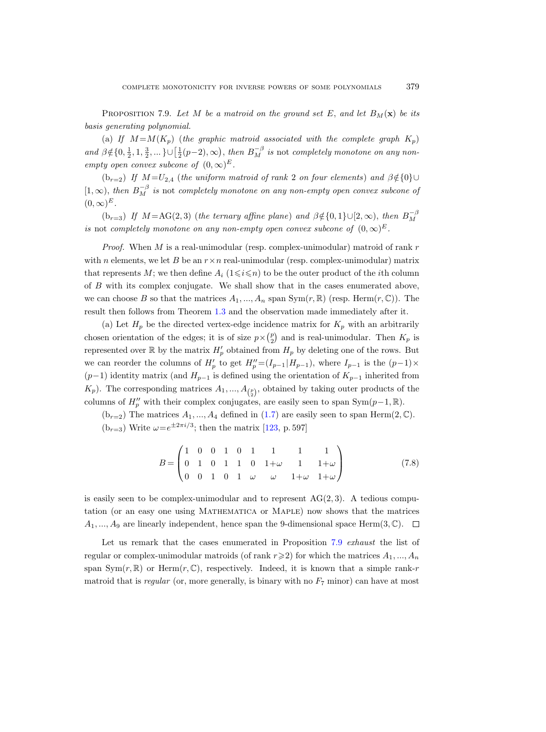Proposition 7.9. *Let $M$ be a matroid on the ground set $E$, and let $B_M(\mathbf{x})$ be its basis generating polynomial.*

(a) *If $M=M(K_p)$ (the graphic matroid associated with the complete graph $K_p$) and $\beta\notin\{0,\frac{1}{2},1,\frac{3}{2},...\}\cup\left[\frac{1}{2}(p-2),\infty\right)$, then $B_M^{-\beta}$ is* not *completely monotone on any non-empty open convex subcone of $(0,\infty)^E$.*

($\mathrm{b}_{r=2}$) *If $M=U_{2,4}$ (the uniform matroid of rank 2 on four elements) and $\beta\notin\{0\}\cup[1,\infty)$, then $B_M^{-\beta}$ is* not *completely monotone on any non-empty open convex subcone of $(0,\infty)^E$.*

($\mathrm{b}_{r=3}$) *If $M=\mathrm{AG}(2,3)$ (the ternary affine plane) and $\beta\notin\{0,1\}\cup[2,\infty)$, then $B_M^{-\beta}$ is* not *completely monotone on any non-empty open convex subcone of $(0,\infty)^E$.*

*Proof.* When $M$ is a real-unimodular (resp. complex-unimodular) matroid of rank $r$ with $n$ elements, we let $B$ be an $r\times n$ real-unimodular (resp. complex-unimodular) matrix that represents $M$; we then define $A_i$ ($1\leqslant i\leqslant n$) to be the outer product of the $i$th column of $B$ with its complex conjugate. We shall show that in the cases enumerated above, we can choose $B$ so that the matrices $A_1,...,A_n$ span $\mathrm{Sym}(r,\mathbb{R})$ (resp. $\mathrm{Herm}(r,\mathbb{C})$). The result then follows from Theorem 1.3 and the observation made immediately after it.

(a) Let $H_p$ be the directed vertex-edge incidence matrix for $K_p$ with an arbitrarily chosen orientation of the edges; it is of size $p\times\binom{p}{2}$ and is real-unimodular. Then $K_p$ is represented over $\mathbb{R}$ by the matrix $H_p'$ obtained from $H_p$ by deleting one of the rows. But we can reorder the columns of $H_p'$ to get $H_p''=(I_{p-1}|H_{p-1})$, where $I_{p-1}$ is the $(p-1)\times(p-1)$ identity matrix (and $H_{p-1}$ is defined using the orientation of $K_{p-1}$ inherited from $K_p$). The corresponding matrices $A_1,...,A_{\binom{p}{2}}$, obtained by taking outer products of the columns of $H_p''$ with their complex conjugates, are easily seen to span $\mathrm{Sym}(p-1,\mathbb{R})$.

($\mathrm{b}_{r=2}$) The matrices $A_1,...,A_4$ defined in (1.7) are easily seen to span $\mathrm{Herm}(2,\mathbb{C})$.

($\mathrm{b}_{r=3}$) Write $\omega=e^{\pm 2\pi i/3}$; then the matrix [123, p. 597]

$$B=\begin{pmatrix} 1 & 0 & 0 & 1 & 0 & 1 & 1 & 1 & 1\\ 0 & 1 & 0 & 1 & 1 & 0 & 1+\omega & 1 & 1+\omega\\ 0 & 0 & 1 & 0 & 1 & \omega & \omega & 1+\omega & 1+\omega \end{pmatrix} \tag{7.8}$$

is easily seen to be complex-unimodular and to represent $\mathrm{AG}(2,3)$. A tedious computation (or an easy one using Mathematica or Maple) now shows that the matrices $A_1,...,A_9$ are linearly independent, hence span the 9-dimensional space $\mathrm{Herm}(3,\mathbb{C})$. $\square$

Let us remark that the cases enumerated in Proposition 7.9 *exhaust* the list of regular or complex-unimodular matroids (of rank $r\geqslant 2$) for which the matrices $A_1,...,A_n$ span $\mathrm{Sym}(r,\mathbb{R})$ or $\mathrm{Herm}(r,\mathbb{C})$, respectively. Indeed, it is known that a simple rank-$r$ matroid that is *regular* (or, more generally, is binary with no $F_7$ minor) can have at most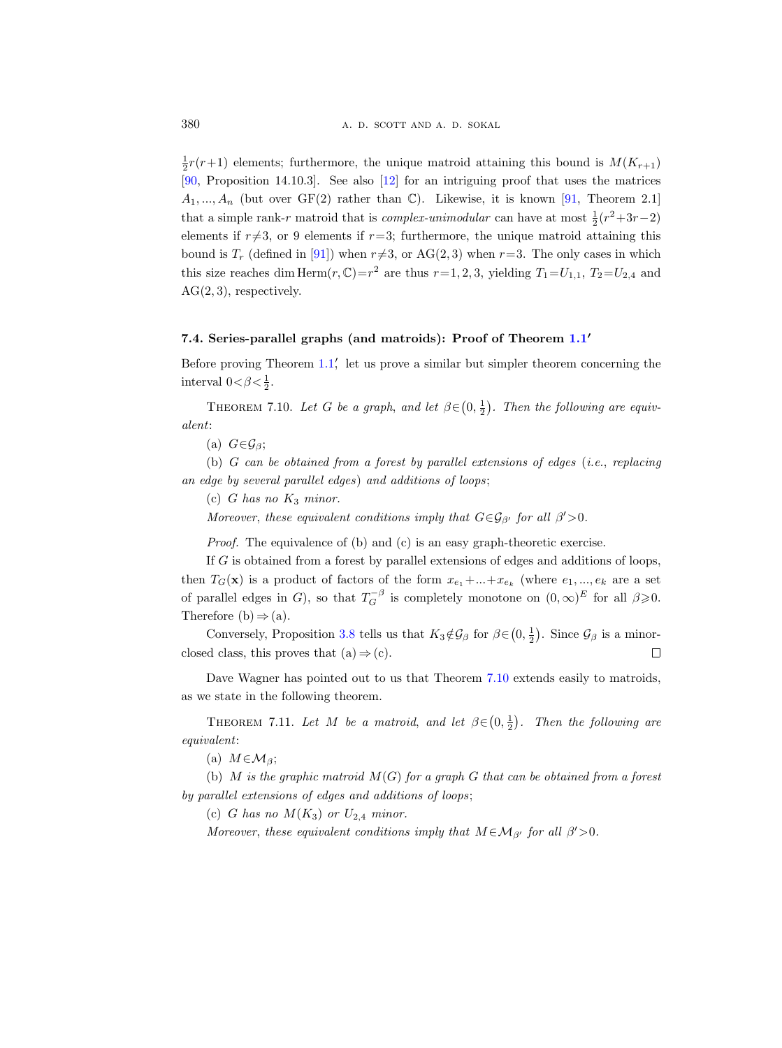$\frac{1}{2}r(r+1)$ elements; furthermore, the unique matroid attaining this bound is $M(K_{r+1})$ [90, Proposition 14.10.3]. See also [12] for an intriguing proof that uses the matrices $A_1, ..., A_n$ (but over GF(2) rather than $\mathbf{C}$). Likewise, it is known [91, Theorem 2.1] that a simple rank-$r$ matroid that is *complex-unimodular* can have at most $\frac{1}{2}(r^2+3r-2)$ elements if $r \neq 3$, or 9 elements if $r=3$; furthermore, the unique matroid attaining this bound is $T_r$ (defined in [91]) when $r \neq 3$, or AG(2,3) when $r=3$. The only cases in which this size reaches $\dim \operatorname{Herm}(r, \mathbf{C}) = r^2$ are thus $r=1,2,3$, yielding $T_1 = U_{1,1}$, $T_2 = U_{2,4}$ and AG(2,3), respectively.

### 7.4. Series-parallel graphs (and matroids): Proof of Theorem 1.1′

Before proving Theorem 1.1′, let us prove a similar but simpler theorem concerning the interval $0 < \beta < \frac{1}{2}$.

THEOREM 7.10. *Let $G$ be a graph, and let $\beta \in (0, \frac{1}{2})$. Then the following are equivalent*:

(a) $G \in \mathcal{G}_\beta$;

(b) *$G$ can be obtained from a forest by parallel extensions of edges* (*i.e., replacing an edge by several parallel edges*) *and additions of loops*;

(c) *$G$ has no $K_3$ minor.*

*Moreover, these equivalent conditions imply that $G \in \mathcal{G}_{\beta'}$ for all $\beta' > 0$.*

*Proof.* The equivalence of (b) and (c) is an easy graph-theoretic exercise.

If $G$ is obtained from a forest by parallel extensions of edges and additions of loops, then $T_G(\mathbf{x})$ is a product of factors of the form $x_{e_1} + ... + x_{e_k}$ (where $e_1, ..., e_k$ are a set of parallel edges in $G$), so that $T_G^{-\beta}$ is completely monotone on $(0, \infty)^E$ for all $\beta \geq 0$. Therefore (b) $\Rightarrow$ (a).

Conversely, Proposition 3.8 tells us that $K_3 \notin \mathcal{G}_\beta$ for $\beta \in (0, \frac{1}{2})$. Since $\mathcal{G}_\beta$ is a minor-closed class, this proves that (a) $\Rightarrow$ (c). $\square$

Dave Wagner has pointed out to us that Theorem 7.10 extends easily to matroids, as we state in the following theorem.

THEOREM 7.11. *Let $M$ be a matroid, and let $\beta \in (0, \frac{1}{2})$. Then the following are equivalent*:

(a) $M \in \mathcal{M}_\beta$;

(b) *$M$ is the graphic matroid $M(G)$ for a graph $G$ that can be obtained from a forest by parallel extensions of edges and additions of loops*;

(c) *$G$ has no $M(K_3)$ or $U_{2,4}$ minor.*

*Moreover, these equivalent conditions imply that $M \in \mathcal{M}_{\beta'}$ for all $\beta' > 0$.*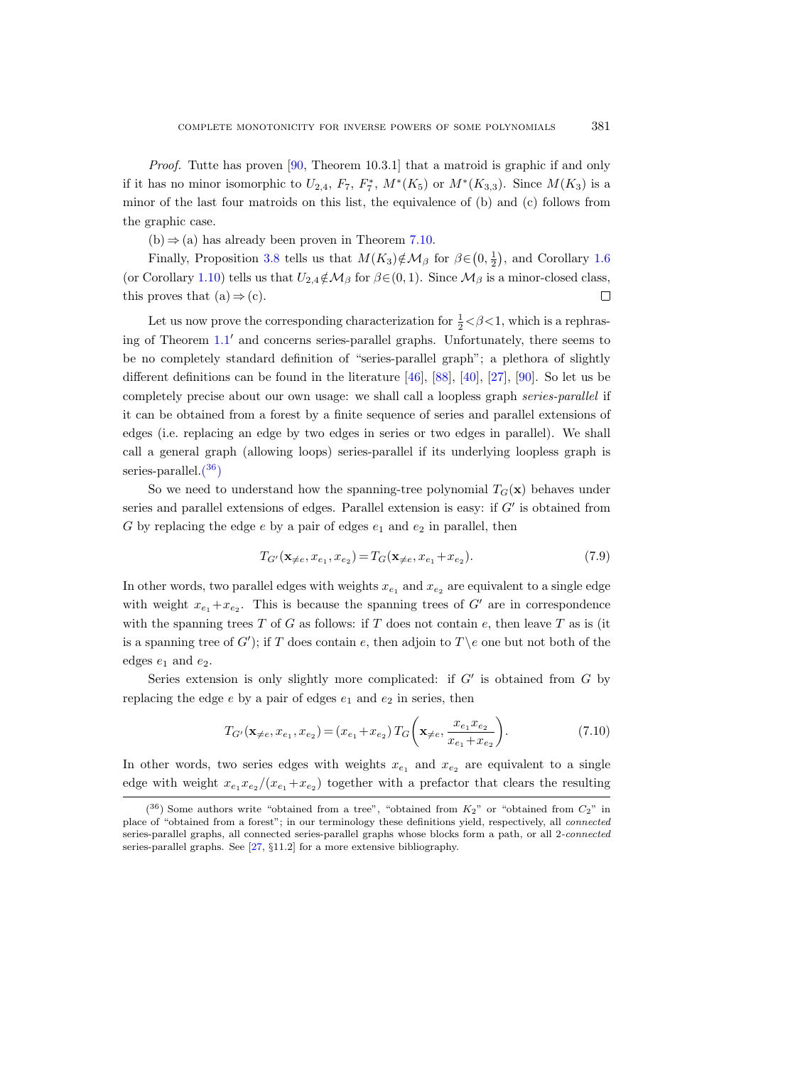*Proof.* Tutte has proven [90, Theorem 10.3.1] that a matroid is graphic if and only if it has no minor isomorphic to $U_{2,4}$, $F_7$, $F_7^*$, $M^*(K_5)$ or $M^*(K_{3,3})$. Since $M(K_3)$ is a minor of the last four matroids on this list, the equivalence of (b) and (c) follows from the graphic case.

(b) $\Rightarrow$ (a) has already been proven in Theorem 7.10.

Finally, Proposition 3.8 tells us that $M(K_3) \notin \mathcal{M}_\beta$ for $\beta \in \left(0, \frac{1}{2}\right)$, and Corollary 1.6 (or Corollary 1.10) tells us that $U_{2,4} \notin \mathcal{M}_\beta$ for $\beta \in (0,1)$. Since $\mathcal{M}_\beta$ is a minor-closed class, this proves that (a) $\Rightarrow$ (c). ∎

Let us now prove the corresponding characterization for $\frac{1}{2} < \beta < 1$, which is a rephrasing of Theorem 1.1′ and concerns series-parallel graphs. Unfortunately, there seems to be no completely standard definition of "series-parallel graph"; a plethora of slightly different definitions can be found in the literature [46], [88], [40], [27], [90]. So let us be completely precise about our own usage: we shall call a loopless graph *series-parallel* if it can be obtained from a forest by a finite sequence of series and parallel extensions of edges (i.e. replacing an edge by two edges in series or two edges in parallel). We shall call a general graph (allowing loops) series-parallel if its underlying loopless graph is series-parallel.([36])

So we need to understand how the spanning-tree polynomial $T_G(\mathbf{x})$ behaves under series and parallel extensions of edges. Parallel extension is easy: if $G'$ is obtained from $G$ by replacing the edge $e$ by a pair of edges $e_1$ and $e_2$ in parallel, then

$$T_{G'}(\mathbf{x}_{\neq e}, x_{e_1}, x_{e_2}) = T_G(\mathbf{x}_{\neq e}, x_{e_1} + x_{e_2}). \tag{7.9}$$

In other words, two parallel edges with weights $x_{e_1}$ and $x_{e_2}$ are equivalent to a single edge with weight $x_{e_1} + x_{e_2}$. This is because the spanning trees of $G'$ are in correspondence with the spanning trees $T$ of $G$ as follows: if $T$ does not contain $e$, then leave $T$ as is (it is a spanning tree of $G'$); if $T$ does contain $e$, then adjoin to $T \setminus e$ one but not both of the edges $e_1$ and $e_2$.

Series extension is only slightly more complicated: if $G'$ is obtained from $G$ by replacing the edge $e$ by a pair of edges $e_1$ and $e_2$ in series, then

$$T_{G'}(\mathbf{x}_{\neq e}, x_{e_1}, x_{e_2}) = (x_{e_1} + x_{e_2})\, T_G\!\left(\mathbf{x}_{\neq e}, \frac{x_{e_1} x_{e_2}}{x_{e_1} + x_{e_2}}\right). \tag{7.10}$$

In other words, two series edges with weights $x_{e_1}$ and $x_{e_2}$ are equivalent to a single edge with weight $x_{e_1} x_{e_2}/(x_{e_1} + x_{e_2})$ together with a prefactor that clears the resulting

([36]) Some authors write "obtained from a tree", "obtained from $K_2$" or "obtained from $C_2$" in place of "obtained from a forest"; in our terminology these definitions yield, respectively, all *connected* series-parallel graphs, all connected series-parallel graphs whose blocks form a path, or all 2-*connected* series-parallel graphs. See [27, §11.2] for a more extensive bibliography.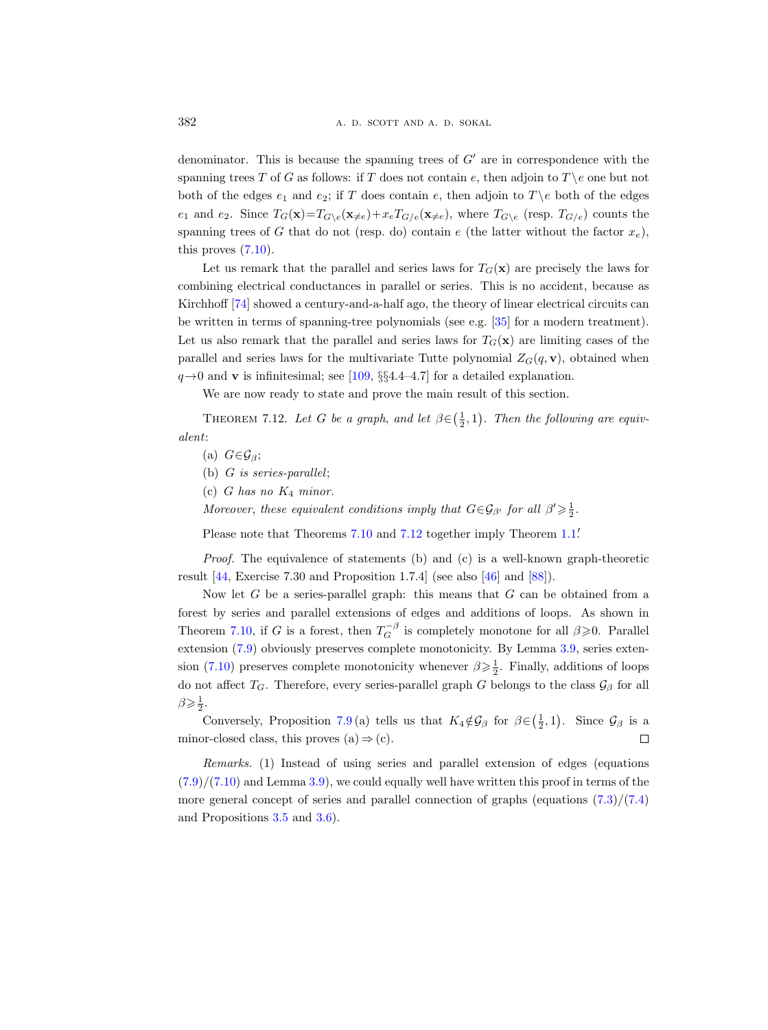denominator. This is because the spanning trees of $G'$ are in correspondence with the spanning trees $T$ of $G$ as follows: if $T$ does not contain $e$, then adjoin to $T \setminus e$ one but not both of the edges $e_1$ and $e_2$; if $T$ does contain $e$, then adjoin to $T \setminus e$ both of the edges $e_1$ and $e_2$. Since $T_G(\mathbf{x}) = T_{G\setminus e}(\mathbf{x}_{\neq e}) + x_e T_{G/e}(\mathbf{x}_{\neq e})$, where $T_{G\setminus e}$ (resp. $T_{G/e}$) counts the spanning trees of $G$ that do not (resp. do) contain $e$ (the latter without the factor $x_e$), this proves (7.10).

Let us remark that the parallel and series laws for $T_G(\mathbf{x})$ are precisely the laws for combining electrical conductances in parallel or series. This is no accident, because as Kirchhoff [74] showed a century-and-a-half ago, the theory of linear electrical circuits can be written in terms of spanning-tree polynomials (see e.g. [35] for a modern treatment). Let us also remark that the parallel and series laws for $T_G(\mathbf{x})$ are limiting cases of the parallel and series laws for the multivariate Tutte polynomial $Z_G(q, \mathbf{v})$, obtained when $q \to 0$ and $\mathbf{v}$ is infinitesimal; see [109, §§4.4–4.7] for a detailed explanation.

We are now ready to state and prove the main result of this section.

Theorem 7.12. *Let $G$ be a graph, and let $\beta \in \left(\frac{1}{2}, 1\right)$. Then the following are equivalent*:

(a) $G \in \mathcal{G}_\beta$;

(b) *$G$ is series-parallel*;

(c) *$G$ has no $K_4$ minor.*

*Moreover, these equivalent conditions imply that $G \in \mathcal{G}_{\beta'}$ for all $\beta' \geqslant \frac{1}{2}$.*

Please note that Theorems 7.10 and 7.12 together imply Theorem 1.1!

*Proof.* The equivalence of statements (b) and (c) is a well-known graph-theoretic result [44, Exercise 7.30 and Proposition 1.7.4] (see also [46] and [88]).

Now let $G$ be a series-parallel graph: this means that $G$ can be obtained from a forest by series and parallel extensions of edges and additions of loops. As shown in Theorem 7.10, if $G$ is a forest, then $T_G^{-\beta}$ is completely monotone for all $\beta \geqslant 0$. Parallel extension (7.9) obviously preserves complete monotonicity. By Lemma 3.9, series extension (7.10) preserves complete monotonicity whenever $\beta \geqslant \frac{1}{2}$. Finally, additions of loops do not affect $T_G$. Therefore, every series-parallel graph $G$ belongs to the class $\mathcal{G}_\beta$ for all $\beta \geqslant \frac{1}{2}$.

Conversely, Proposition 7.9 (a) tells us that $K_4 \notin \mathcal{G}_\beta$ for $\beta \in \left(\frac{1}{2}, 1\right)$. Since $\mathcal{G}_\beta$ is a minor-closed class, this proves (a) $\Rightarrow$ (c). ∎

*Remarks.* (1) Instead of using series and parallel extension of edges (equations (7.9)/(7.10) and Lemma 3.9), we could equally well have written this proof in terms of the more general concept of series and parallel connection of graphs (equations (7.3)/(7.4) and Propositions 3.5 and 3.6).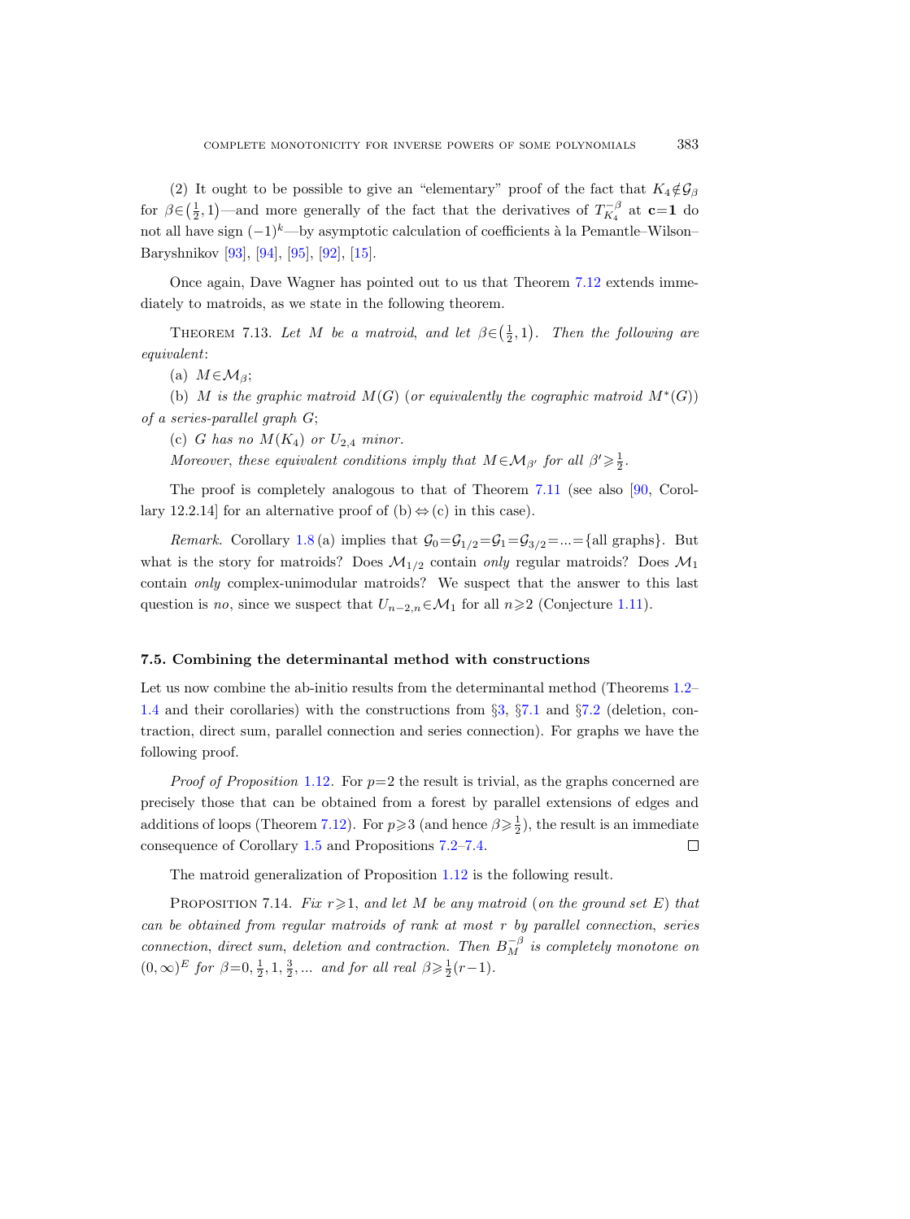(2) It ought to be possible to give an "elementary" proof of the fact that $K_4 \notin \mathcal{G}_\beta$ for $\beta \in \left(\frac{1}{2}, 1\right)$—and more generally of the fact that the derivatives of $T_{K_4}^{-\beta}$ at $\mathbf{c}=\mathbf{1}$ do not all have sign $(-1)^k$—by asymptotic calculation of coefficients à la Pemantle–Wilson–Baryshnikov [93], [94], [95], [92], [15].

Once again, Dave Wagner has pointed out to us that Theorem 7.12 extends immediately to matroids, as we state in the following theorem.

Theorem 7.13. *Let $M$ be a matroid, and let $\beta \in \left(\frac{1}{2}, 1\right)$. Then the following are equivalent*:

(a) $M \in \mathcal{M}_\beta$;

(b) *$M$ is the graphic matroid $M(G)$ (or equivalently the cographic matroid $M^*(G)$) of a series-parallel graph $G$*;

(c) *$G$ has no $M(K_4)$ or $U_{2,4}$ minor.*

*Moreover, these equivalent conditions imply that $M \in \mathcal{M}_{\beta'}$ for all $\beta' \geqslant \frac{1}{2}$.*

The proof is completely analogous to that of Theorem 7.11 (see also [90, Corollary 12.2.14] for an alternative proof of (b)$\Leftrightarrow$(c) in this case).

*Remark.* Corollary 1.8 (a) implies that $\mathcal{G}_0 = \mathcal{G}_{1/2} = \mathcal{G}_1 = \mathcal{G}_{3/2} = \ldots = \{\text{all graphs}\}$. But what is the story for matroids? Does $\mathcal{M}_{1/2}$ contain *only* regular matroids? Does $\mathcal{M}_1$ contain *only* complex-unimodular matroids? We suspect that the answer to this last question is *no*, since we suspect that $U_{n-2,n} \in \mathcal{M}_1$ for all $n \geqslant 2$ (Conjecture 1.11).

### 7.5. Combining the determinantal method with constructions

Let us now combine the ab-initio results from the determinantal method (Theorems 1.2–1.4 and their corollaries) with the constructions from §3, §7.1 and §7.2 (deletion, contraction, direct sum, parallel connection and series connection). For graphs we have the following proof.

*Proof of Proposition* 1.12. For $p=2$ the result is trivial, as the graphs concerned are precisely those that can be obtained from a forest by parallel extensions of edges and additions of loops (Theorem 7.12). For $p \geqslant 3$ (and hence $\beta \geqslant \frac{1}{2}$), the result is an immediate consequence of Corollary 1.5 and Propositions 7.2–7.4. $\square$

The matroid generalization of Proposition 1.12 is the following result.

Proposition 7.14. *Fix $r \geqslant 1$, and let $M$ be any matroid (on the ground set $E$) that can be obtained from regular matroids of rank at most $r$ by parallel connection, series connection, direct sum, deletion and contraction. Then $B_M^{-\beta}$ is completely monotone on $(0,\infty)^E$ for $\beta = 0, \frac{1}{2}, 1, \frac{3}{2}, \ldots$ and for all real $\beta \geqslant \frac{1}{2}(r-1)$.*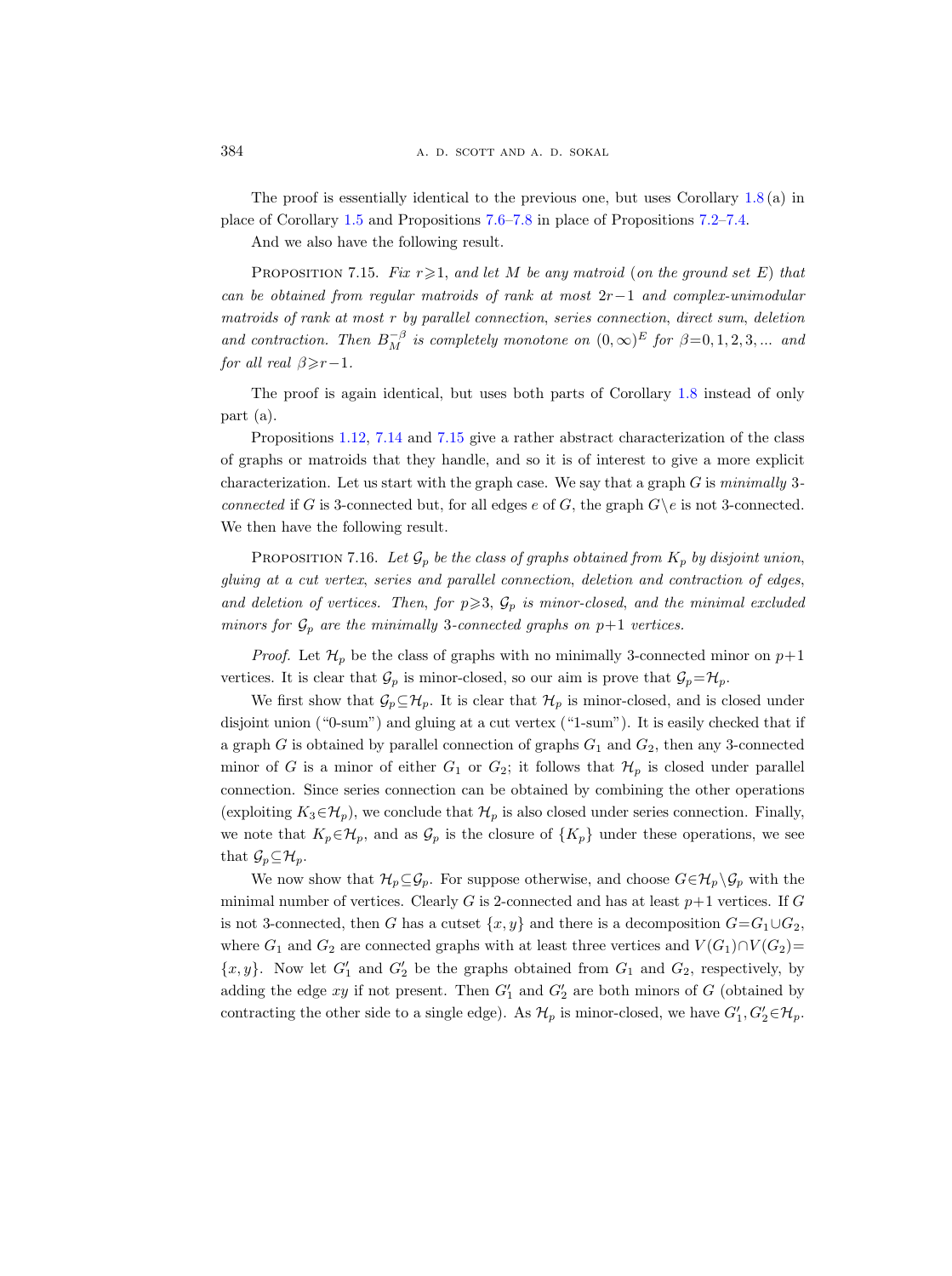The proof is essentially identical to the previous one, but uses Corollary 1.8 (a) in place of Corollary 1.5 and Propositions 7.6–7.8 in place of Propositions 7.2–7.4.

And we also have the following result.

Proposition 7.15. *Fix $r \geqslant 1$, and let $M$ be any matroid (on the ground set $E$) that can be obtained from regular matroids of rank at most $2r-1$ and complex-unimodular matroids of rank at most $r$ by parallel connection, series connection, direct sum, deletion and contraction. Then $B_M^{-\beta}$ is completely monotone on $(0,\infty)^E$ for $\beta = 0,1,2,3,\ldots$ and for all real $\beta \geqslant r-1$.*

The proof is again identical, but uses both parts of Corollary 1.8 instead of only part (a).

Propositions 1.12, 7.14 and 7.15 give a rather abstract characterization of the class of graphs or matroids that they handle, and so it is of interest to give a more explicit characterization. Let us start with the graph case. We say that a graph $G$ is *minimally* 3-*connected* if $G$ is 3-connected but, for all edges $e$ of $G$, the graph $G \setminus e$ is not 3-connected. We then have the following result.

Proposition 7.16. *Let $\mathcal{G}_p$ be the class of graphs obtained from $K_p$ by disjoint union, gluing at a cut vertex, series and parallel connection, deletion and contraction of edges, and deletion of vertices. Then, for $p \geqslant 3$, $\mathcal{G}_p$ is minor-closed, and the minimal excluded minors for $\mathcal{G}_p$ are the minimally 3-connected graphs on $p+1$ vertices.*

*Proof.* Let $\mathcal{H}_p$ be the class of graphs with no minimally 3-connected minor on $p+1$ vertices. It is clear that $\mathcal{G}_p$ is minor-closed, so our aim is prove that $\mathcal{G}_p = \mathcal{H}_p$.

We first show that $\mathcal{G}_p \subseteq \mathcal{H}_p$. It is clear that $\mathcal{H}_p$ is minor-closed, and is closed under disjoint union ("0-sum") and gluing at a cut vertex ("1-sum"). It is easily checked that if a graph $G$ is obtained by parallel connection of graphs $G_1$ and $G_2$, then any 3-connected minor of $G$ is a minor of either $G_1$ or $G_2$; it follows that $\mathcal{H}_p$ is closed under parallel connection. Since series connection can be obtained by combining the other operations (exploiting $K_3 \in \mathcal{H}_p$), we conclude that $\mathcal{H}_p$ is also closed under series connection. Finally, we note that $K_p \in \mathcal{H}_p$, and as $\mathcal{G}_p$ is the closure of $\{K_p\}$ under these operations, we see that $\mathcal{G}_p \subseteq \mathcal{H}_p$.

We now show that $\mathcal{H}_p \subseteq \mathcal{G}_p$. For suppose otherwise, and choose $G \in \mathcal{H}_p \setminus \mathcal{G}_p$ with the minimal number of vertices. Clearly $G$ is 2-connected and has at least $p+1$ vertices. If $G$ is not 3-connected, then $G$ has a cutset $\{x,y\}$ and there is a decomposition $G = G_1 \cup G_2$, where $G_1$ and $G_2$ are connected graphs with at least three vertices and $V(G_1) \cap V(G_2) = \{x,y\}$. Now let $G_1'$ and $G_2'$ be the graphs obtained from $G_1$ and $G_2$, respectively, by adding the edge $xy$ if not present. Then $G_1'$ and $G_2'$ are both minors of $G$ (obtained by contracting the other side to a single edge). As $\mathcal{H}_p$ is minor-closed, we have $G_1', G_2' \in \mathcal{H}_p$.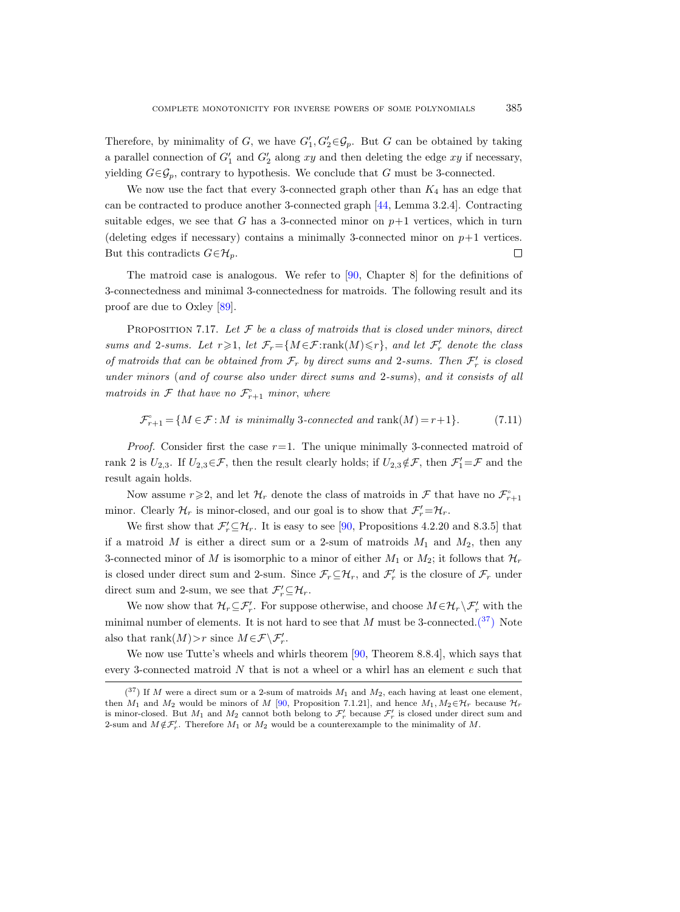Therefore, by minimality of $G$, we have $G_1', G_2' \in \mathcal{G}_p$. But $G$ can be obtained by taking a parallel connection of $G_1'$ and $G_2'$ along $xy$ and then deleting the edge $xy$ if necessary, yielding $G \in \mathcal{G}_p$, contrary to hypothesis. We conclude that $G$ must be 3-connected.

We now use the fact that every 3-connected graph other than $K_4$ has an edge that can be contracted to produce another 3-connected graph [44, Lemma 3.2.4]. Contracting suitable edges, we see that $G$ has a 3-connected minor on $p+1$ vertices, which in turn (deleting edges if necessary) contains a minimally 3-connected minor on $p+1$ vertices. But this contradicts $G \in \mathcal{H}_p$. □

The matroid case is analogous. We refer to [90, Chapter 8] for the definitions of 3-connectedness and minimal 3-connectedness for matroids. The following result and its proof are due to Oxley [89].

Proposition 7.17. *Let $\mathcal{F}$ be a class of matroids that is closed under minors, direct sums and 2-sums. Let $r \geqslant 1$, let $\mathcal{F}_r = \{M \in \mathcal{F} : \operatorname{rank}(M) \leqslant r\}$, and let $\mathcal{F}_r'$ denote the class of matroids that can be obtained from $\mathcal{F}_r$ by direct sums and 2-sums. Then $\mathcal{F}_r'$ is closed under minors (and of course also under direct sums and 2-sums), and it consists of all matroids in $\mathcal{F}$ that have no $\mathcal{F}_{r+1}^{\circ}$ minor, where*

$$
\mathcal{F}_{r+1}^{\circ} = \{M \in \mathcal{F} : M \text{ is minimally 3-connected and } \operatorname{rank}(M) = r+1\}. \tag{7.11}
$$

*Proof.* Consider first the case $r=1$. The unique minimally 3-connected matroid of rank 2 is $U_{2,3}$. If $U_{2,3} \in \mathcal{F}$, then the result clearly holds; if $U_{2,3} \notin \mathcal{F}$, then $\mathcal{F}_1' = \mathcal{F}$ and the result again holds.

Now assume $r \geqslant 2$, and let $\mathcal{H}_r$ denote the class of matroids in $\mathcal{F}$ that have no $\mathcal{F}_{r+1}^{\circ}$ minor. Clearly $\mathcal{H}_r$ is minor-closed, and our goal is to show that $\mathcal{F}_r' = \mathcal{H}_r$.

We first show that $\mathcal{F}_r' \subseteq \mathcal{H}_r$. It is easy to see [90, Propositions 4.2.20 and 8.3.5] that if a matroid $M$ is either a direct sum or a 2-sum of matroids $M_1$ and $M_2$, then any 3-connected minor of $M$ is isomorphic to a minor of either $M_1$ or $M_2$; it follows that $\mathcal{H}_r$ is closed under direct sum and 2-sum. Since $\mathcal{F}_r \subseteq \mathcal{H}_r$, and $\mathcal{F}_r'$ is the closure of $\mathcal{F}_r$ under direct sum and 2-sum, we see that $\mathcal{F}_r' \subseteq \mathcal{H}_r$.

We now show that $\mathcal{H}_r \subseteq \mathcal{F}_r'$. For suppose otherwise, and choose $M \in \mathcal{H}_r \setminus \mathcal{F}_r'$ with the minimal number of elements. It is not hard to see that $M$ must be 3-connected.[37] Note also that $\operatorname{rank}(M) > r$ since $M \in \mathcal{F} \setminus \mathcal{F}_r'$.

We now use Tutte's wheels and whirls theorem [90, Theorem 8.8.4], which says that every 3-connected matroid $N$ that is not a wheel or a whirl has an element $e$ such that

---

[37] If $M$ were a direct sum or a 2-sum of matroids $M_1$ and $M_2$, each having at least one element, then $M_1$ and $M_2$ would be minors of $M$ [90, Proposition 7.1.21], and hence $M_1, M_2 \in \mathcal{H}_r$ because $\mathcal{H}_r$ is minor-closed. But $M_1$ and $M_2$ cannot both belong to $\mathcal{F}_r'$ because $\mathcal{F}_r'$ is closed under direct sum and 2-sum and $M \notin \mathcal{F}_r'$. Therefore $M_1$ or $M_2$ would be a counterexample to the minimality of $M$.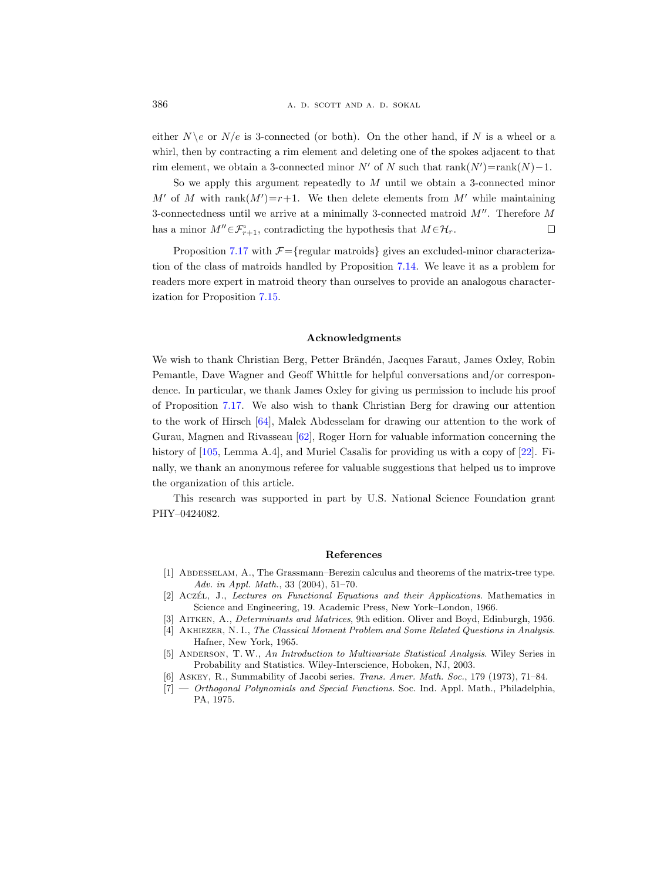either $N\setminus e$ or $N/e$ is 3-connected (or both). On the other hand, if $N$ is a wheel or a whirl, then by contracting a rim element and deleting one of the spokes adjacent to that rim element, we obtain a 3-connected minor $N'$ of $N$ such that $\operatorname{rank}(N')=\operatorname{rank}(N)-1$.

So we apply this argument repeatedly to $M$ until we obtain a 3-connected minor $M'$ of $M$ with $\operatorname{rank}(M')=r+1$. We then delete elements from $M'$ while maintaining 3-connectedness until we arrive at a minimally 3-connected matroid $M''$. Therefore $M$ has a minor $M''\in\mathcal{F}^{\circ}_{r+1}$, contradicting the hypothesis that $M\in\mathcal{H}_r$. □

Proposition 7.17 with $\mathcal{F}=\{\text{regular matroids}\}$ gives an excluded-minor characterization of the class of matroids handled by Proposition 7.14. We leave it as a problem for readers more expert in matroid theory than ourselves to provide an analogous characterization for Proposition 7.15.

## Acknowledgments

We wish to thank Christian Berg, Petter Brändén, Jacques Faraut, James Oxley, Robin Pemantle, Dave Wagner and Geoff Whittle for helpful conversations and/or correspondence. In particular, we thank James Oxley for giving us permission to include his proof of Proposition 7.17. We also wish to thank Christian Berg for drawing our attention to the work of Hirsch [64], Malek Abdesselam for drawing our attention to the work of Gurau, Magnen and Rivasseau [62], Roger Horn for valuable information concerning the history of [105, Lemma A.4], and Muriel Casalis for providing us with a copy of [22]. Finally, we thank an anonymous referee for valuable suggestions that helped us to improve the organization of this article.

This research was supported in part by U.S. National Science Foundation grant PHY–0424082.

## References

[1] Abdesselam, A., The Grassmann–Berezin calculus and theorems of the matrix-tree type. *Adv. in Appl. Math.*, 33 (2004), 51–70.

[2] Aczél, J., *Lectures on Functional Equations and their Applications*. Mathematics in Science and Engineering, 19. Academic Press, New York–London, 1966.

[3] Aitken, A., *Determinants and Matrices*, 9th edition. Oliver and Boyd, Edinburgh, 1956.

[4] Akhiezer, N. I., *The Classical Moment Problem and Some Related Questions in Analysis*. Hafner, New York, 1965.

[5] Anderson, T. W., *An Introduction to Multivariate Statistical Analysis*. Wiley Series in Probability and Statistics. Wiley-Interscience, Hoboken, NJ, 2003.

[6] Askey, R., Summability of Jacobi series. *Trans. Amer. Math. Soc.*, 179 (1973), 71–84.

[7] — *Orthogonal Polynomials and Special Functions*. Soc. Ind. Appl. Math., Philadelphia, PA, 1975.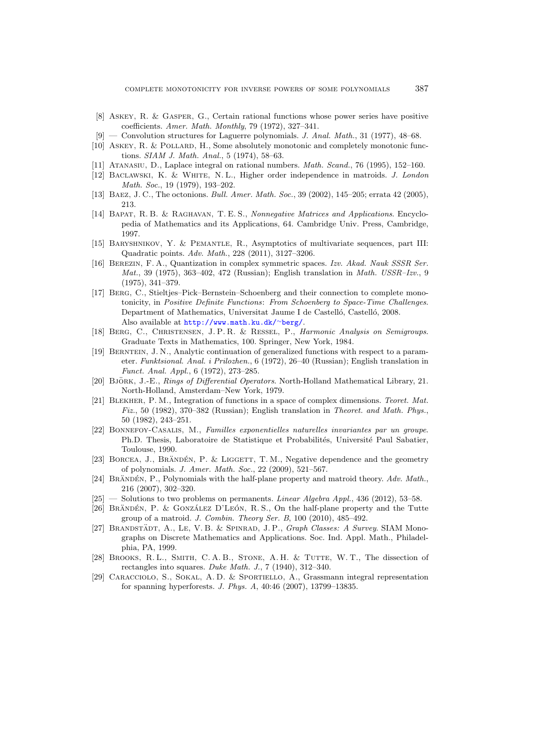[8] Askey, R. & Gasper, G., Certain rational functions whose power series have positive coefficients. *Amer. Math. Monthly*, 79 (1972), 327–341.

[9] — Convolution structures for Laguerre polynomials. *J. Anal. Math.*, 31 (1977), 48–68.

[10] Askey, R. & Pollard, H., Some absolutely monotonic and completely monotonic functions. *SIAM J. Math. Anal.*, 5 (1974), 58–63.

[11] Atanasiu, D., Laplace integral on rational numbers. *Math. Scand.*, 76 (1995), 152–160.

[12] Baclawski, K. & White, N. L., Higher order independence in matroids. *J. London Math. Soc.*, 19 (1979), 193–202.

[13] Baez, J. C., The octonions. *Bull. Amer. Math. Soc.*, 39 (2002), 145–205; errata 42 (2005), 213.

[14] Bapat, R. B. & Raghavan, T. E. S., *Nonnegative Matrices and Applications*. Encyclopedia of Mathematics and its Applications, 64. Cambridge Univ. Press, Cambridge, 1997.

[15] Baryshnikov, Y. & Pemantle, R., Asymptotics of multivariate sequences, part III: Quadratic points. *Adv. Math.*, 228 (2011), 3127–3206.

[16] Berezin, F. A., Quantization in complex symmetric spaces. *Izv. Akad. Nauk SSSR Ser. Mat.*, 39 (1975), 363–402, 472 (Russian); English translation in *Math. USSR–Izv.*, 9 (1975), 341–379.

[17] Berg, C., Stieltjes–Pick–Bernstein–Schoenberg and their connection to complete monotonicity, in *Positive Definite Functions: From Schoenberg to Space-Time Challenges*. Department of Mathematics, Universitat Jaume I de Castelló, Castelló, 2008. Also available at http://www.math.ku.dk/~berg/.

[18] Berg, C., Christensen, J. P. R. & Ressel, P., *Harmonic Analysis on Semigroups*. Graduate Texts in Mathematics, 100. Springer, New York, 1984.

[19] Berntein, J. N., Analytic continuation of generalized functions with respect to a parameter. *Funktsional. Anal. i Prilozhen.*, 6 (1972), 26–40 (Russian); English translation in *Funct. Anal. Appl.*, 6 (1972), 273–285.

[20] Björk, J.-E., *Rings of Differential Operators*. North-Holland Mathematical Library, 21. North-Holland, Amsterdam–New York, 1979.

[21] Blekher, P. M., Integration of functions in a space of complex dimensions. *Teoret. Mat. Fiz.*, 50 (1982), 370–382 (Russian); English translation in *Theoret. and Math. Phys.*, 50 (1982), 243–251.

[22] Bonnefoy-Casalis, M., *Familles exponentielles naturelles invariantes par un groupe*. Ph.D. Thesis, Laboratoire de Statistique et Probabilités, Université Paul Sabatier, Toulouse, 1990.

[23] Borcea, J., Brändén, P. & Liggett, T. M., Negative dependence and the geometry of polynomials. *J. Amer. Math. Soc.*, 22 (2009), 521–567.

[24] Brändén, P., Polynomials with the half-plane property and matroid theory. *Adv. Math.*, 216 (2007), 302–320.

[25] — Solutions to two problems on permanents. *Linear Algebra Appl.*, 436 (2012), 53–58.

[26] Brändén, P. & González D'León, R. S., On the half-plane property and the Tutte group of a matroid. *J. Combin. Theory Ser. B*, 100 (2010), 485–492.

[27] Brandstädt, A., Le, V. B. & Spinrad, J. P., *Graph Classes: A Survey*. SIAM Monographs on Discrete Mathematics and Applications. Soc. Ind. Appl. Math., Philadelphia, PA, 1999.

[28] Brooks, R. L., Smith, C. A. B., Stone, A. H. & Tutte, W. T., The dissection of rectangles into squares. *Duke Math. J.*, 7 (1940), 312–340.

[29] Caracciolo, S., Sokal, A. D. & Sportiello, A., Grassmann integral representation for spanning hyperforests. *J. Phys. A*, 40:46 (2007), 13799–13835.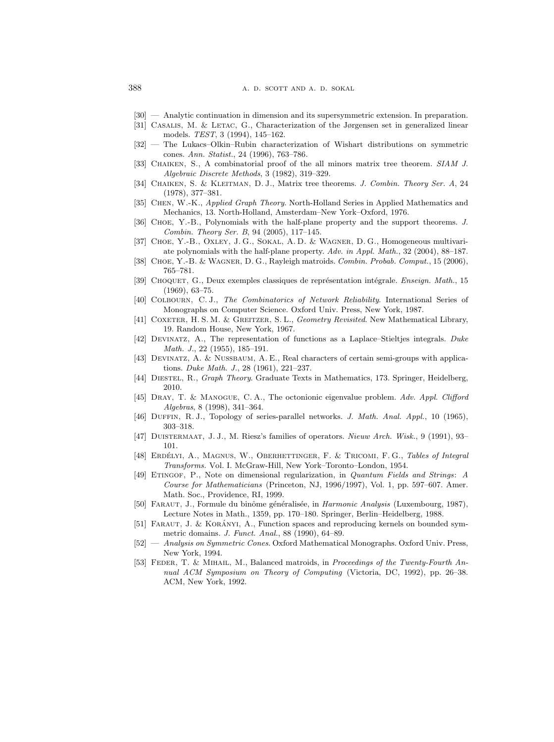[30] — Analytic continuation in dimension and its supersymmetric extension. In preparation.

[31] Casalis, M. & Letac, G., Characterization of the Jørgensen set in generalized linear models. *TEST*, 3 (1994), 145–162.

[32] — The Lukacs–Olkin–Rubin characterization of Wishart distributions on symmetric cones. *Ann. Statist.*, 24 (1996), 763–786.

[33] Chaiken, S., A combinatorial proof of the all minors matrix tree theorem. *SIAM J. Algebraic Discrete Methods*, 3 (1982), 319–329.

[34] Chaiken, S. & Kleitman, D. J., Matrix tree theorems. *J. Combin. Theory Ser. A*, 24 (1978), 377–381.

[35] Chen, W.-K., *Applied Graph Theory*. North-Holland Series in Applied Mathematics and Mechanics, 13. North-Holland, Amsterdam–New York–Oxford, 1976.

[36] Choe, Y.-B., Polynomials with the half-plane property and the support theorems. *J. Combin. Theory Ser. B*, 94 (2005), 117–145.

[37] Choe, Y.-B., Oxley, J. G., Sokal, A. D. & Wagner, D. G., Homogeneous multivariate polynomials with the half-plane property. *Adv. in Appl. Math.*, 32 (2004), 88–187.

[38] Choe, Y.-B. & Wagner, D. G., Rayleigh matroids. *Combin. Probab. Comput.*, 15 (2006), 765–781.

[39] Choquet, G., Deux exemples classiques de représentation intégrale. *Enseign. Math.*, 15 (1969), 63–75.

[40] Colbourn, C. J., *The Combinatorics of Network Reliability*. International Series of Monographs on Computer Science. Oxford Univ. Press, New York, 1987.

[41] Coxeter, H. S. M. & Greitzer, S. L., *Geometry Revisited*. New Mathematical Library, 19. Random House, New York, 1967.

[42] Devinatz, A., The representation of functions as a Laplace–Stieltjes integrals. *Duke Math. J.*, 22 (1955), 185–191.

[43] Devinatz, A. & Nussbaum, A. E., Real characters of certain semi-groups with applications. *Duke Math. J.*, 28 (1961), 221–237.

[44] Diestel, R., *Graph Theory*. Graduate Texts in Mathematics, 173. Springer, Heidelberg, 2010.

[45] Dray, T. & Manogue, C. A., The octonionic eigenvalue problem. *Adv. Appl. Clifford Algebras*, 8 (1998), 341–364.

[46] Duffin, R. J., Topology of series-parallel networks. *J. Math. Anal. Appl.*, 10 (1965), 303–318.

[47] Duistermaat, J. J., M. Riesz's families of operators. *Nieuw Arch. Wisk.*, 9 (1991), 93–101.

[48] Erdélyi, A., Magnus, W., Oberhettinger, F. & Tricomi, F. G., *Tables of Integral Transforms*. Vol. I. McGraw-Hill, New York–Toronto–London, 1954.

[49] Etingof, P., Note on dimensional regularization, in *Quantum Fields and Strings: A Course for Mathematicians* (Princeton, NJ, 1996/1997), Vol. 1, pp. 597–607. Amer. Math. Soc., Providence, RI, 1999.

[50] Faraut, J., Formule du binôme généralisée, in *Harmonic Analysis* (Luxembourg, 1987), Lecture Notes in Math., 1359, pp. 170–180. Springer, Berlin–Heidelberg, 1988.

[51] Faraut, J. & Korányi, A., Function spaces and reproducing kernels on bounded symmetric domains. *J. Funct. Anal.*, 88 (1990), 64–89.

[52] — *Analysis on Symmetric Cones*. Oxford Mathematical Monographs. Oxford Univ. Press, New York, 1994.

[53] Feder, T. & Mihail, M., Balanced matroids, in *Proceedings of the Twenty-Fourth Annual ACM Symposium on Theory of Computing* (Victoria, DC, 1992), pp. 26–38. ACM, New York, 1992.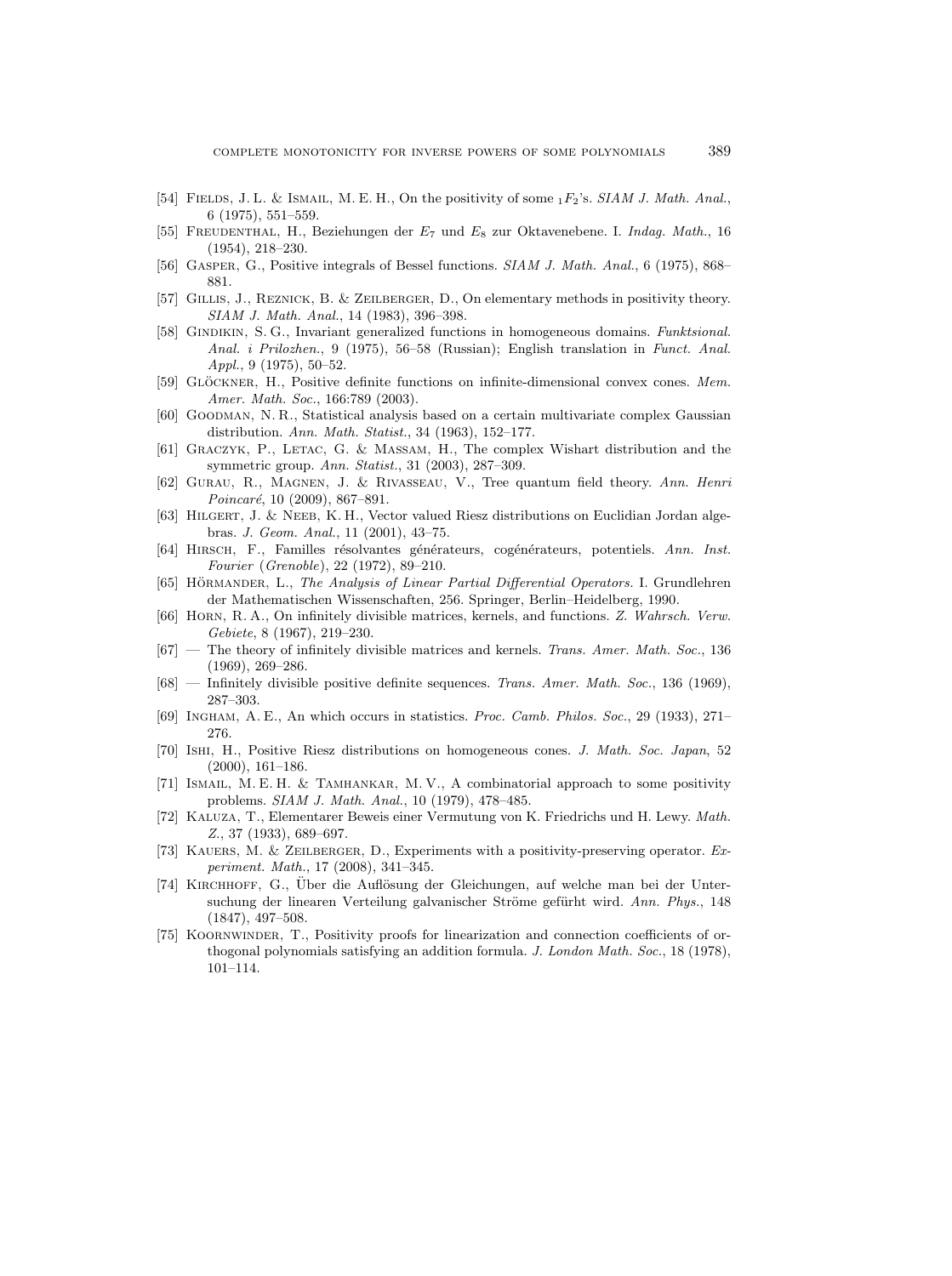[54] Fields, J. L. & Ismail, M. E. H., On the positivity of some ${}_1F_2$'s. *SIAM J. Math. Anal.*, 6 (1975), 551–559.

[55] Freudenthal, H., Beziehungen der $E_7$ und $E_8$ zur Oktavenebene. I. *Indag. Math.*, 16 (1954), 218–230.

[56] Gasper, G., Positive integrals of Bessel functions. *SIAM J. Math. Anal.*, 6 (1975), 868–881.

[57] Gillis, J., Reznick, B. & Zeilberger, D., On elementary methods in positivity theory. *SIAM J. Math. Anal.*, 14 (1983), 396–398.

[58] Gindikin, S. G., Invariant generalized functions in homogeneous domains. *Funktsional. Anal. i Prilozhen.*, 9 (1975), 56–58 (Russian); English translation in *Funct. Anal. Appl.*, 9 (1975), 50–52.

[59] Glöckner, H., Positive definite functions on infinite-dimensional convex cones. *Mem. Amer. Math. Soc.*, 166:789 (2003).

[60] Goodman, N. R., Statistical analysis based on a certain multivariate complex Gaussian distribution. *Ann. Math. Statist.*, 34 (1963), 152–177.

[61] Graczyk, P., Letac, G. & Massam, H., The complex Wishart distribution and the symmetric group. *Ann. Statist.*, 31 (2003), 287–309.

[62] Gurau, R., Magnen, J. & Rivasseau, V., Tree quantum field theory. *Ann. Henri Poincaré*, 10 (2009), 867–891.

[63] Hilgert, J. & Neeb, K. H., Vector valued Riesz distributions on Euclidian Jordan algebras. *J. Geom. Anal.*, 11 (2001), 43–75.

[64] Hirsch, F., Familles résolvantes générateurs, cogénérateurs, potentiels. *Ann. Inst. Fourier* (*Grenoble*), 22 (1972), 89–210.

[65] Hörmander, L., *The Analysis of Linear Partial Differential Operators.* I. Grundlehren der Mathematischen Wissenschaften, 256. Springer, Berlin–Heidelberg, 1990.

[66] Horn, R. A., On infinitely divisible matrices, kernels, and functions. *Z. Wahrsch. Verw. Gebiete*, 8 (1967), 219–230.

[67] — The theory of infinitely divisible matrices and kernels. *Trans. Amer. Math. Soc.*, 136 (1969), 269–286.

[68] — Infinitely divisible positive definite sequences. *Trans. Amer. Math. Soc.*, 136 (1969), 287–303.

[69] Ingham, A. E., An which occurs in statistics. *Proc. Camb. Philos. Soc.*, 29 (1933), 271–276.

[70] Ishi, H., Positive Riesz distributions on homogeneous cones. *J. Math. Soc. Japan*, 52 (2000), 161–186.

[71] Ismail, M. E. H. & Tamhankar, M. V., A combinatorial approach to some positivity problems. *SIAM J. Math. Anal.*, 10 (1979), 478–485.

[72] Kaluza, T., Elementarer Beweis einer Vermutung von K. Friedrichs und H. Lewy. *Math. Z.*, 37 (1933), 689–697.

[73] Kauers, M. & Zeilberger, D., Experiments with a positivity-preserving operator. *Experiment. Math.*, 17 (2008), 341–345.

[74] Kirchhoff, G., Über die Auflösung der Gleichungen, auf welche man bei der Untersuchung der linearen Verteilung galvanischer Ströme gefürht wird. *Ann. Phys.*, 148 (1847), 497–508.

[75] Koornwinder, T., Positivity proofs for linearization and connection coefficients of orthogonal polynomials satisfying an addition formula. *J. London Math. Soc.*, 18 (1978), 101–114.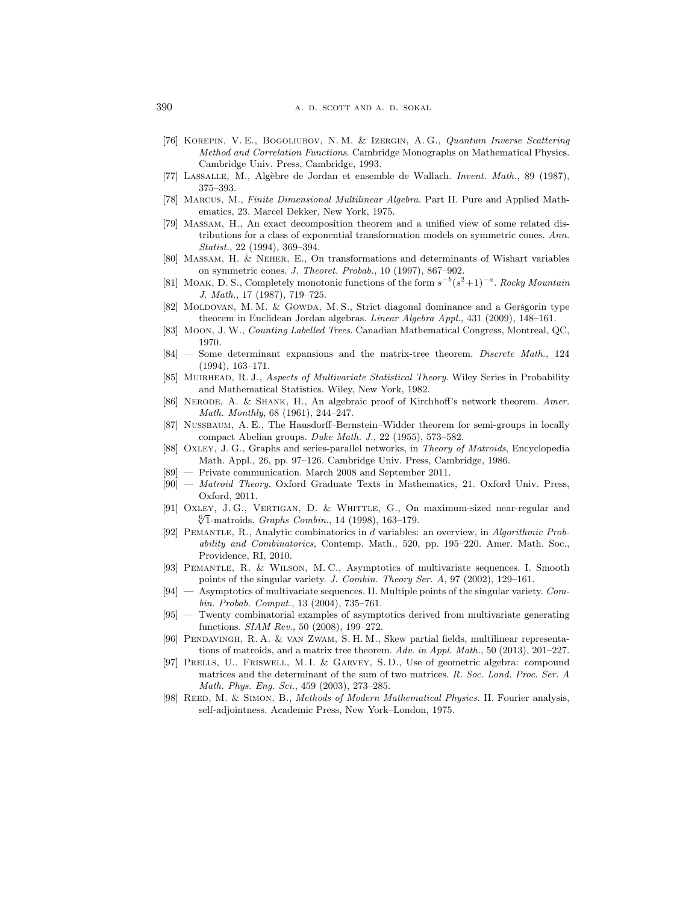[76] Korepin, V. E., Bogoliubov, N. M. & Izergin, A. G., *Quantum Inverse Scattering Method and Correlation Functions*. Cambridge Monographs on Mathematical Physics. Cambridge Univ. Press, Cambridge, 1993.

[77] Lassalle, M., Algèbre de Jordan et ensemble de Wallach. *Invent. Math.*, 89 (1987), 375–393.

[78] Marcus, M., *Finite Dimensional Multilinear Algebra*. Part II. Pure and Applied Mathematics, 23. Marcel Dekker, New York, 1975.

[79] Massam, H., An exact decomposition theorem and a unified view of some related distributions for a class of exponential transformation models on symmetric cones. *Ann. Statist.*, 22 (1994), 369–394.

[80] Massam, H. & Neher, E., On transformations and determinants of Wishart variables on symmetric cones. *J. Theoret. Probab.*, 10 (1997), 867–902.

[81] Moak, D. S., Completely monotonic functions of the form $s^{-b}(s^2+1)^{-a}$. *Rocky Mountain J. Math.*, 17 (1987), 719–725.

[82] Moldovan, M. M. & Gowda, M. S., Strict diagonal dominance and a Geršgorin type theorem in Euclidean Jordan algebras. *Linear Algebra Appl.*, 431 (2009), 148–161.

[83] Moon, J. W., *Counting Labelled Trees*. Canadian Mathematical Congress, Montreal, QC, 1970.

[84] — Some determinant expansions and the matrix-tree theorem. *Discrete Math.*, 124 (1994), 163–171.

[85] Muirhead, R. J., *Aspects of Multivariate Statistical Theory*. Wiley Series in Probability and Mathematical Statistics. Wiley, New York, 1982.

[86] Nerode, A. & Shank, H., An algebraic proof of Kirchhoff's network theorem. *Amer. Math. Monthly*, 68 (1961), 244–247.

[87] Nussbaum, A. E., The Hausdorff–Bernstein–Widder theorem for semi-groups in locally compact Abelian groups. *Duke Math. J.*, 22 (1955), 573–582.

[88] Oxley, J. G., Graphs and series-parallel networks, in *Theory of Matroids*, Encyclopedia Math. Appl., 26, pp. 97–126. Cambridge Univ. Press, Cambridge, 1986.

[89] — Private communication. March 2008 and September 2011.

[90] — *Matroid Theory*. Oxford Graduate Texts in Mathematics, 21. Oxford Univ. Press, Oxford, 2011.

[91] Oxley, J. G., Vertigan, D. & Whittle, G., On maximum-sized near-regular and $\sqrt[6]{1}$-matroids. *Graphs Combin.*, 14 (1998), 163–179.

[92] Pemantle, R., Analytic combinatorics in $d$ variables: an overview, in *Algorithmic Probability and Combinatorics*, Contemp. Math., 520, pp. 195–220. Amer. Math. Soc., Providence, RI, 2010.

[93] Pemantle, R. & Wilson, M. C., Asymptotics of multivariate sequences. I. Smooth points of the singular variety. *J. Combin. Theory Ser. A*, 97 (2002), 129–161.

[94] — Asymptotics of multivariate sequences. II. Multiple points of the singular variety. *Combin. Probab. Comput.*, 13 (2004), 735–761.

[95] — Twenty combinatorial examples of asymptotics derived from multivariate generating functions. *SIAM Rev.*, 50 (2008), 199–272.

[96] Pendavingh, R. A. & van Zwam, S. H. M., Skew partial fields, multilinear representations of matroids, and a matrix tree theorem. *Adv. in Appl. Math.*, 50 (2013), 201–227.

[97] Prells, U., Friswell, M. I. & Garvey, S. D., Use of geometric algebra: compound matrices and the determinant of the sum of two matrices. *R. Soc. Lond. Proc. Ser. A Math. Phys. Eng. Sci.*, 459 (2003), 273–285.

[98] Reed, M. & Simon, B., *Methods of Modern Mathematical Physics*. II. Fourier analysis, self-adjointness. Academic Press, New York–London, 1975.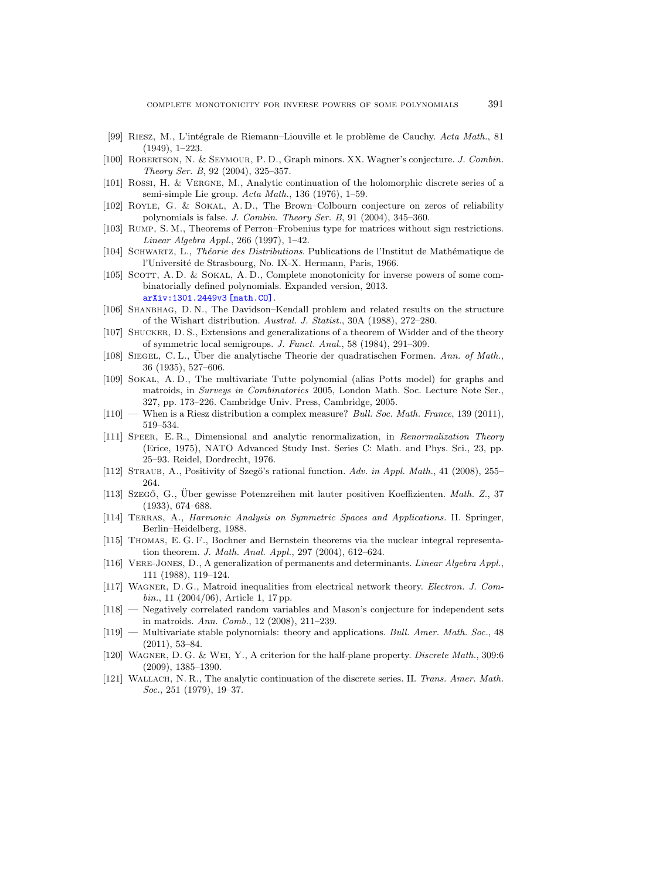[99] Riesz, M., L'intégrale de Riemann–Liouville et le problème de Cauchy. *Acta Math.*, 81 (1949), 1–223.

[100] Robertson, N. & Seymour, P. D., Graph minors. XX. Wagner's conjecture. *J. Combin. Theory Ser. B*, 92 (2004), 325–357.

[101] Rossi, H. & Vergne, M., Analytic continuation of the holomorphic discrete series of a semi-simple Lie group. *Acta Math.*, 136 (1976), 1–59.

[102] Royle, G. & Sokal, A. D., The Brown–Colbourn conjecture on zeros of reliability polynomials is false. *J. Combin. Theory Ser. B*, 91 (2004), 345–360.

[103] Rump, S. M., Theorems of Perron–Frobenius type for matrices without sign restrictions. *Linear Algebra Appl.*, 266 (1997), 1–42.

[104] Schwartz, L., *Théorie des Distributions*. Publications de l'Institut de Mathématique de l'Université de Strasbourg, No. IX-X. Hermann, Paris, 1966.

[105] Scott, A. D. & Sokal, A. D., Complete monotonicity for inverse powers of some combinatorially defined polynomials. Expanded version, 2013. arXiv:1301.2449v3 [math.CO].

[106] Shanbhag, D. N., The Davidson–Kendall problem and related results on the structure of the Wishart distribution. *Austral. J. Statist.*, 30A (1988), 272–280.

[107] Shucker, D. S., Extensions and generalizations of a theorem of Widder and of the theory of symmetric local semigroups. *J. Funct. Anal.*, 58 (1984), 291–309.

[108] Siegel, C. L., Über die analytische Theorie der quadratischen Formen. *Ann. of Math.*, 36 (1935), 527–606.

[109] Sokal, A. D., The multivariate Tutte polynomial (alias Potts model) for graphs and matroids, in *Surveys in Combinatorics* 2005, London Math. Soc. Lecture Note Ser., 327, pp. 173–226. Cambridge Univ. Press, Cambridge, 2005.

[110] — When is a Riesz distribution a complex measure? *Bull. Soc. Math. France*, 139 (2011), 519–534.

[111] Speer, E. R., Dimensional and analytic renormalization, in *Renormalization Theory* (Erice, 1975), NATO Advanced Study Inst. Series C: Math. and Phys. Sci., 23, pp. 25–93. Reidel, Dordrecht, 1976.

[112] Straub, A., Positivity of Szegő's rational function. *Adv. in Appl. Math.*, 41 (2008), 255–264.

[113] Szegő, G., Über gewisse Potenzreihen mit lauter positiven Koeffizienten. *Math. Z.*, 37 (1933), 674–688.

[114] Terras, A., *Harmonic Analysis on Symmetric Spaces and Applications.* II. Springer, Berlin–Heidelberg, 1988.

[115] Thomas, E. G. F., Bochner and Bernstein theorems via the nuclear integral representation theorem. *J. Math. Anal. Appl.*, 297 (2004), 612–624.

[116] Vere-Jones, D., A generalization of permanents and determinants. *Linear Algebra Appl.*, 111 (1988), 119–124.

[117] Wagner, D. G., Matroid inequalities from electrical network theory. *Electron. J. Combin.*, 11 (2004/06), Article 1, 17 pp.

[118] — Negatively correlated random variables and Mason's conjecture for independent sets in matroids. *Ann. Comb.*, 12 (2008), 211–239.

[119] — Multivariate stable polynomials: theory and applications. *Bull. Amer. Math. Soc.*, 48 (2011), 53–84.

[120] Wagner, D. G. & Wei, Y., A criterion for the half-plane property. *Discrete Math.*, 309:6 (2009), 1385–1390.

[121] Wallach, N. R., The analytic continuation of the discrete series. II. *Trans. Amer. Math. Soc.*, 251 (1979), 19–37.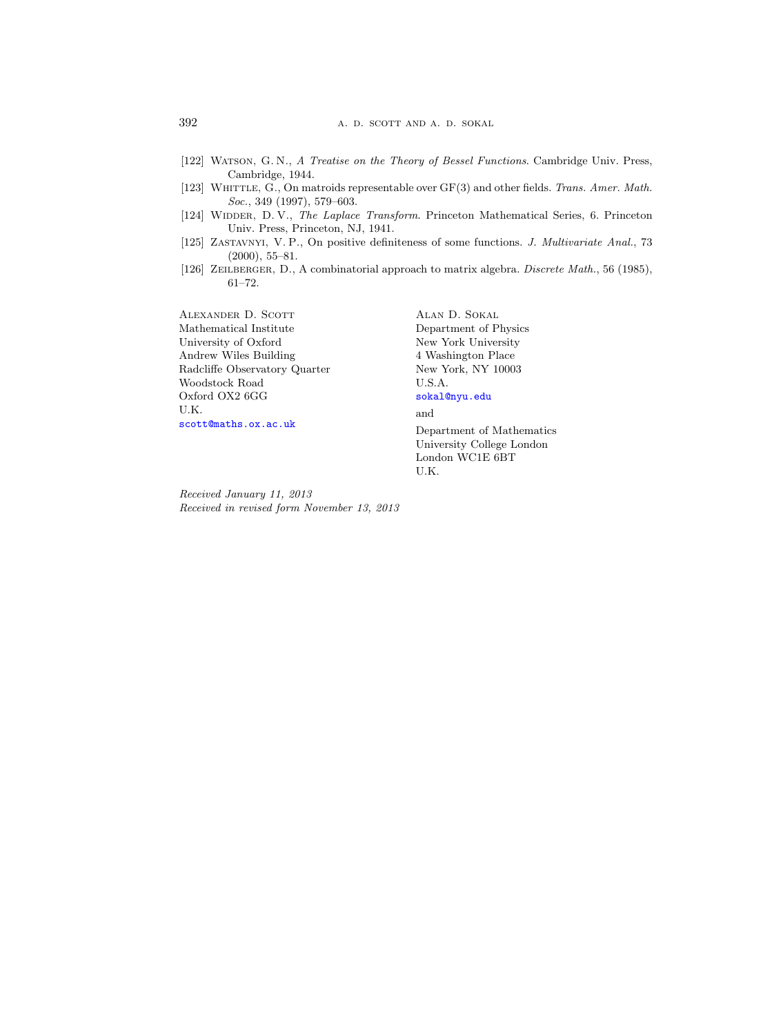[122] Watson, G. N., *A Treatise on the Theory of Bessel Functions*. Cambridge Univ. Press, Cambridge, 1944.

[123] Whittle, G., On matroids representable over GF(3) and other fields. *Trans. Amer. Math. Soc.*, 349 (1997), 579–603.

[124] Widder, D. V., *The Laplace Transform*. Princeton Mathematical Series, 6. Princeton Univ. Press, Princeton, NJ, 1941.

[125] Zastavnyi, V. P., On positive definiteness of some functions. *J. Multivariate Anal.*, 73 (2000), 55–81.

[126] Zeilberger, D., A combinatorial approach to matrix algebra. *Discrete Math.*, 56 (1985), 61–72.

Alexander D. Scott
Mathematical Institute
University of Oxford
Andrew Wiles Building
Radcliffe Observatory Quarter
Woodstock Road
Oxford OX2 6GG
U.K.
scott@maths.ox.ac.uk

Alan D. Sokal
Department of Physics
New York University
4 Washington Place
New York, NY 10003
U.S.A.
sokal@nyu.edu

and

Department of Mathematics
University College London
London WC1E 6BT
U.K.

*Received January 11, 2013*
*Received in revised form November 13, 2013*